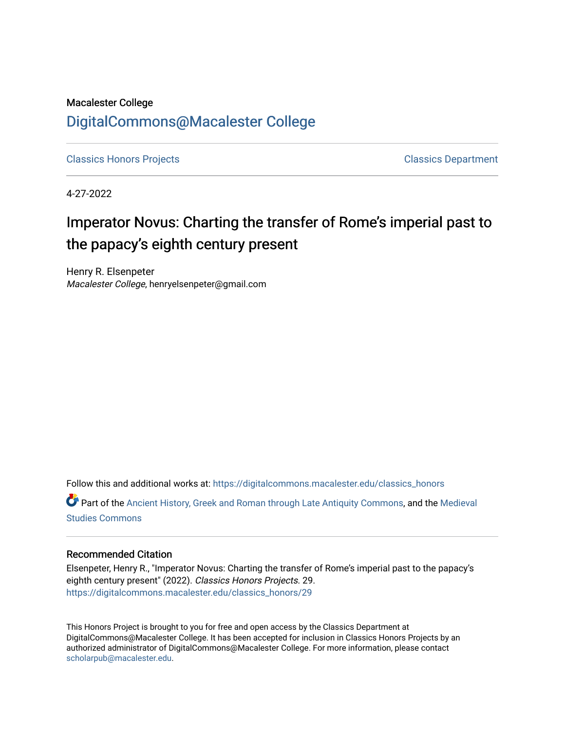Macalester College

# DigitalCommons@Macalester College

Classics Honors Projects

Classics Department

4-27-2022

## Imperator Novus: Charting the transfer of Rome's imperial past to the papacy's eighth century present

Henry R. Elsenpeter
*Macalester College*, henryelsenpeter@gmail.com

Follow this and additional works at: https://digitalcommons.macalester.edu/classics_honors

Part of the Ancient History, Greek and Roman through Late Antiquity Commons, and the Medieval Studies Commons

### Recommended Citation

Elsenpeter, Henry R., "Imperator Novus: Charting the transfer of Rome's imperial past to the papacy's eighth century present" (2022). *Classics Honors Projects*. 29.
https://digitalcommons.macalester.edu/classics_honors/29

This Honors Project is brought to you for free and open access by the Classics Department at DigitalCommons@Macalester College. It has been accepted for inclusion in Classics Honors Projects by an authorized administrator of DigitalCommons@Macalester College. For more information, please contact scholarpub@macalester.edu.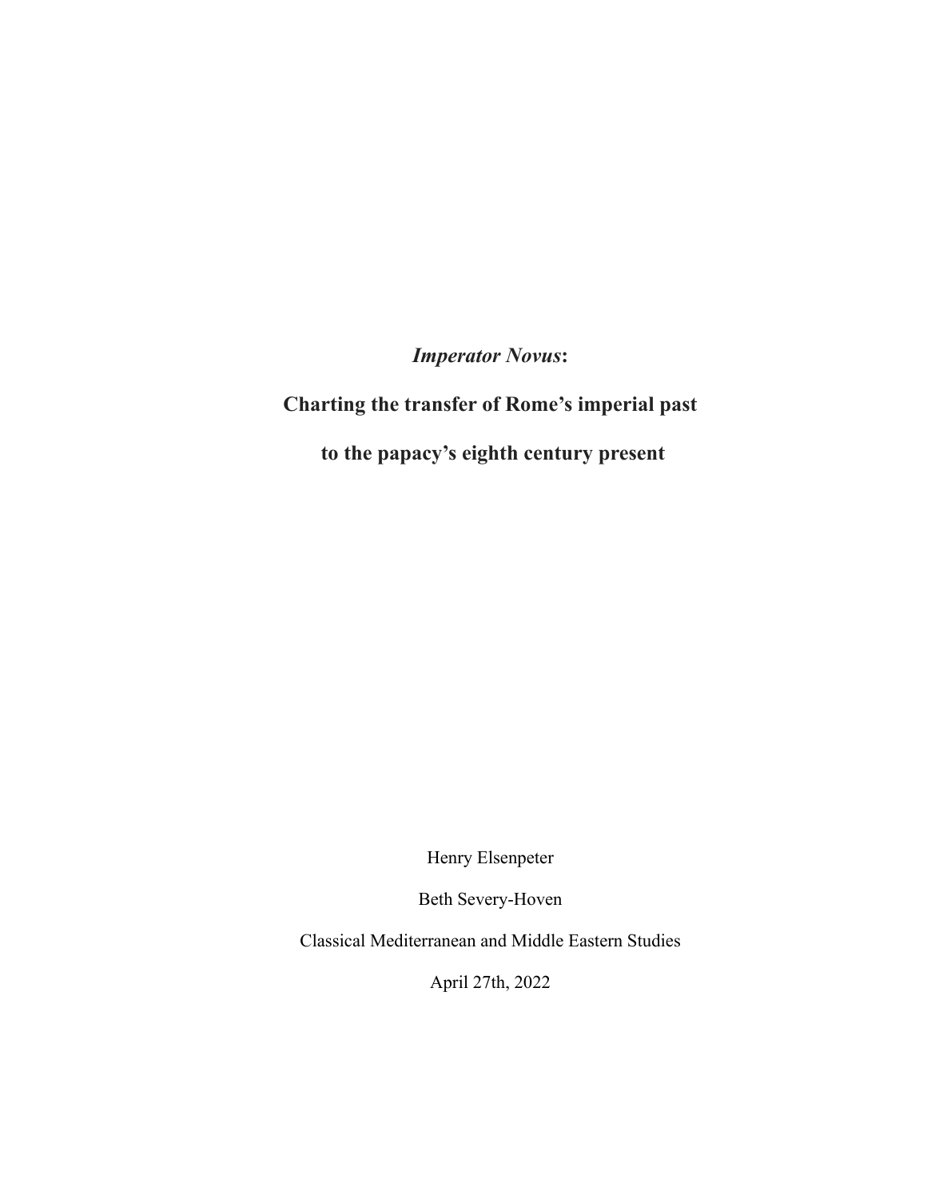# ***Imperator Novus*:**

# **Charting the transfer of Rome's imperial past to the papacy's eighth century present**

Henry Elsenpeter

Beth Severy-Hoven

Classical Mediterranean and Middle Eastern Studies

April 27th, 2022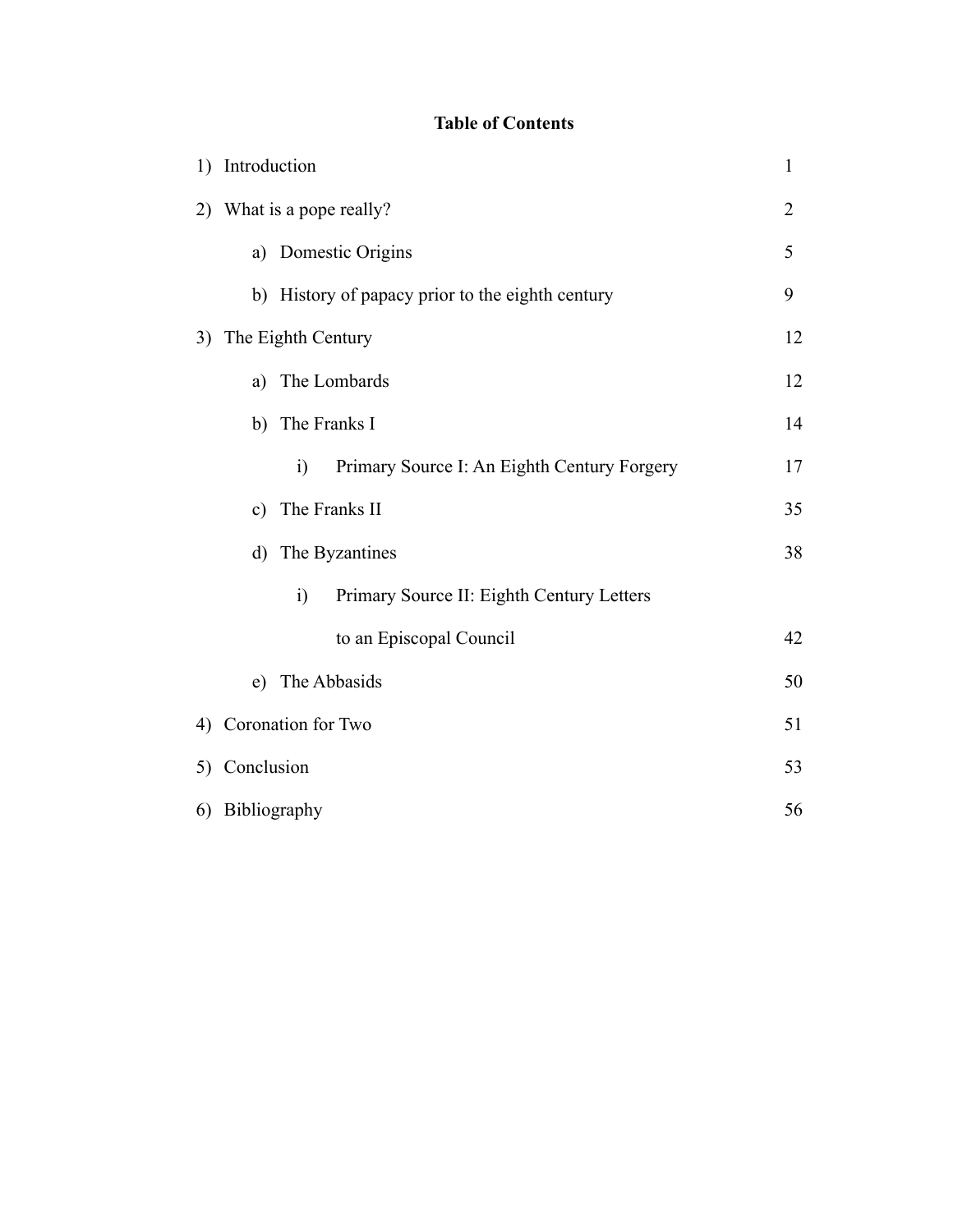## Table of Contents

1) Introduction 1
2) What is a pope really? 2
   a) Domestic Origins 5
   b) History of papacy prior to the eighth century 9
3) The Eighth Century 12
   a) The Lombards 12
   b) The Franks I 14
      i) Primary Source I: An Eighth Century Forgery 17
   c) The Franks II 35
   d) The Byzantines 38
      i) Primary Source II: Eighth Century Letters to an Episcopal Council 42
   e) The Abbasids 50
4) Coronation for Two 51
5) Conclusion 53
6) Bibliography 56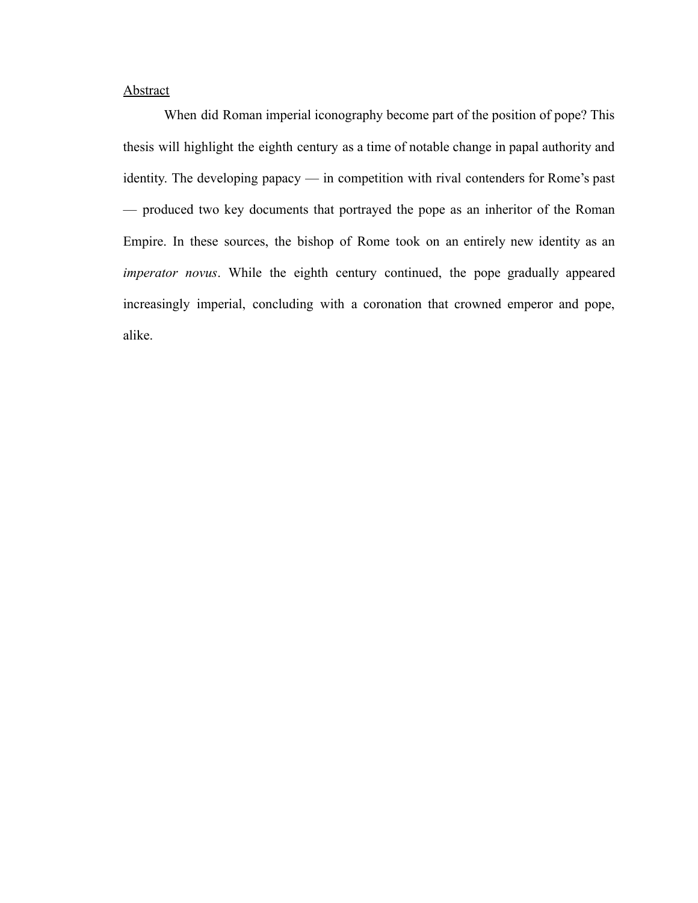## Abstract

When did Roman imperial iconography become part of the position of pope? This thesis will highlight the eighth century as a time of notable change in papal authority and identity. The developing papacy — in competition with rival contenders for Rome's past — produced two key documents that portrayed the pope as an inheritor of the Roman Empire. In these sources, the bishop of Rome took on an entirely new identity as an *imperator novus*. While the eighth century continued, the pope gradually appeared increasingly imperial, concluding with a coronation that crowned emperor and pope, alike.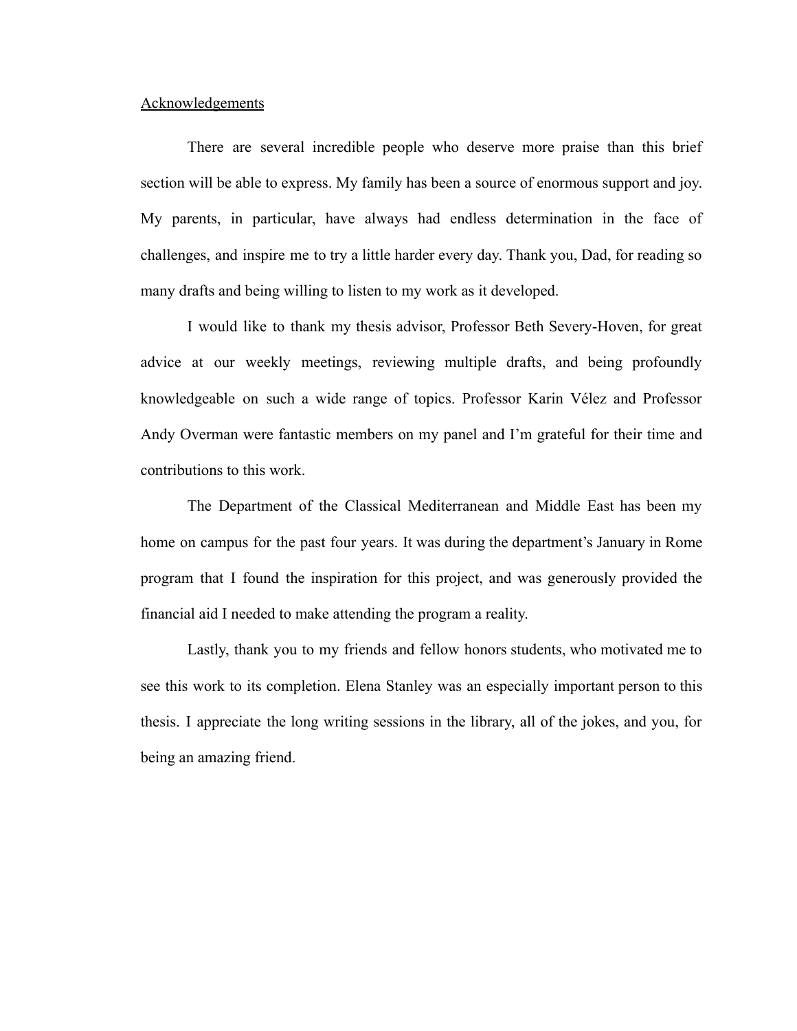## Acknowledgements

There are several incredible people who deserve more praise than this brief section will be able to express. My family has been a source of enormous support and joy. My parents, in particular, have always had endless determination in the face of challenges, and inspire me to try a little harder every day. Thank you, Dad, for reading so many drafts and being willing to listen to my work as it developed.

I would like to thank my thesis advisor, Professor Beth Severy-Hoven, for great advice at our weekly meetings, reviewing multiple drafts, and being profoundly knowledgeable on such a wide range of topics. Professor Karin Vélez and Professor Andy Overman were fantastic members on my panel and I'm grateful for their time and contributions to this work.

The Department of the Classical Mediterranean and Middle East has been my home on campus for the past four years. It was during the department's January in Rome program that I found the inspiration for this project, and was generously provided the financial aid I needed to make attending the program a reality.

Lastly, thank you to my friends and fellow honors students, who motivated me to see this work to its completion. Elena Stanley was an especially important person to this thesis. I appreciate the long writing sessions in the library, all of the jokes, and you, for being an amazing friend.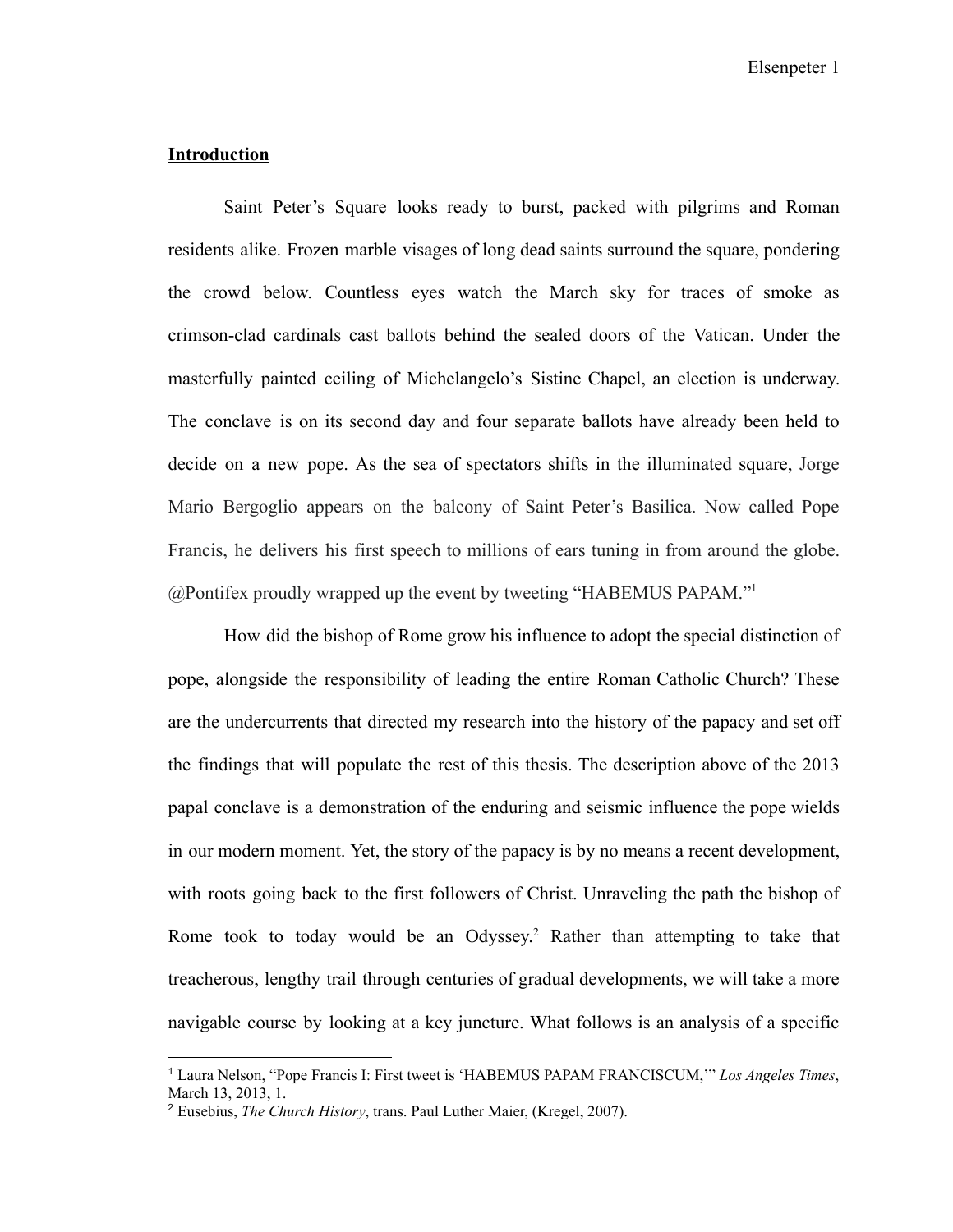**Introduction**

Saint Peter's Square looks ready to burst, packed with pilgrims and Roman residents alike. Frozen marble visages of long dead saints surround the square, pondering the crowd below. Countless eyes watch the March sky for traces of smoke as crimson-clad cardinals cast ballots behind the sealed doors of the Vatican. Under the masterfully painted ceiling of Michelangelo's Sistine Chapel, an election is underway. The conclave is on its second day and four separate ballots have already been held to decide on a new pope. As the sea of spectators shifts in the illuminated square, Jorge Mario Bergoglio appears on the balcony of Saint Peter's Basilica. Now called Pope Francis, he delivers his first speech to millions of ears tuning in from around the globe. @Pontifex proudly wrapped up the event by tweeting "HABEMUS PAPAM."[1]

How did the bishop of Rome grow his influence to adopt the special distinction of pope, alongside the responsibility of leading the entire Roman Catholic Church? These are the undercurrents that directed my research into the history of the papacy and set off the findings that will populate the rest of this thesis. The description above of the 2013 papal conclave is a demonstration of the enduring and seismic influence the pope wields in our modern moment. Yet, the story of the papacy is by no means a recent development, with roots going back to the first followers of Christ. Unraveling the path the bishop of Rome took to today would be an Odyssey.[2] Rather than attempting to take that treacherous, lengthy trail through centuries of gradual developments, we will take a more navigable course by looking at a key juncture. What follows is an analysis of a specific

---

[1] Laura Nelson, "Pope Francis I: First tweet is 'HABEMUS PAPAM FRANCISCUM,'" *Los Angeles Times*, March 13, 2013, 1.

[2] Eusebius, *The Church History*, trans. Paul Luther Maier, (Kregel, 2007).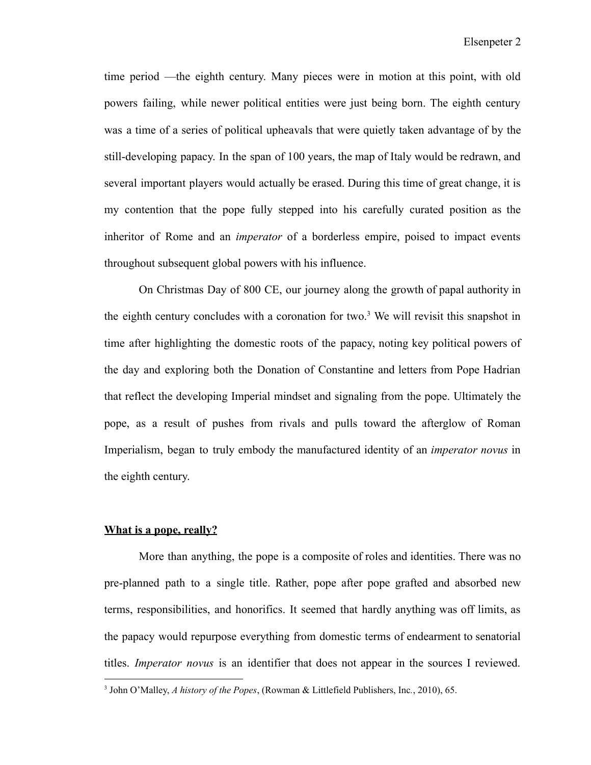time period —the eighth century. Many pieces were in motion at this point, with old powers failing, while newer political entities were just being born. The eighth century was a time of a series of political upheavals that were quietly taken advantage of by the still-developing papacy. In the span of 100 years, the map of Italy would be redrawn, and several important players would actually be erased. During this time of great change, it is my contention that the pope fully stepped into his carefully curated position as the inheritor of Rome and an *imperator* of a borderless empire, poised to impact events throughout subsequent global powers with his influence.

On Christmas Day of 800 CE, our journey along the growth of papal authority in the eighth century concludes with a coronation for two.[3] We will revisit this snapshot in time after highlighting the domestic roots of the papacy, noting key political powers of the day and exploring both the Donation of Constantine and letters from Pope Hadrian that reflect the developing Imperial mindset and signaling from the pope. Ultimately the pope, as a result of pushes from rivals and pulls toward the afterglow of Roman Imperialism, began to truly embody the manufactured identity of an *imperator novus* in the eighth century.

## **What is a pope, really?**

More than anything, the pope is a composite of roles and identities. There was no pre-planned path to a single title. Rather, pope after pope grafted and absorbed new terms, responsibilities, and honorifics. It seemed that hardly anything was off limits, as the papacy would repurpose everything from domestic terms of endearment to senatorial titles. *Imperator novus* is an identifier that does not appear in the sources I reviewed.

---

[3] John O'Malley, *A history of the Popes*, (Rowman & Littlefield Publishers, Inc., 2010), 65.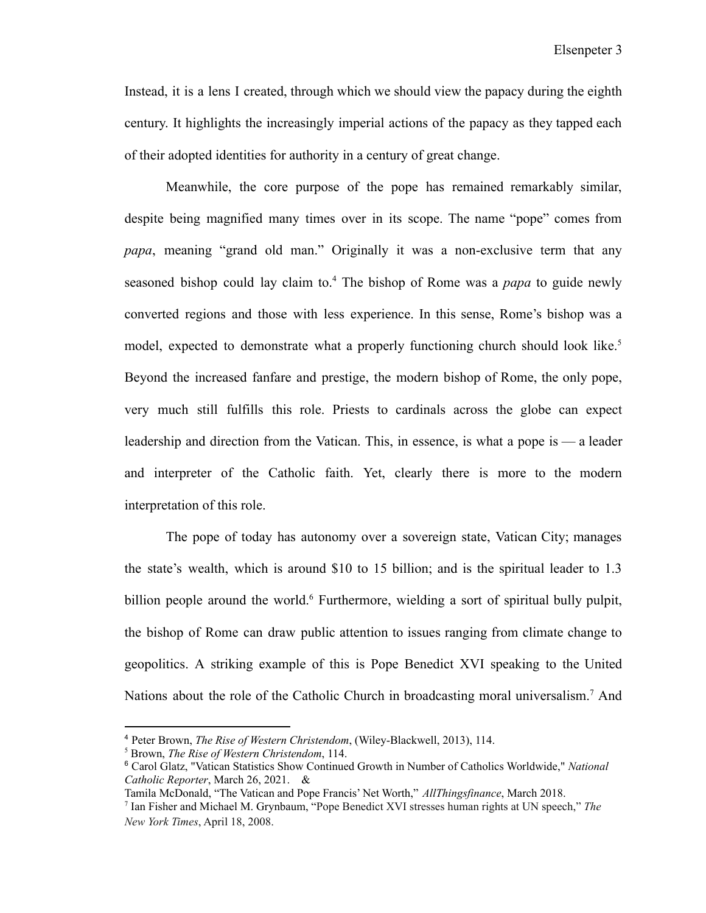Instead, it is a lens I created, through which we should view the papacy during the eighth century. It highlights the increasingly imperial actions of the papacy as they tapped each of their adopted identities for authority in a century of great change.

Meanwhile, the core purpose of the pope has remained remarkably similar, despite being magnified many times over in its scope. The name "pope" comes from *papa*, meaning "grand old man." Originally it was a non-exclusive term that any seasoned bishop could lay claim to.[4] The bishop of Rome was a *papa* to guide newly converted regions and those with less experience. In this sense, Rome's bishop was a model, expected to demonstrate what a properly functioning church should look like.[5] Beyond the increased fanfare and prestige, the modern bishop of Rome, the only pope, very much still fulfills this role. Priests to cardinals across the globe can expect leadership and direction from the Vatican. This, in essence, is what a pope is — a leader and interpreter of the Catholic faith. Yet, clearly there is more to the modern interpretation of this role.

The pope of today has autonomy over a sovereign state, Vatican City; manages the state's wealth, which is around $10 to 15 billion; and is the spiritual leader to 1.3 billion people around the world.[6] Furthermore, wielding a sort of spiritual bully pulpit, the bishop of Rome can draw public attention to issues ranging from climate change to geopolitics. A striking example of this is Pope Benedict XVI speaking to the United Nations about the role of the Catholic Church in broadcasting moral universalism.[7] And

---

[4] Peter Brown, *The Rise of Western Christendom*, (Wiley-Blackwell, 2013), 114.

[5] Brown, *The Rise of Western Christendom*, 114.

[6] Carol Glatz, "Vatican Statistics Show Continued Growth in Number of Catholics Worldwide," *National Catholic Reporter*, March 26, 2021. &
Tamila McDonald, "The Vatican and Pope Francis' Net Worth," *AllThingsfinance*, March 2018.

[7] Ian Fisher and Michael M. Grynbaum, "Pope Benedict XVI stresses human rights at UN speech," *The New York Times*, April 18, 2008.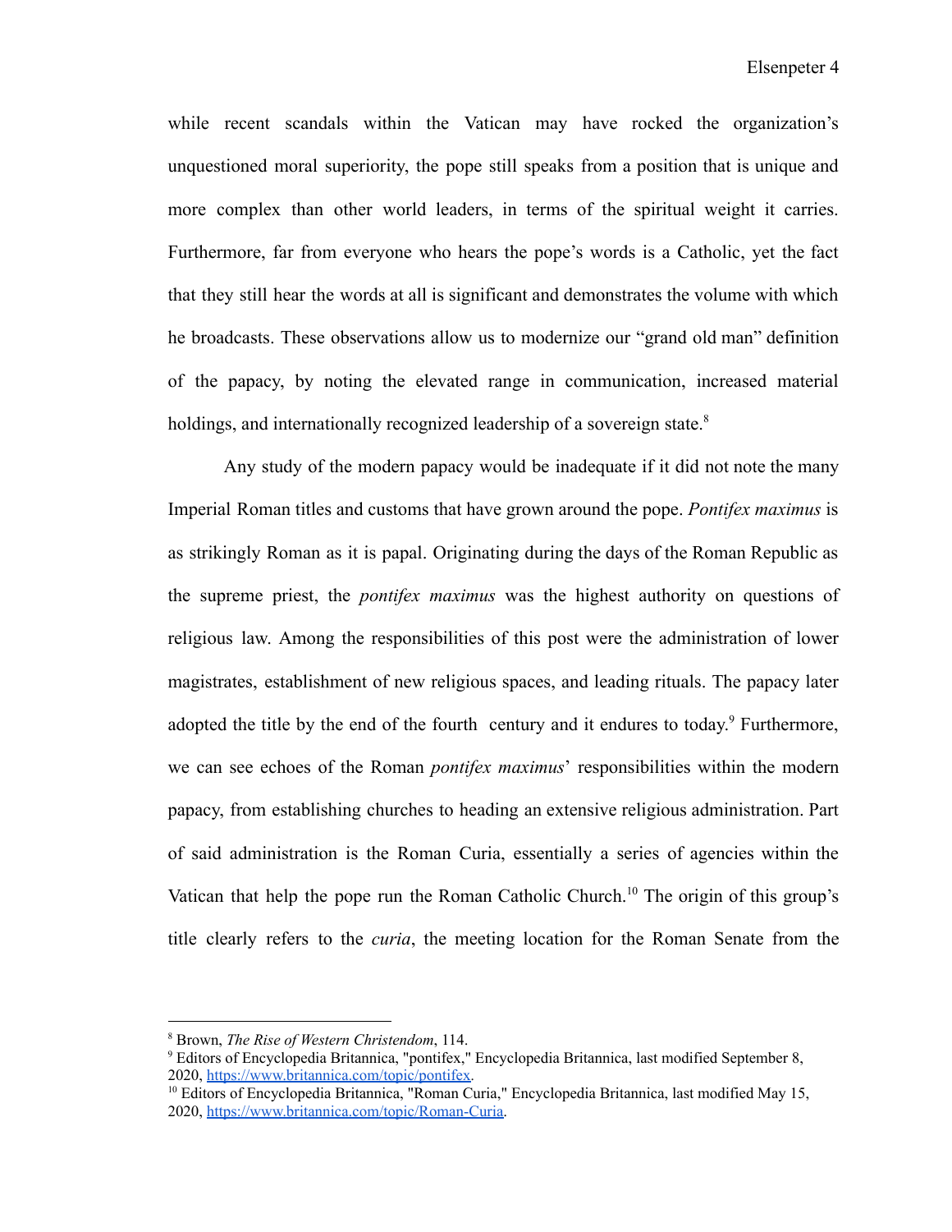while recent scandals within the Vatican may have rocked the organization's unquestioned moral superiority, the pope still speaks from a position that is unique and more complex than other world leaders, in terms of the spiritual weight it carries. Furthermore, far from everyone who hears the pope's words is a Catholic, yet the fact that they still hear the words at all is significant and demonstrates the volume with which he broadcasts. These observations allow us to modernize our "grand old man" definition of the papacy, by noting the elevated range in communication, increased material holdings, and internationally recognized leadership of a sovereign state.[8]

Any study of the modern papacy would be inadequate if it did not note the many Imperial Roman titles and customs that have grown around the pope. *Pontifex maximus* is as strikingly Roman as it is papal. Originating during the days of the Roman Republic as the supreme priest, the *pontifex maximus* was the highest authority on questions of religious law. Among the responsibilities of this post were the administration of lower magistrates, establishment of new religious spaces, and leading rituals. The papacy later adopted the title by the end of the fourth century and it endures to today.[9] Furthermore, we can see echoes of the Roman *pontifex maximus*' responsibilities within the modern papacy, from establishing churches to heading an extensive religious administration. Part of said administration is the Roman Curia, essentially a series of agencies within the Vatican that help the pope run the Roman Catholic Church.[10] The origin of this group's title clearly refers to the *curia*, the meeting location for the Roman Senate from the

---

[8] Brown, *The Rise of Western Christendom*, 114.

[9] Editors of Encyclopedia Britannica, "pontifex," Encyclopedia Britannica, last modified September 8, 2020, https://www.britannica.com/topic/pontifex.

[10] Editors of Encyclopedia Britannica, "Roman Curia," Encyclopedia Britannica, last modified May 15, 2020, https://www.britannica.com/topic/Roman-Curia.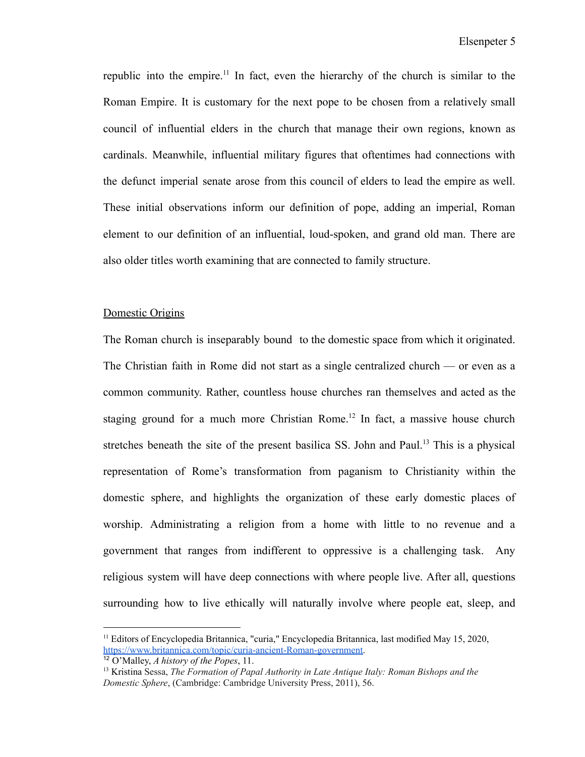republic into the empire.[11] In fact, even the hierarchy of the church is similar to the Roman Empire. It is customary for the next pope to be chosen from a relatively small council of influential elders in the church that manage their own regions, known as cardinals. Meanwhile, influential military figures that oftentimes had connections with the defunct imperial senate arose from this council of elders to lead the empire as well. These initial observations inform our definition of pope, adding an imperial, Roman element to our definition of an influential, loud-spoken, and grand old man. There are also older titles worth examining that are connected to family structure.

## Domestic Origins

The Roman church is inseparably bound to the domestic space from which it originated. The Christian faith in Rome did not start as a single centralized church — or even as a common community. Rather, countless house churches ran themselves and acted as the staging ground for a much more Christian Rome.[12] In fact, a massive house church stretches beneath the site of the present basilica SS. John and Paul.[13] This is a physical representation of Rome's transformation from paganism to Christianity within the domestic sphere, and highlights the organization of these early domestic places of worship. Administrating a religion from a home with little to no revenue and a government that ranges from indifferent to oppressive is a challenging task. Any religious system will have deep connections with where people live. After all, questions surrounding how to live ethically will naturally involve where people eat, sleep, and

---

[11] Editors of Encyclopedia Britannica, "curia," Encyclopedia Britannica, last modified May 15, 2020, [https://www.britannica.com/topic/curia-ancient-Roman-government](https://www.britannica.com/topic/curia-ancient-Roman-government).

[12] O'Malley, *A history of the Popes*, 11.

[13] Kristina Sessa, *The Formation of Papal Authority in Late Antique Italy: Roman Bishops and the Domestic Sphere*, (Cambridge: Cambridge University Press, 2011), 56.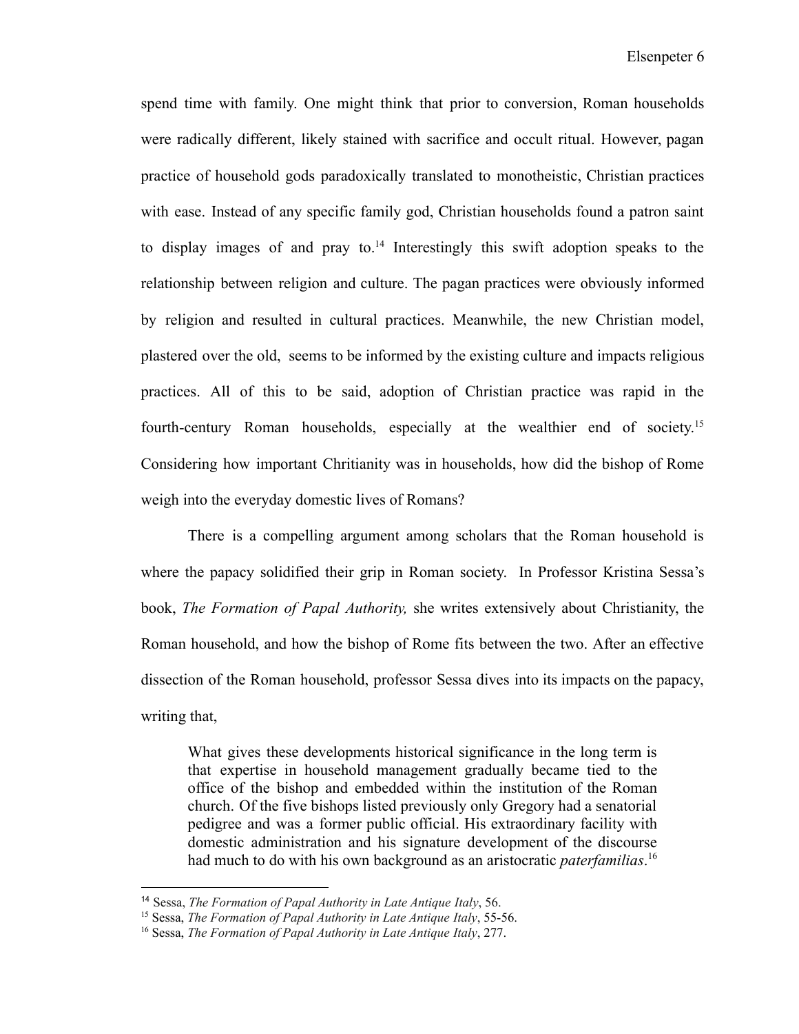spend time with family. One might think that prior to conversion, Roman households were radically different, likely stained with sacrifice and occult ritual. However, pagan practice of household gods paradoxically translated to monotheistic, Christian practices with ease. Instead of any specific family god, Christian households found a patron saint to display images of and pray to.[14] Interestingly this swift adoption speaks to the relationship between religion and culture. The pagan practices were obviously informed by religion and resulted in cultural practices. Meanwhile, the new Christian model, plastered over the old, seems to be informed by the existing culture and impacts religious practices. All of this to be said, adoption of Christian practice was rapid in the fourth-century Roman households, especially at the wealthier end of society.[15] Considering how important Chritianity was in households, how did the bishop of Rome weigh into the everyday domestic lives of Romans?

There is a compelling argument among scholars that the Roman household is where the papacy solidified their grip in Roman society. In Professor Kristina Sessa's book, *The Formation of Papal Authority,* she writes extensively about Christianity, the Roman household, and how the bishop of Rome fits between the two. After an effective dissection of the Roman household, professor Sessa dives into its impacts on the papacy, writing that,

> What gives these developments historical significance in the long term is that expertise in household management gradually became tied to the office of the bishop and embedded within the institution of the Roman church. Of the five bishops listed previously only Gregory had a senatorial pedigree and was a former public official. His extraordinary facility with domestic administration and his signature development of the discourse had much to do with his own background as an aristocratic *paterfamilias*.[16]

---

[14] Sessa, *The Formation of Papal Authority in Late Antique Italy*, 56.

[15] Sessa, *The Formation of Papal Authority in Late Antique Italy*, 55-56.

[16] Sessa, *The Formation of Papal Authority in Late Antique Italy*, 277.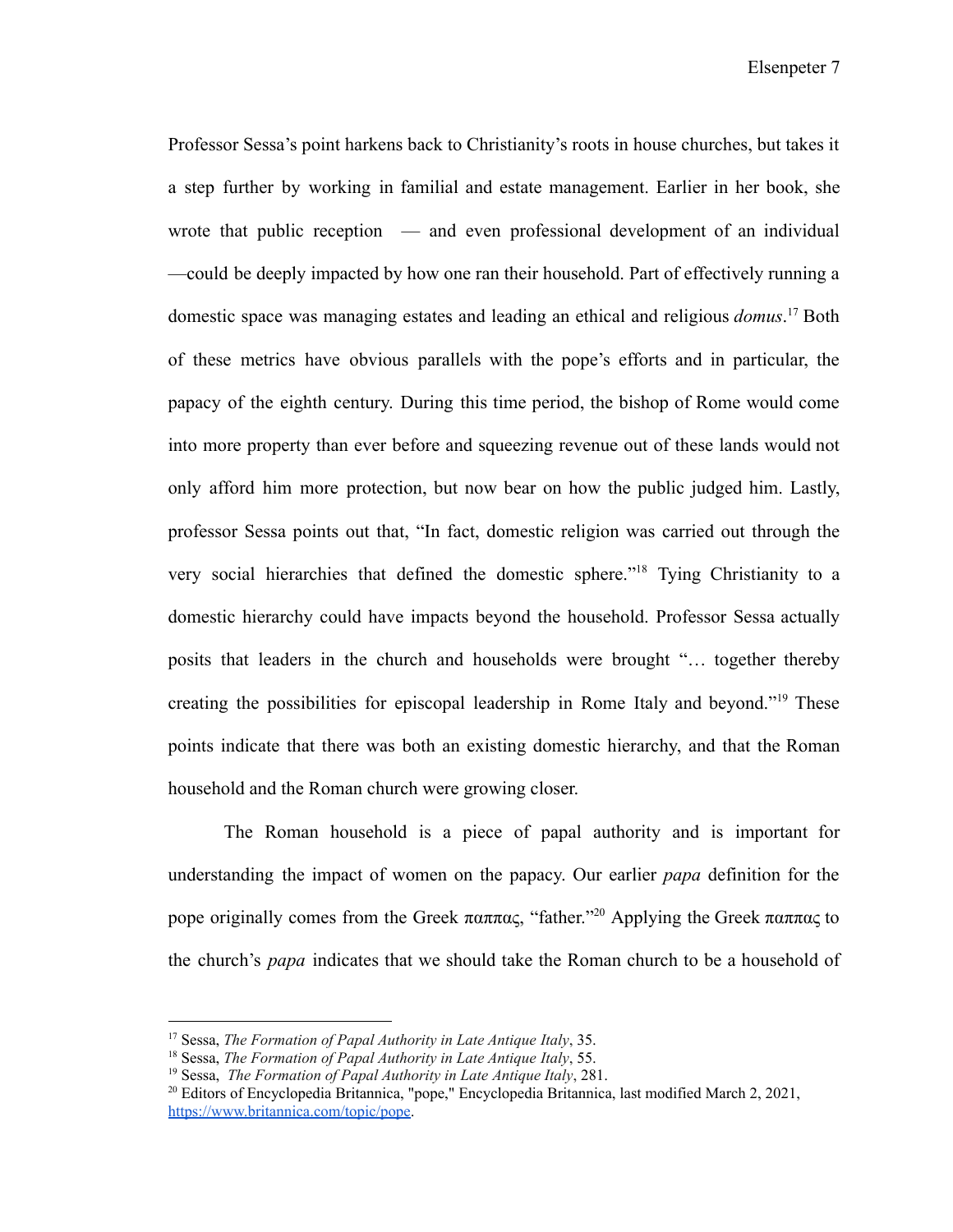Professor Sessa's point harkens back to Christianity's roots in house churches, but takes it a step further by working in familial and estate management. Earlier in her book, she wrote that public reception — and even professional development of an individual —could be deeply impacted by how one ran their household. Part of effectively running a domestic space was managing estates and leading an ethical and religious *domus*.[17] Both of these metrics have obvious parallels with the pope's efforts and in particular, the papacy of the eighth century. During this time period, the bishop of Rome would come into more property than ever before and squeezing revenue out of these lands would not only afford him more protection, but now bear on how the public judged him. Lastly, professor Sessa points out that, "In fact, domestic religion was carried out through the very social hierarchies that defined the domestic sphere."[18] Tying Christianity to a domestic hierarchy could have impacts beyond the household. Professor Sessa actually posits that leaders in the church and households were brought "… together thereby creating the possibilities for episcopal leadership in Rome Italy and beyond."[19] These points indicate that there was both an existing domestic hierarchy, and that the Roman household and the Roman church were growing closer.

The Roman household is a piece of papal authority and is important for understanding the impact of women on the papacy. Our earlier *papa* definition for the pope originally comes from the Greek παππας, "father."[20] Applying the Greek παππας to the church's *papa* indicates that we should take the Roman church to be a household of

---

[17] Sessa, *The Formation of Papal Authority in Late Antique Italy*, 35.

[18] Sessa, *The Formation of Papal Authority in Late Antique Italy*, 55.

[19] Sessa, *The Formation of Papal Authority in Late Antique Italy*, 281.

[20] Editors of Encyclopedia Britannica, "pope," Encyclopedia Britannica, last modified March 2, 2021, https://www.britannica.com/topic/pope.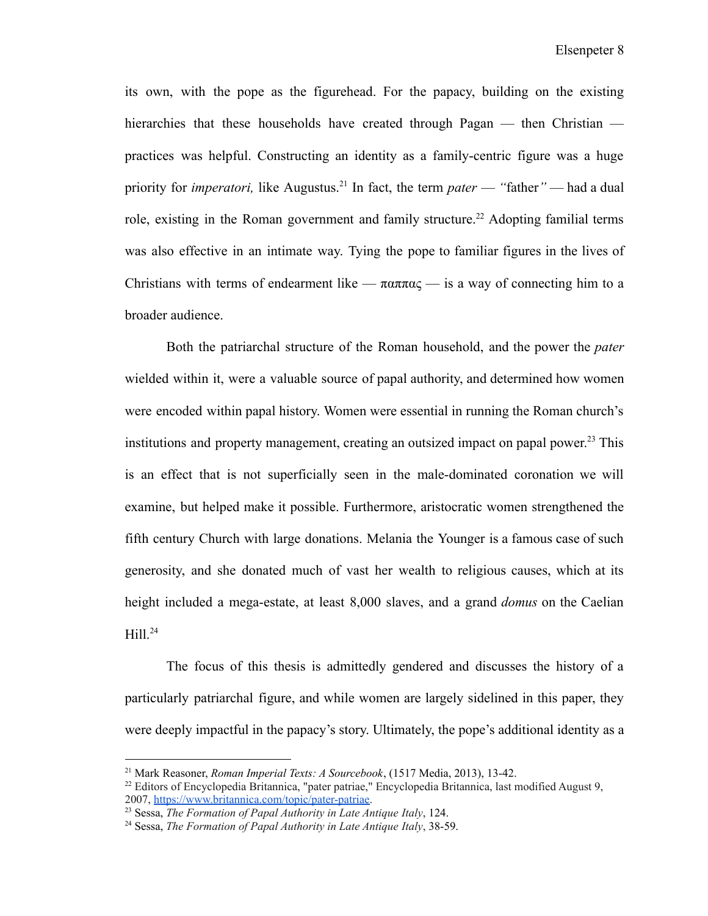its own, with the pope as the figurehead. For the papacy, building on the existing hierarchies that these households have created through Pagan — then Christian — practices was helpful. Constructing an identity as a family-centric figure was a huge priority for *imperatori,* like Augustus.[21] In fact, the term *pater* — *"*father*"* — had a dual role, existing in the Roman government and family structure.[22] Adopting familial terms was also effective in an intimate way. Tying the pope to familiar figures in the lives of Christians with terms of endearment like — παππας — is a way of connecting him to a broader audience.

Both the patriarchal structure of the Roman household, and the power the *pater* wielded within it, were a valuable source of papal authority, and determined how women were encoded within papal history. Women were essential in running the Roman church's institutions and property management, creating an outsized impact on papal power.[23] This is an effect that is not superficially seen in the male-dominated coronation we will examine, but helped make it possible. Furthermore, aristocratic women strengthened the fifth century Church with large donations. Melania the Younger is a famous case of such generosity, and she donated much of vast her wealth to religious causes, which at its height included a mega-estate, at least 8,000 slaves, and a grand *domus* on the Caelian Hill.[24]

The focus of this thesis is admittedly gendered and discusses the history of a particularly patriarchal figure, and while women are largely sidelined in this paper, they were deeply impactful in the papacy's story. Ultimately, the pope's additional identity as a

---

[21] Mark Reasoner, *Roman Imperial Texts: A Sourcebook*, (1517 Media, 2013), 13-42.

[22] Editors of Encyclopedia Britannica, "pater patriae," Encyclopedia Britannica, last modified August 9, 2007, https://www.britannica.com/topic/pater-patriae.

[23] Sessa, *The Formation of Papal Authority in Late Antique Italy*, 124.

[24] Sessa, *The Formation of Papal Authority in Late Antique Italy*, 38-59.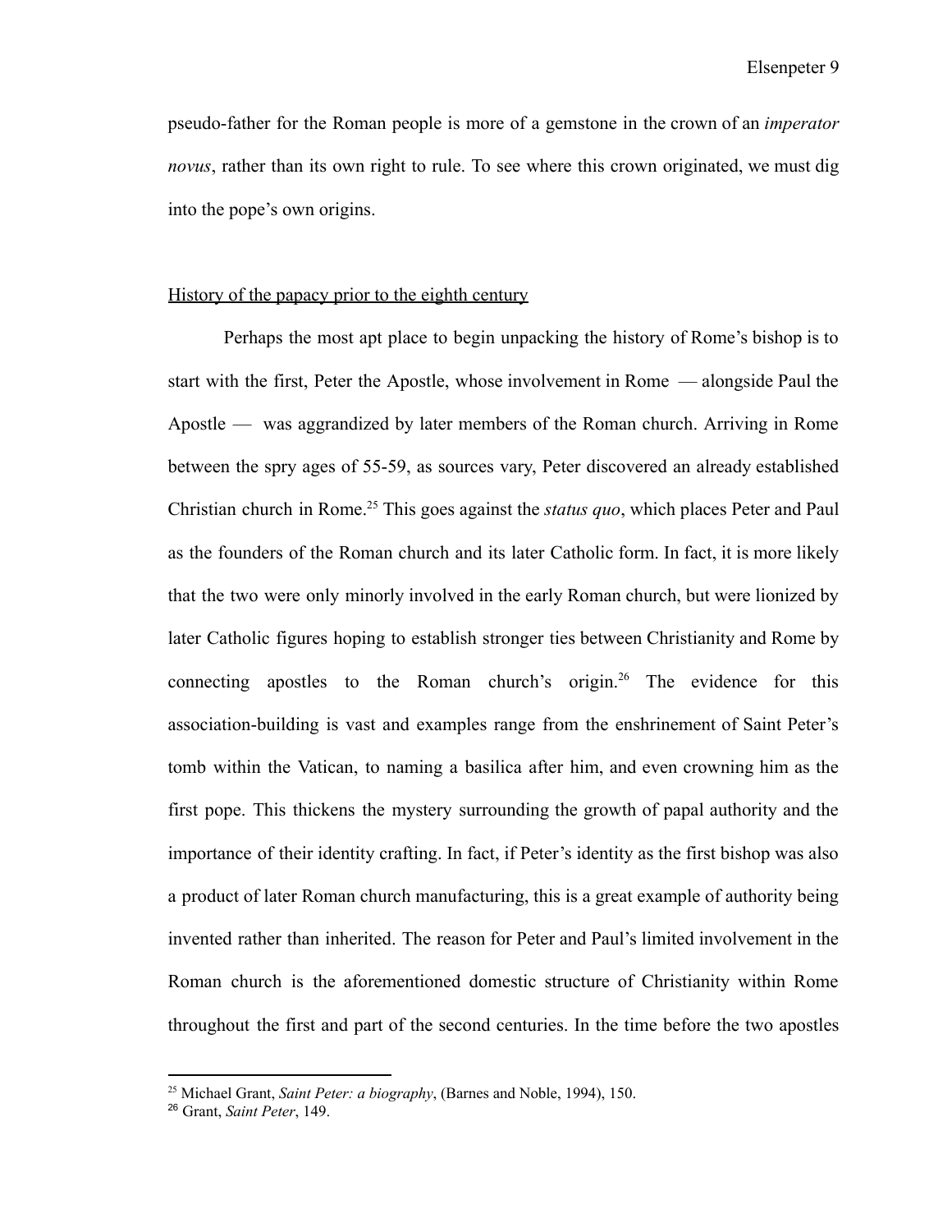pseudo-father for the Roman people is more of a gemstone in the crown of an *imperator novus*, rather than its own right to rule. To see where this crown originated, we must dig into the pope's own origins.

## History of the papacy prior to the eighth century

Perhaps the most apt place to begin unpacking the history of Rome's bishop is to start with the first, Peter the Apostle, whose involvement in Rome — alongside Paul the Apostle — was aggrandized by later members of the Roman church. Arriving in Rome between the spry ages of 55-59, as sources vary, Peter discovered an already established Christian church in Rome.[25] This goes against the *status quo*, which places Peter and Paul as the founders of the Roman church and its later Catholic form. In fact, it is more likely that the two were only minorly involved in the early Roman church, but were lionized by later Catholic figures hoping to establish stronger ties between Christianity and Rome by connecting apostles to the Roman church's origin.[26] The evidence for this association-building is vast and examples range from the enshrinement of Saint Peter's tomb within the Vatican, to naming a basilica after him, and even crowning him as the first pope. This thickens the mystery surrounding the growth of papal authority and the importance of their identity crafting. In fact, if Peter's identity as the first bishop was also a product of later Roman church manufacturing, this is a great example of authority being invented rather than inherited. The reason for Peter and Paul's limited involvement in the Roman church is the aforementioned domestic structure of Christianity within Rome throughout the first and part of the second centuries. In the time before the two apostles

---

[25] Michael Grant, *Saint Peter: a biography*, (Barnes and Noble, 1994), 150.

[26] Grant, *Saint Peter*, 149.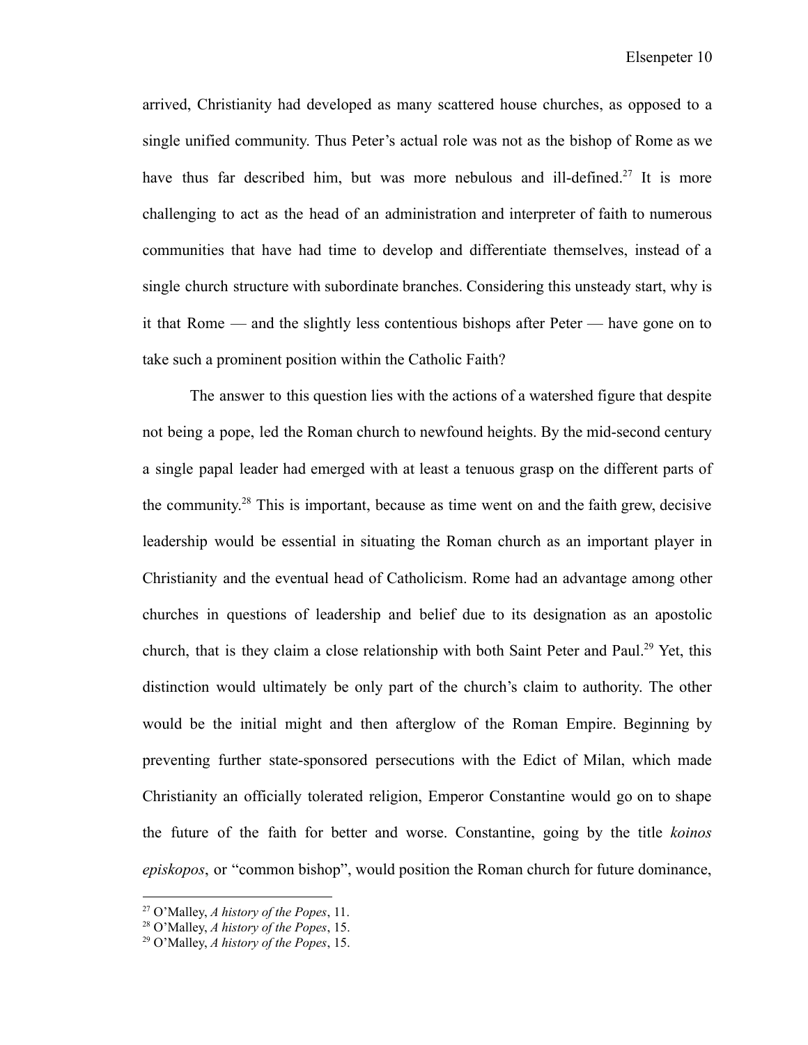arrived, Christianity had developed as many scattered house churches, as opposed to a single unified community. Thus Peter's actual role was not as the bishop of Rome as we have thus far described him, but was more nebulous and ill-defined.[27] It is more challenging to act as the head of an administration and interpreter of faith to numerous communities that have had time to develop and differentiate themselves, instead of a single church structure with subordinate branches. Considering this unsteady start, why is it that Rome — and the slightly less contentious bishops after Peter — have gone on to take such a prominent position within the Catholic Faith?

The answer to this question lies with the actions of a watershed figure that despite not being a pope, led the Roman church to newfound heights. By the mid-second century a single papal leader had emerged with at least a tenuous grasp on the different parts of the community.[28] This is important, because as time went on and the faith grew, decisive leadership would be essential in situating the Roman church as an important player in Christianity and the eventual head of Catholicism. Rome had an advantage among other churches in questions of leadership and belief due to its designation as an apostolic church, that is they claim a close relationship with both Saint Peter and Paul.[29] Yet, this distinction would ultimately be only part of the church's claim to authority. The other would be the initial might and then afterglow of the Roman Empire. Beginning by preventing further state-sponsored persecutions with the Edict of Milan, which made Christianity an officially tolerated religion, Emperor Constantine would go on to shape the future of the faith for better and worse. Constantine, going by the title *koinos episkopos*, or "common bishop", would position the Roman church for future dominance,

---

[27] O'Malley, *A history of the Popes*, 11.

[28] O'Malley, *A history of the Popes*, 15.

[29] O'Malley, *A history of the Popes*, 15.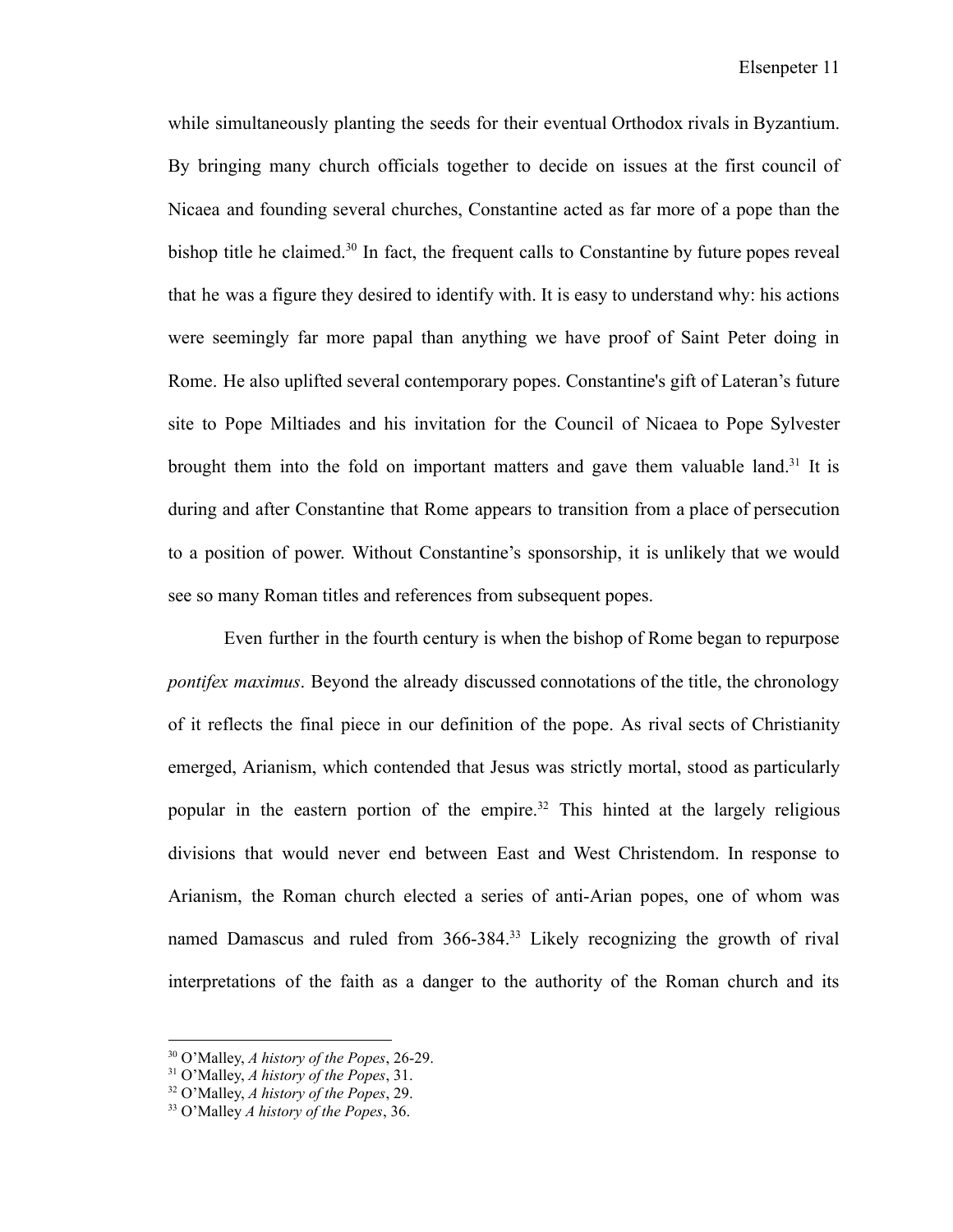while simultaneously planting the seeds for their eventual Orthodox rivals in Byzantium. By bringing many church officials together to decide on issues at the first council of Nicaea and founding several churches, Constantine acted as far more of a pope than the bishop title he claimed.[30] In fact, the frequent calls to Constantine by future popes reveal that he was a figure they desired to identify with. It is easy to understand why: his actions were seemingly far more papal than anything we have proof of Saint Peter doing in Rome. He also uplifted several contemporary popes. Constantine's gift of Lateran's future site to Pope Miltiades and his invitation for the Council of Nicaea to Pope Sylvester brought them into the fold on important matters and gave them valuable land.[31] It is during and after Constantine that Rome appears to transition from a place of persecution to a position of power. Without Constantine's sponsorship, it is unlikely that we would see so many Roman titles and references from subsequent popes.

Even further in the fourth century is when the bishop of Rome began to repurpose *pontifex maximus*. Beyond the already discussed connotations of the title, the chronology of it reflects the final piece in our definition of the pope. As rival sects of Christianity emerged, Arianism, which contended that Jesus was strictly mortal, stood as particularly popular in the eastern portion of the empire.[32] This hinted at the largely religious divisions that would never end between East and West Christendom. In response to Arianism, the Roman church elected a series of anti-Arian popes, one of whom was named Damascus and ruled from 366-384.[33] Likely recognizing the growth of rival interpretations of the faith as a danger to the authority of the Roman church and its

---

[30] O'Malley, *A history of the Popes*, 26-29.

[31] O'Malley, *A history of the Popes*, 31.

[32] O'Malley, *A history of the Popes*, 29.

[33] O'Malley *A history of the Popes*, 36.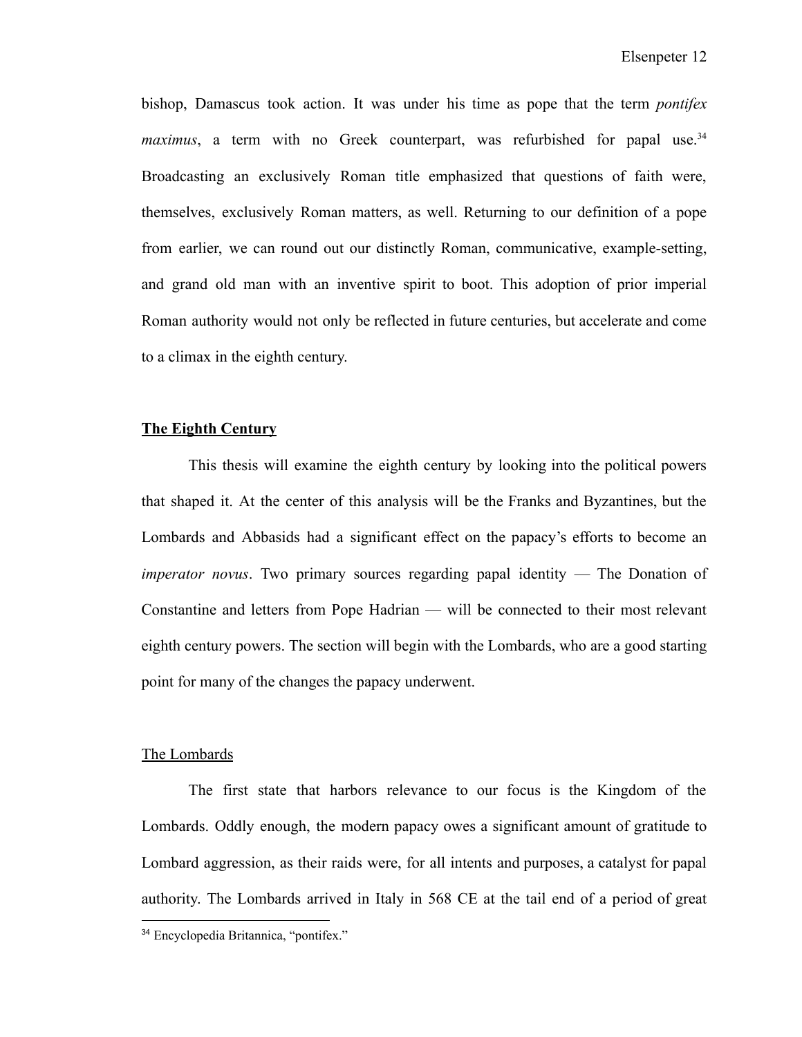bishop, Damascus took action. It was under his time as pope that the term *pontifex maximus*, a term with no Greek counterpart, was refurbished for papal use.[34] Broadcasting an exclusively Roman title emphasized that questions of faith were, themselves, exclusively Roman matters, as well. Returning to our definition of a pope from earlier, we can round out our distinctly Roman, communicative, example-setting, and grand old man with an inventive spirit to boot. This adoption of prior imperial Roman authority would not only be reflected in future centuries, but accelerate and come to a climax in the eighth century.

## The Eighth Century

This thesis will examine the eighth century by looking into the political powers that shaped it. At the center of this analysis will be the Franks and Byzantines, but the Lombards and Abbasids had a significant effect on the papacy's efforts to become an *imperator novus*. Two primary sources regarding papal identity — The Donation of Constantine and letters from Pope Hadrian — will be connected to their most relevant eighth century powers. The section will begin with the Lombards, who are a good starting point for many of the changes the papacy underwent.

### The Lombards

The first state that harbors relevance to our focus is the Kingdom of the Lombards. Oddly enough, the modern papacy owes a significant amount of gratitude to Lombard aggression, as their raids were, for all intents and purposes, a catalyst for papal authority. The Lombards arrived in Italy in 568 CE at the tail end of a period of great

[34] Encyclopedia Britannica, "pontifex."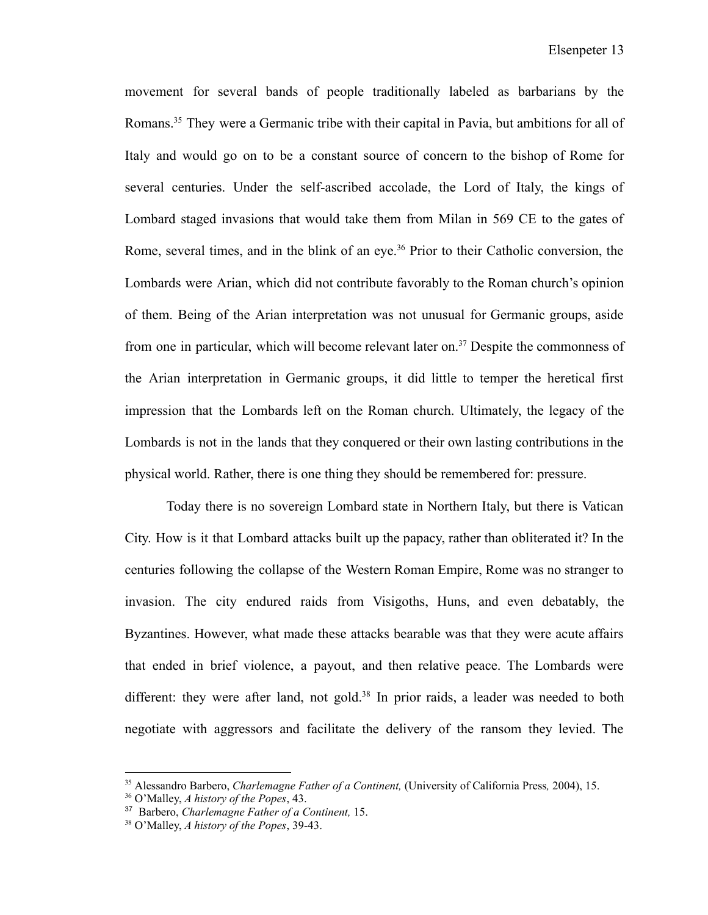movement for several bands of people traditionally labeled as barbarians by the Romans.[35] They were a Germanic tribe with their capital in Pavia, but ambitions for all of Italy and would go on to be a constant source of concern to the bishop of Rome for several centuries. Under the self-ascribed accolade, the Lord of Italy, the kings of Lombard staged invasions that would take them from Milan in 569 CE to the gates of Rome, several times, and in the blink of an eye.[36] Prior to their Catholic conversion, the Lombards were Arian, which did not contribute favorably to the Roman church's opinion of them. Being of the Arian interpretation was not unusual for Germanic groups, aside from one in particular, which will become relevant later on.[37] Despite the commonness of the Arian interpretation in Germanic groups, it did little to temper the heretical first impression that the Lombards left on the Roman church. Ultimately, the legacy of the Lombards is not in the lands that they conquered or their own lasting contributions in the physical world. Rather, there is one thing they should be remembered for: pressure.

Today there is no sovereign Lombard state in Northern Italy, but there is Vatican City. How is it that Lombard attacks built up the papacy, rather than obliterated it? In the centuries following the collapse of the Western Roman Empire, Rome was no stranger to invasion. The city endured raids from Visigoths, Huns, and even debatably, the Byzantines. However, what made these attacks bearable was that they were acute affairs that ended in brief violence, a payout, and then relative peace. The Lombards were different: they were after land, not gold.[38] In prior raids, a leader was needed to both negotiate with aggressors and facilitate the delivery of the ransom they levied. The

---

[35] Alessandro Barbero, *Charlemagne Father of a Continent,* (University of California Press*,* 2004), 15.

[36] O'Malley, *A history of the Popes*, 43.

[37] Barbero, *Charlemagne Father of a Continent,* 15.

[38] O'Malley, *A history of the Popes*, 39-43.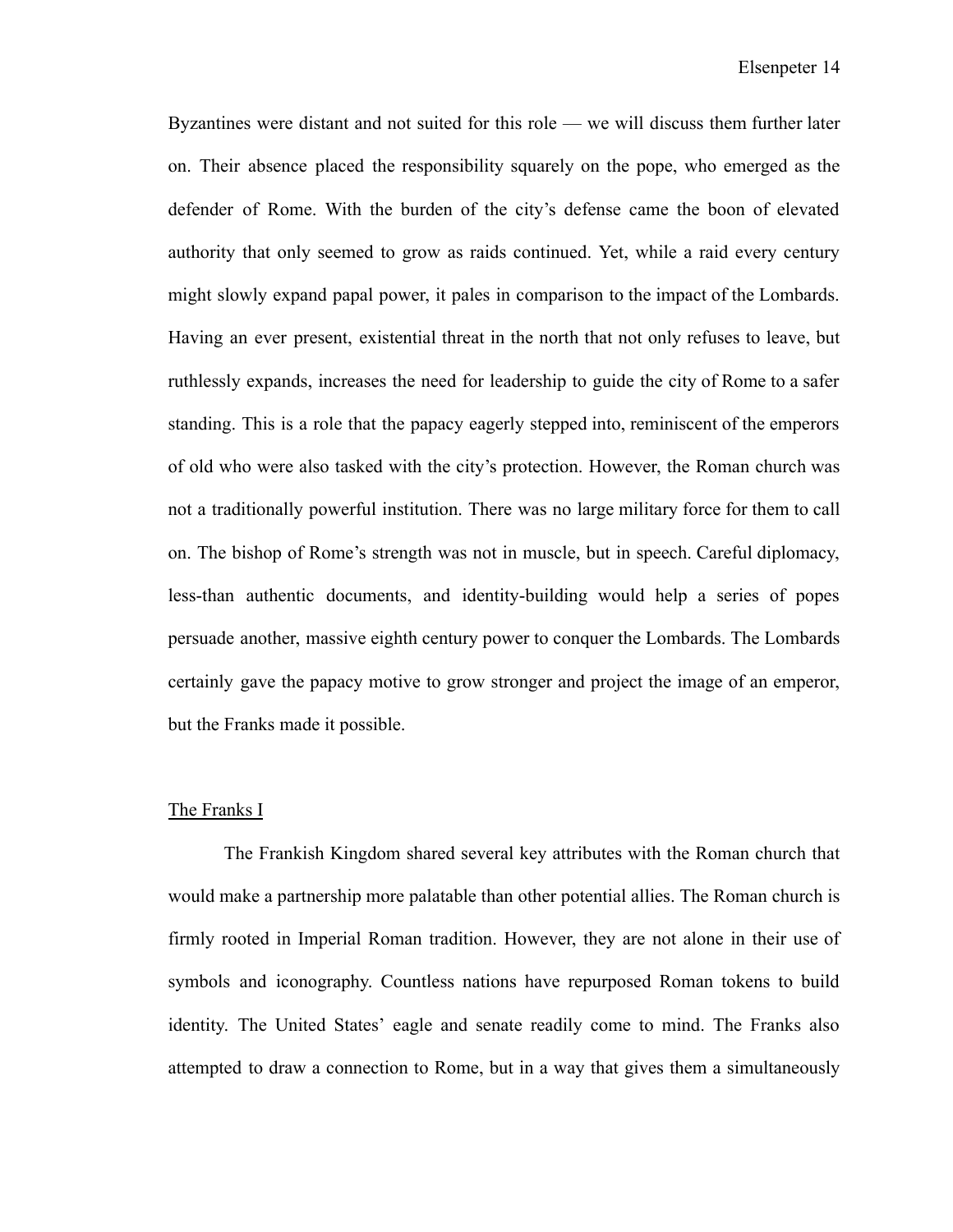Byzantines were distant and not suited for this role — we will discuss them further later on. Their absence placed the responsibility squarely on the pope, who emerged as the defender of Rome. With the burden of the city's defense came the boon of elevated authority that only seemed to grow as raids continued. Yet, while a raid every century might slowly expand papal power, it pales in comparison to the impact of the Lombards. Having an ever present, existential threat in the north that not only refuses to leave, but ruthlessly expands, increases the need for leadership to guide the city of Rome to a safer standing. This is a role that the papacy eagerly stepped into, reminiscent of the emperors of old who were also tasked with the city's protection. However, the Roman church was not a traditionally powerful institution. There was no large military force for them to call on. The bishop of Rome's strength was not in muscle, but in speech. Careful diplomacy, less-than authentic documents, and identity-building would help a series of popes persuade another, massive eighth century power to conquer the Lombards. The Lombards certainly gave the papacy motive to grow stronger and project the image of an emperor, but the Franks made it possible.

## The Franks I

The Frankish Kingdom shared several key attributes with the Roman church that would make a partnership more palatable than other potential allies. The Roman church is firmly rooted in Imperial Roman tradition. However, they are not alone in their use of symbols and iconography. Countless nations have repurposed Roman tokens to build identity. The United States' eagle and senate readily come to mind. The Franks also attempted to draw a connection to Rome, but in a way that gives them a simultaneously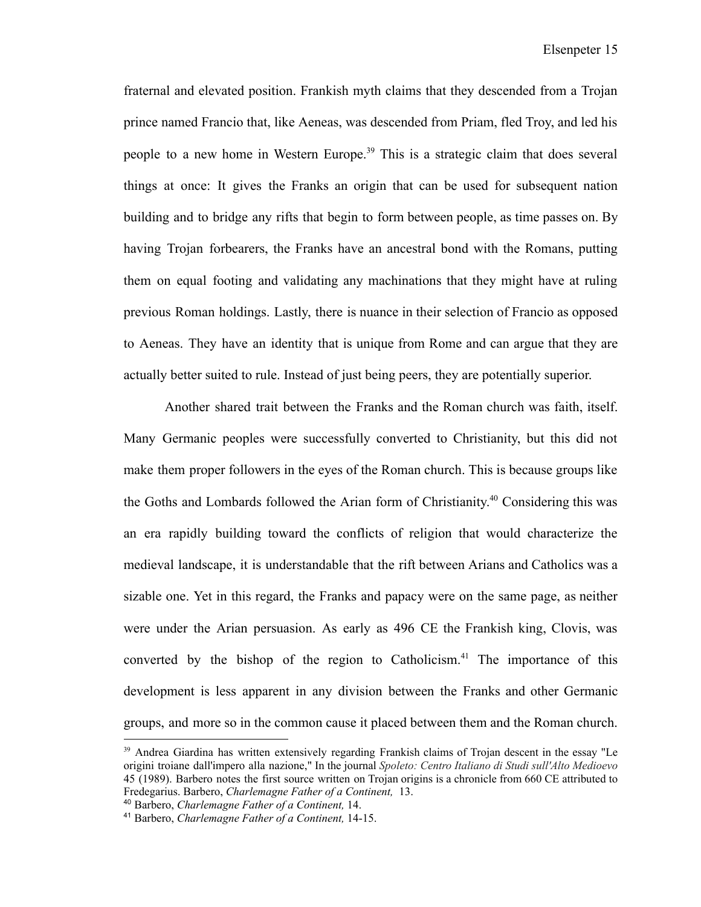fraternal and elevated position. Frankish myth claims that they descended from a Trojan prince named Francio that, like Aeneas, was descended from Priam, fled Troy, and led his people to a new home in Western Europe.[39] This is a strategic claim that does several things at once: It gives the Franks an origin that can be used for subsequent nation building and to bridge any rifts that begin to form between people, as time passes on. By having Trojan forbearers, the Franks have an ancestral bond with the Romans, putting them on equal footing and validating any machinations that they might have at ruling previous Roman holdings. Lastly, there is nuance in their selection of Francio as opposed to Aeneas. They have an identity that is unique from Rome and can argue that they are actually better suited to rule. Instead of just being peers, they are potentially superior.

Another shared trait between the Franks and the Roman church was faith, itself. Many Germanic peoples were successfully converted to Christianity, but this did not make them proper followers in the eyes of the Roman church. This is because groups like the Goths and Lombards followed the Arian form of Christianity.[40] Considering this was an era rapidly building toward the conflicts of religion that would characterize the medieval landscape, it is understandable that the rift between Arians and Catholics was a sizable one. Yet in this regard, the Franks and papacy were on the same page, as neither were under the Arian persuasion. As early as 496 CE the Frankish king, Clovis, was converted by the bishop of the region to Catholicism.[41] The importance of this development is less apparent in any division between the Franks and other Germanic groups, and more so in the common cause it placed between them and the Roman church.

---

[39] Andrea Giardina has written extensively regarding Frankish claims of Trojan descent in the essay "Le origini troiane dall'impero alla nazione," In the journal *Spoleto: Centro Italiano di Studi sull'Alto Medioevo* 45 (1989). Barbero notes the first source written on Trojan origins is a chronicle from 660 CE attributed to Fredegarius. Barbero, *Charlemagne Father of a Continent,* 13.

[40] Barbero, *Charlemagne Father of a Continent,* 14.

[41] Barbero, *Charlemagne Father of a Continent,* 14-15.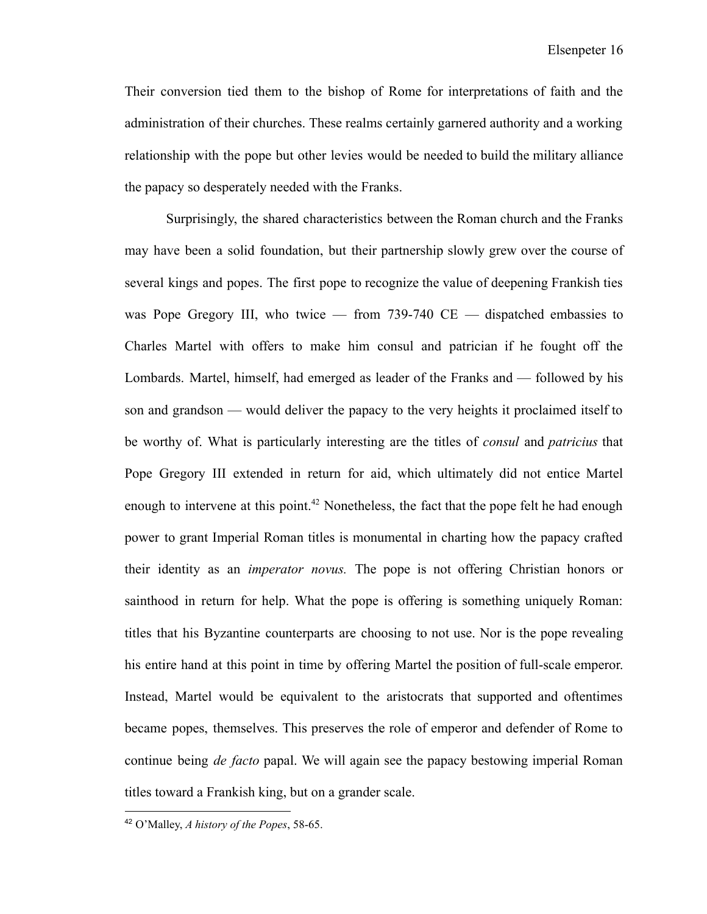Their conversion tied them to the bishop of Rome for interpretations of faith and the administration of their churches. These realms certainly garnered authority and a working relationship with the pope but other levies would be needed to build the military alliance the papacy so desperately needed with the Franks.

Surprisingly, the shared characteristics between the Roman church and the Franks may have been a solid foundation, but their partnership slowly grew over the course of several kings and popes. The first pope to recognize the value of deepening Frankish ties was Pope Gregory III, who twice — from 739-740 CE — dispatched embassies to Charles Martel with offers to make him consul and patrician if he fought off the Lombards. Martel, himself, had emerged as leader of the Franks and — followed by his son and grandson — would deliver the papacy to the very heights it proclaimed itself to be worthy of. What is particularly interesting are the titles of *consul* and *patricius* that Pope Gregory III extended in return for aid, which ultimately did not entice Martel enough to intervene at this point.[42] Nonetheless, the fact that the pope felt he had enough power to grant Imperial Roman titles is monumental in charting how the papacy crafted their identity as an *imperator novus.* The pope is not offering Christian honors or sainthood in return for help. What the pope is offering is something uniquely Roman: titles that his Byzantine counterparts are choosing to not use. Nor is the pope revealing his entire hand at this point in time by offering Martel the position of full-scale emperor. Instead, Martel would be equivalent to the aristocrats that supported and oftentimes became popes, themselves. This preserves the role of emperor and defender of Rome to continue being *de facto* papal. We will again see the papacy bestowing imperial Roman titles toward a Frankish king, but on a grander scale.

---

[42] O'Malley, *A history of the Popes*, 58-65.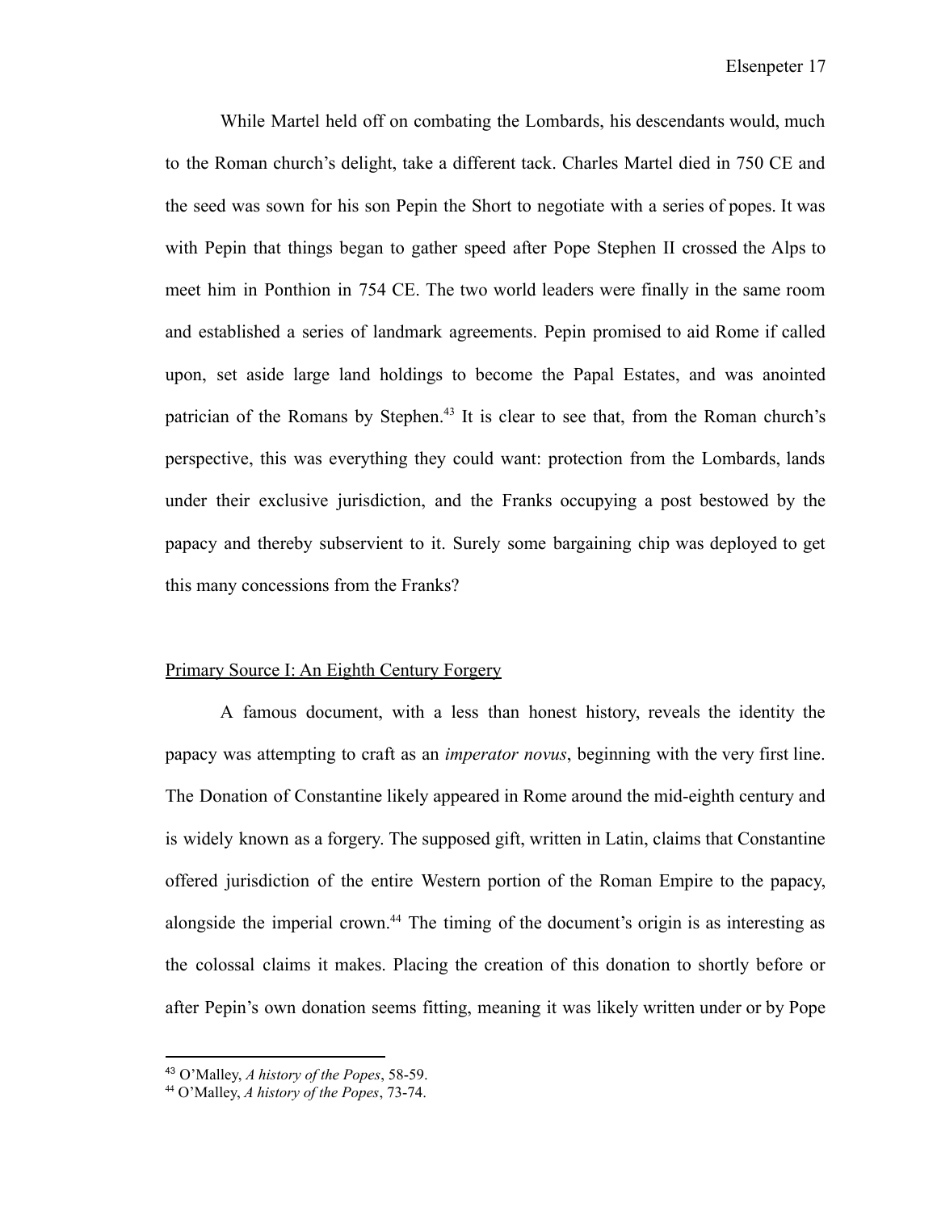While Martel held off on combating the Lombards, his descendants would, much to the Roman church's delight, take a different tack. Charles Martel died in 750 CE and the seed was sown for his son Pepin the Short to negotiate with a series of popes. It was with Pepin that things began to gather speed after Pope Stephen II crossed the Alps to meet him in Ponthion in 754 CE. The two world leaders were finally in the same room and established a series of landmark agreements. Pepin promised to aid Rome if called upon, set aside large land holdings to become the Papal Estates, and was anointed patrician of the Romans by Stephen.[43] It is clear to see that, from the Roman church's perspective, this was everything they could want: protection from the Lombards, lands under their exclusive jurisdiction, and the Franks occupying a post bestowed by the papacy and thereby subservient to it. Surely some bargaining chip was deployed to get this many concessions from the Franks?

## Primary Source I: An Eighth Century Forgery

A famous document, with a less than honest history, reveals the identity the papacy was attempting to craft as an *imperator novus*, beginning with the very first line. The Donation of Constantine likely appeared in Rome around the mid-eighth century and is widely known as a forgery. The supposed gift, written in Latin, claims that Constantine offered jurisdiction of the entire Western portion of the Roman Empire to the papacy, alongside the imperial crown.[44] The timing of the document's origin is as interesting as the colossal claims it makes. Placing the creation of this donation to shortly before or after Pepin's own donation seems fitting, meaning it was likely written under or by Pope

[43] O'Malley, *A history of the Popes*, 58-59.

[44] O'Malley, *A history of the Popes*, 73-74.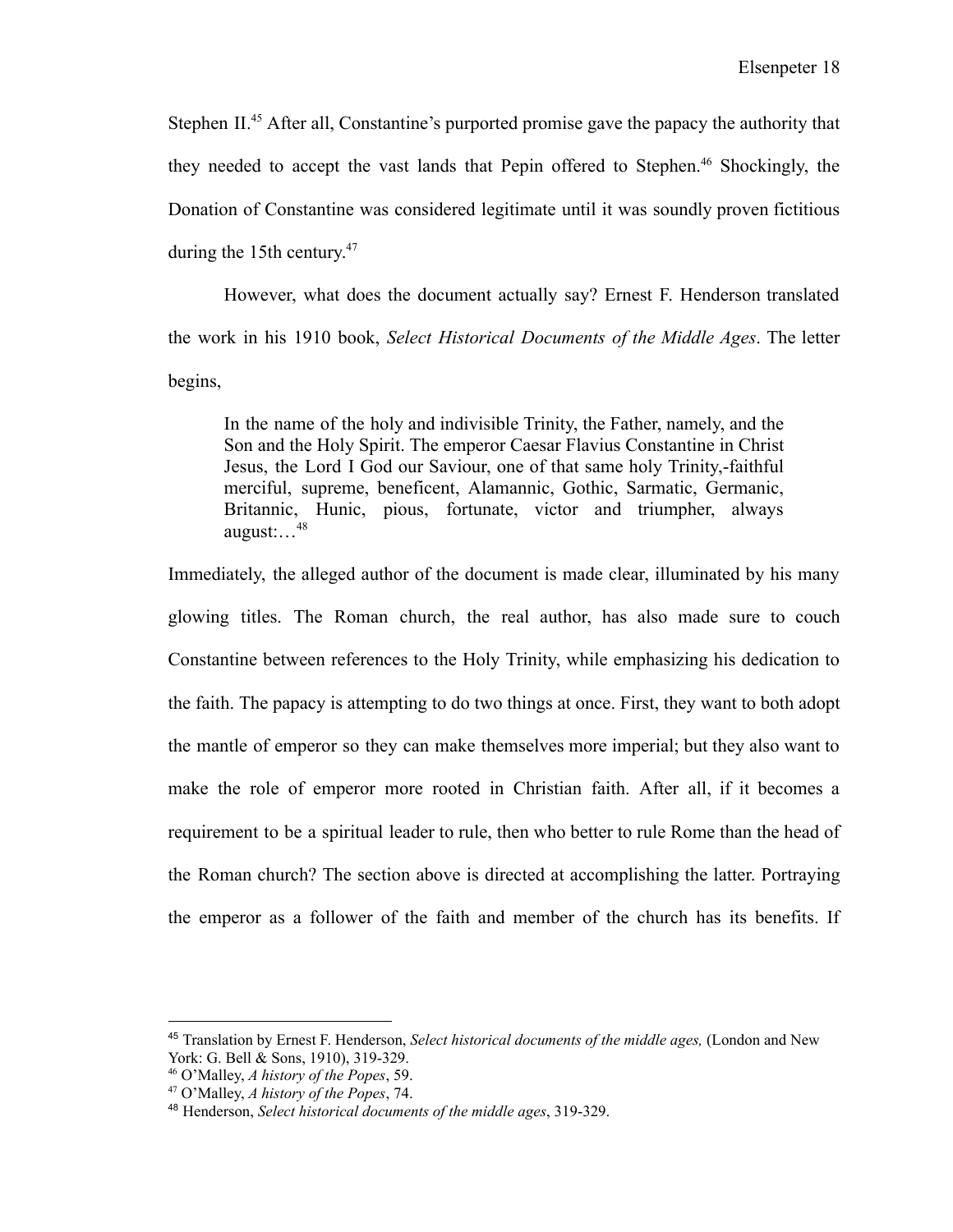Stephen II.[45] After all, Constantine's purported promise gave the papacy the authority that they needed to accept the vast lands that Pepin offered to Stephen.[46] Shockingly, the Donation of Constantine was considered legitimate until it was soundly proven fictitious during the 15th century.[47]

However, what does the document actually say? Ernest F. Henderson translated the work in his 1910 book, *Select Historical Documents of the Middle Ages*. The letter begins,

> In the name of the holy and indivisible Trinity, the Father, namely, and the Son and the Holy Spirit. The emperor Caesar Flavius Constantine in Christ Jesus, the Lord I God our Saviour, one of that same holy Trinity,-faithful merciful, supreme, beneficent, Alamannic, Gothic, Sarmatic, Germanic, Britannic, Hunic, pious, fortunate, victor and triumpher, always august:…[48]

Immediately, the alleged author of the document is made clear, illuminated by his many glowing titles. The Roman church, the real author, has also made sure to couch Constantine between references to the Holy Trinity, while emphasizing his dedication to the faith. The papacy is attempting to do two things at once. First, they want to both adopt the mantle of emperor so they can make themselves more imperial; but they also want to make the role of emperor more rooted in Christian faith. After all, if it becomes a requirement to be a spiritual leader to rule, then who better to rule Rome than the head of the Roman church? The section above is directed at accomplishing the latter. Portraying the emperor as a follower of the faith and member of the church has its benefits. If

---

[45] Translation by Ernest F. Henderson, *Select historical documents of the middle ages,* (London and New York: G. Bell & Sons, 1910), 319-329.

[46] O'Malley, *A history of the Popes*, 59.

[47] O'Malley, *A history of the Popes*, 74.

[48] Henderson, *Select historical documents of the middle ages*, 319-329.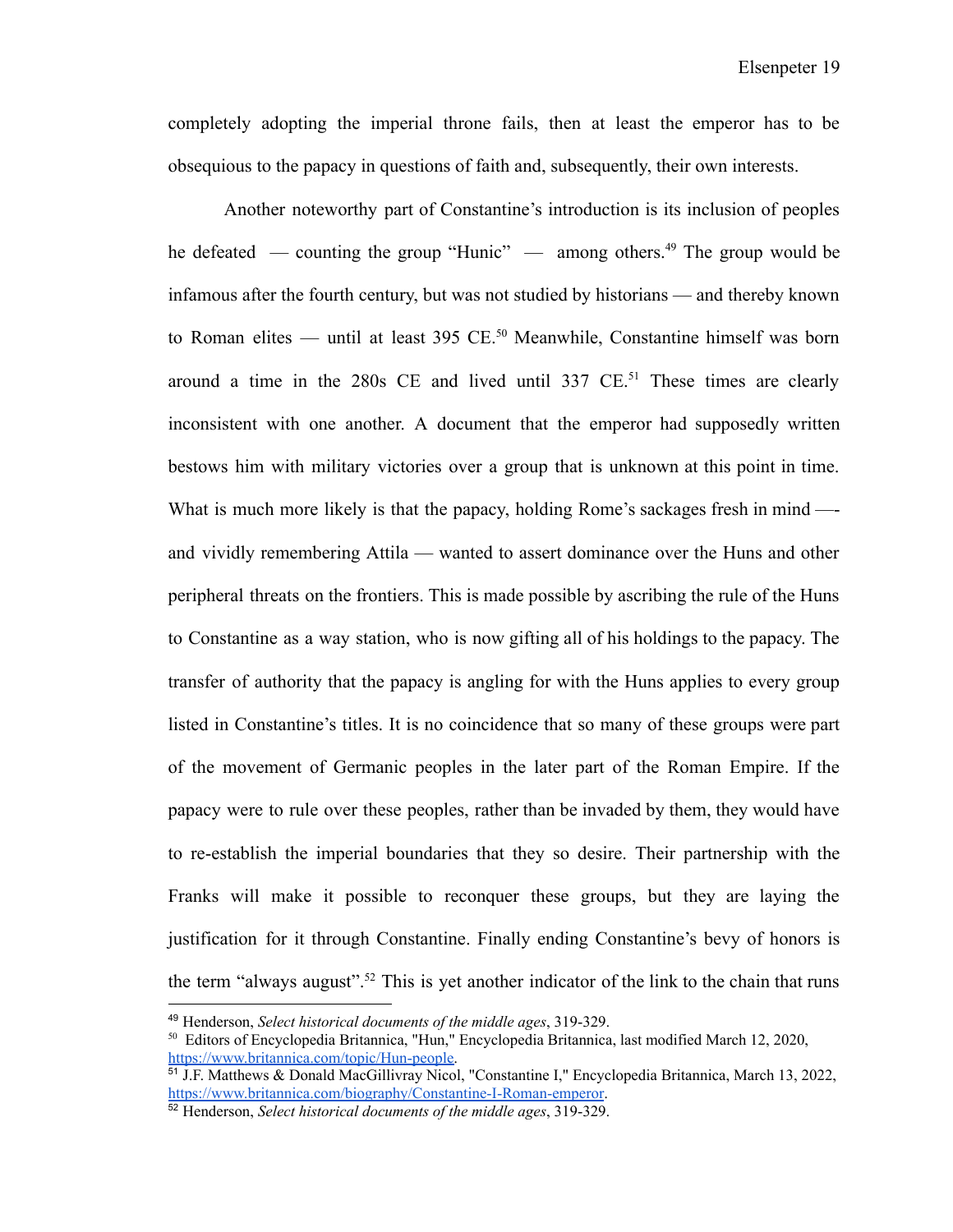completely adopting the imperial throne fails, then at least the emperor has to be obsequious to the papacy in questions of faith and, subsequently, their own interests.

Another noteworthy part of Constantine's introduction is its inclusion of peoples he defeated — counting the group "Hunic" — among others.[49] The group would be infamous after the fourth century, but was not studied by historians — and thereby known to Roman elites — until at least 395 CE.[50] Meanwhile, Constantine himself was born around a time in the 280s CE and lived until 337 CE.[51] These times are clearly inconsistent with one another. A document that the emperor had supposedly written bestows him with military victories over a group that is unknown at this point in time. What is much more likely is that the papacy, holding Rome's sackages fresh in mind —- and vividly remembering Attila — wanted to assert dominance over the Huns and other peripheral threats on the frontiers. This is made possible by ascribing the rule of the Huns to Constantine as a way station, who is now gifting all of his holdings to the papacy. The transfer of authority that the papacy is angling for with the Huns applies to every group listed in Constantine's titles. It is no coincidence that so many of these groups were part of the movement of Germanic peoples in the later part of the Roman Empire. If the papacy were to rule over these peoples, rather than be invaded by them, they would have to re-establish the imperial boundaries that they so desire. Their partnership with the Franks will make it possible to reconquer these groups, but they are laying the justification for it through Constantine. Finally ending Constantine's bevy of honors is the term "always august".[52] This is yet another indicator of the link to the chain that runs

---

[49] Henderson, *Select historical documents of the middle ages*, 319-329.

[50] Editors of Encyclopedia Britannica, "Hun," Encyclopedia Britannica, last modified March 12, 2020, https://www.britannica.com/topic/Hun-people.

[51] J.F. Matthews & Donald MacGillivray Nicol, "Constantine I," Encyclopedia Britannica, March 13, 2022, https://www.britannica.com/biography/Constantine-I-Roman-emperor.

[52] Henderson, *Select historical documents of the middle ages*, 319-329.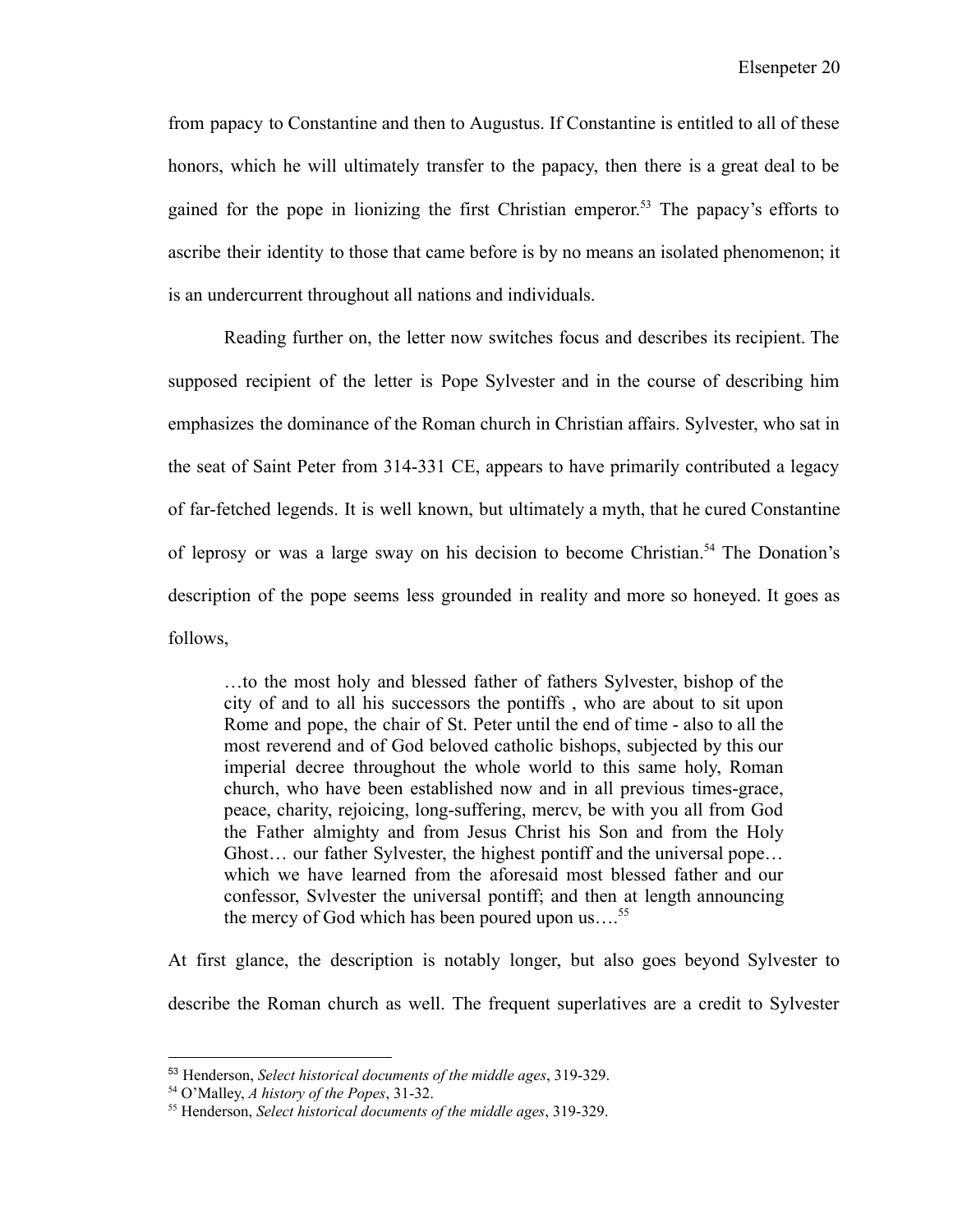from papacy to Constantine and then to Augustus. If Constantine is entitled to all of these honors, which he will ultimately transfer to the papacy, then there is a great deal to be gained for the pope in lionizing the first Christian emperor.[53] The papacy's efforts to ascribe their identity to those that came before is by no means an isolated phenomenon; it is an undercurrent throughout all nations and individuals.

Reading further on, the letter now switches focus and describes its recipient. The supposed recipient of the letter is Pope Sylvester and in the course of describing him emphasizes the dominance of the Roman church in Christian affairs. Sylvester, who sat in the seat of Saint Peter from 314-331 CE, appears to have primarily contributed a legacy of far-fetched legends. It is well known, but ultimately a myth, that he cured Constantine of leprosy or was a large sway on his decision to become Christian.[54] The Donation's description of the pope seems less grounded in reality and more so honeyed. It goes as follows,

> …to the most holy and blessed father of fathers Sylvester, bishop of the city of and to all his successors the pontiffs , who are about to sit upon Rome and pope, the chair of St. Peter until the end of time - also to all the most reverend and of God beloved catholic bishops, subjected by this our imperial decree throughout the whole world to this same holy, Roman church, who have been established now and in all previous times-grace, peace, charity, rejoicing, long-suffering, mercv, be with you all from God the Father almighty and from Jesus Christ his Son and from the Holy Ghost… our father Sylvester, the highest pontiff and the universal pope… which we have learned from the aforesaid most blessed father and our confessor, Svlvester the universal pontiff; and then at length announcing the mercy of God which has been poured upon us….[55]

At first glance, the description is notably longer, but also goes beyond Sylvester to describe the Roman church as well. The frequent superlatives are a credit to Sylvester

---

[53] Henderson, *Select historical documents of the middle ages*, 319-329.

[54] O'Malley, *A history of the Popes*, 31-32.

[55] Henderson, *Select historical documents of the middle ages*, 319-329.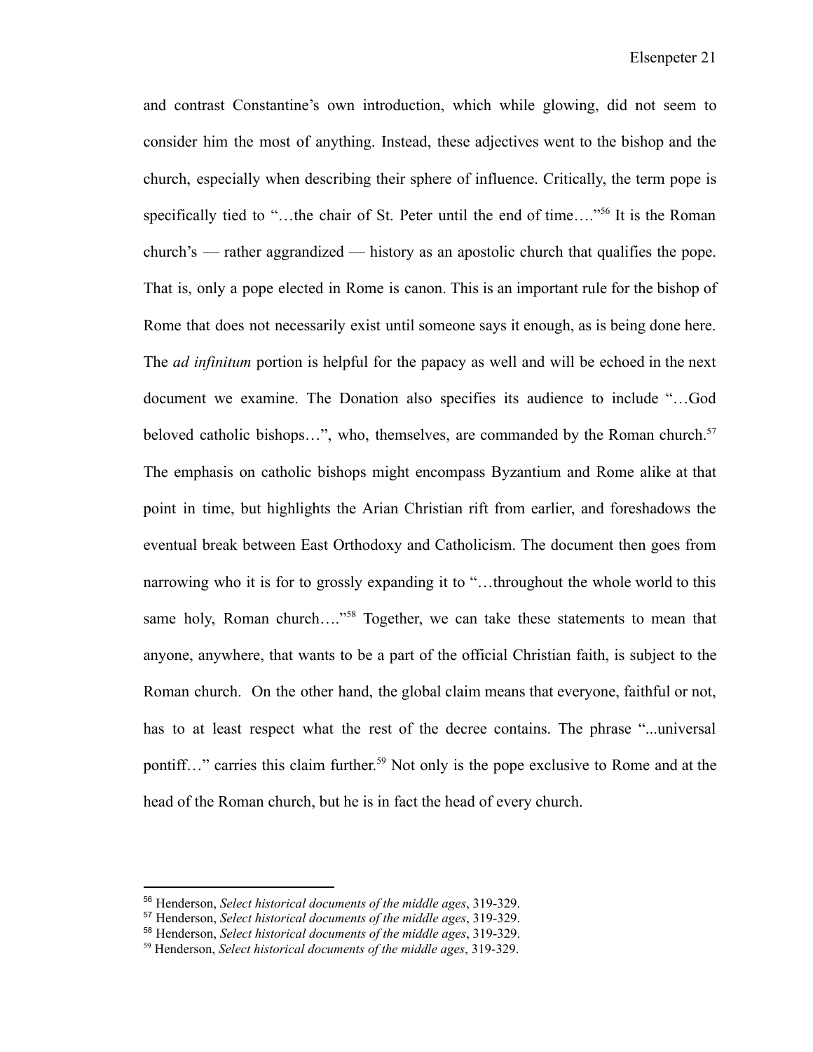and contrast Constantine's own introduction, which while glowing, did not seem to consider him the most of anything. Instead, these adjectives went to the bishop and the church, especially when describing their sphere of influence. Critically, the term pope is specifically tied to "…the chair of St. Peter until the end of time…."[56] It is the Roman church's — rather aggrandized — history as an apostolic church that qualifies the pope. That is, only a pope elected in Rome is canon. This is an important rule for the bishop of Rome that does not necessarily exist until someone says it enough, as is being done here. The *ad infinitum* portion is helpful for the papacy as well and will be echoed in the next document we examine. The Donation also specifies its audience to include "…God beloved catholic bishops…", who, themselves, are commanded by the Roman church.[57] The emphasis on catholic bishops might encompass Byzantium and Rome alike at that point in time, but highlights the Arian Christian rift from earlier, and foreshadows the eventual break between East Orthodoxy and Catholicism. The document then goes from narrowing who it is for to grossly expanding it to "…throughout the whole world to this same holy, Roman church…."[58] Together, we can take these statements to mean that anyone, anywhere, that wants to be a part of the official Christian faith, is subject to the Roman church. On the other hand, the global claim means that everyone, faithful or not, has to at least respect what the rest of the decree contains. The phrase "...universal pontiff…" carries this claim further.[59] Not only is the pope exclusive to Rome and at the head of the Roman church, but he is in fact the head of every church.

---

[56] Henderson, *Select historical documents of the middle ages*, 319-329.

[57] Henderson, *Select historical documents of the middle ages*, 319-329.

[58] Henderson, *Select historical documents of the middle ages*, 319-329.

[59] Henderson, *Select historical documents of the middle ages*, 319-329.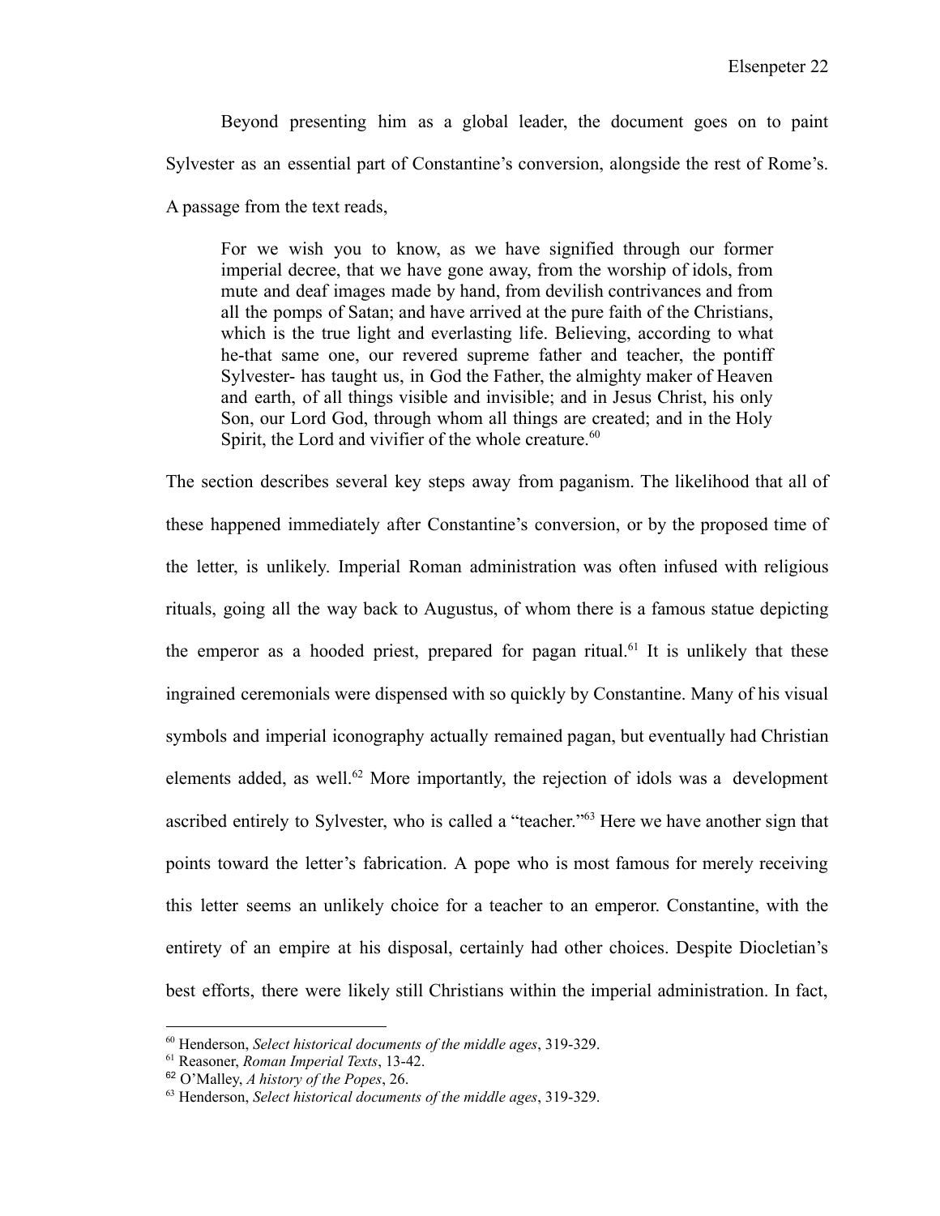Beyond presenting him as a global leader, the document goes on to paint Sylvester as an essential part of Constantine's conversion, alongside the rest of Rome's. A passage from the text reads,

> For we wish you to know, as we have signified through our former imperial decree, that we have gone away, from the worship of idols, from mute and deaf images made by hand, from devilish contrivances and from all the pomps of Satan; and have arrived at the pure faith of the Christians, which is the true light and everlasting life. Believing, according to what he-that same one, our revered supreme father and teacher, the pontiff Sylvester- has taught us, in God the Father, the almighty maker of Heaven and earth, of all things visible and invisible; and in Jesus Christ, his only Son, our Lord God, through whom all things are created; and in the Holy Spirit, the Lord and vivifier of the whole creature.[60]

The section describes several key steps away from paganism. The likelihood that all of these happened immediately after Constantine's conversion, or by the proposed time of the letter, is unlikely. Imperial Roman administration was often infused with religious rituals, going all the way back to Augustus, of whom there is a famous statue depicting the emperor as a hooded priest, prepared for pagan ritual.[61] It is unlikely that these ingrained ceremonials were dispensed with so quickly by Constantine. Many of his visual symbols and imperial iconography actually remained pagan, but eventually had Christian elements added, as well.[62] More importantly, the rejection of idols was a development ascribed entirely to Sylvester, who is called a "teacher."[63] Here we have another sign that points toward the letter's fabrication. A pope who is most famous for merely receiving this letter seems an unlikely choice for a teacher to an emperor. Constantine, with the entirety of an empire at his disposal, certainly had other choices. Despite Diocletian's best efforts, there were likely still Christians within the imperial administration. In fact,

---

[60] Henderson, *Select historical documents of the middle ages*, 319-329.

[61] Reasoner, *Roman Imperial Texts*, 13-42.

[62] O'Malley, *A history of the Popes*, 26.

[63] Henderson, *Select historical documents of the middle ages*, 319-329.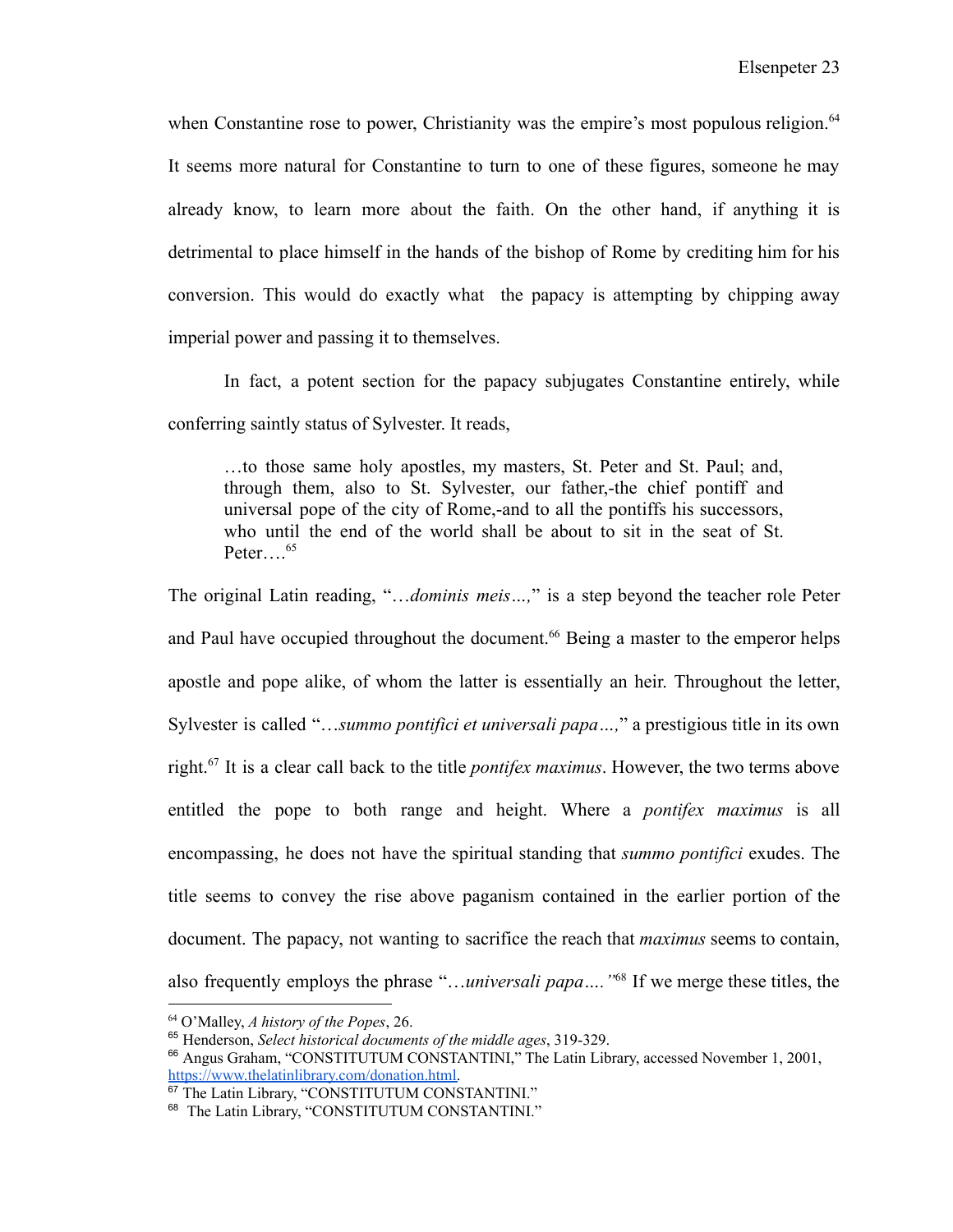when Constantine rose to power, Christianity was the empire's most populous religion.[64] It seems more natural for Constantine to turn to one of these figures, someone he may already know, to learn more about the faith. On the other hand, if anything it is detrimental to place himself in the hands of the bishop of Rome by crediting him for his conversion. This would do exactly what  the papacy is attempting by chipping away imperial power and passing it to themselves.

In fact, a potent section for the papacy subjugates Constantine entirely, while conferring saintly status of Sylvester. It reads,

> …to those same holy apostles, my masters, St. Peter and St. Paul; and, through them, also to St. Sylvester, our father,-the chief pontiff and universal pope of the city of Rome,-and to all the pontiffs his successors, who until the end of the world shall be about to sit in the seat of St. Peter….[65]

The original Latin reading, "…*dominis meis…,*" is a step beyond the teacher role Peter and Paul have occupied throughout the document.[66] Being a master to the emperor helps apostle and pope alike, of whom the latter is essentially an heir. Throughout the letter, Sylvester is called "…*summo pontifici et universali papa…,*" a prestigious title in its own right.[67] It is a clear call back to the title *pontifex maximus*. However, the two terms above entitled the pope to both range and height. Where a *pontifex maximus* is all encompassing, he does not have the spiritual standing that *summo pontifici* exudes. The title seems to convey the rise above paganism contained in the earlier portion of the document. The papacy, not wanting to sacrifice the reach that *maximus* seems to contain, also frequently employs the phrase "…*universali papa….*"[68] If we merge these titles, the

---

[64] O'Malley, *A history of the Popes*, 26.

[65] Henderson, *Select historical documents of the middle ages*, 319-329.

[66] Angus Graham, "CONSTITUTUM CONSTANTINI," The Latin Library, accessed November 1, 2001, https://www.thelatinlibrary.com/donation.html.

[67] The Latin Library, "CONSTITUTUM CONSTANTINI."

[68] The Latin Library, "CONSTITUTUM CONSTANTINI."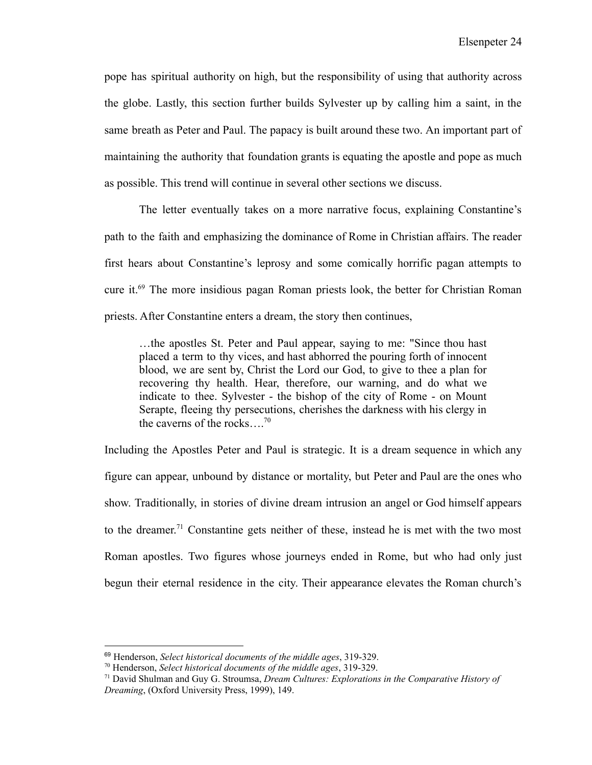pope has spiritual authority on high, but the responsibility of using that authority across the globe. Lastly, this section further builds Sylvester up by calling him a saint, in the same breath as Peter and Paul. The papacy is built around these two. An important part of maintaining the authority that foundation grants is equating the apostle and pope as much as possible. This trend will continue in several other sections we discuss.

The letter eventually takes on a more narrative focus, explaining Constantine's path to the faith and emphasizing the dominance of Rome in Christian affairs. The reader first hears about Constantine's leprosy and some comically horrific pagan attempts to cure it.[69] The more insidious pagan Roman priests look, the better for Christian Roman priests. After Constantine enters a dream, the story then continues,

> …the apostles St. Peter and Paul appear, saying to me: "Since thou hast placed a term to thy vices, and hast abhorred the pouring forth of innocent blood, we are sent by, Christ the Lord our God, to give to thee a plan for recovering thy health. Hear, therefore, our warning, and do what we indicate to thee. Sylvester - the bishop of the city of Rome - on Mount Serapte, fleeing thy persecutions, cherishes the darkness with his clergy in the caverns of the rocks….[70]

Including the Apostles Peter and Paul is strategic. It is a dream sequence in which any figure can appear, unbound by distance or mortality, but Peter and Paul are the ones who show. Traditionally, in stories of divine dream intrusion an angel or God himself appears to the dreamer.[71] Constantine gets neither of these, instead he is met with the two most Roman apostles. Two figures whose journeys ended in Rome, but who had only just begun their eternal residence in the city. Their appearance elevates the Roman church's

---

[69] Henderson, *Select historical documents of the middle ages*, 319-329.

[70] Henderson, *Select historical documents of the middle ages*, 319-329.

[71] David Shulman and Guy G. Stroumsa, *Dream Cultures: Explorations in the Comparative History of Dreaming*, (Oxford University Press, 1999), 149.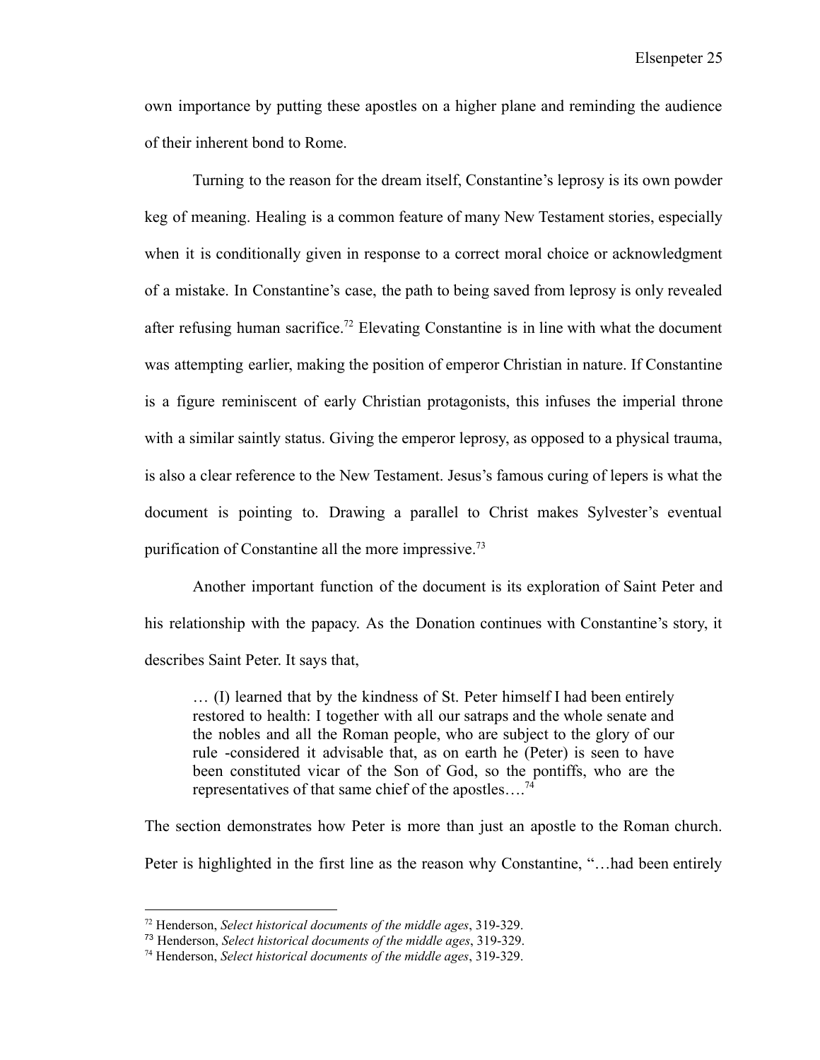own importance by putting these apostles on a higher plane and reminding the audience of their inherent bond to Rome.

Turning to the reason for the dream itself, Constantine's leprosy is its own powder keg of meaning. Healing is a common feature of many New Testament stories, especially when it is conditionally given in response to a correct moral choice or acknowledgment of a mistake. In Constantine's case, the path to being saved from leprosy is only revealed after refusing human sacrifice.[72] Elevating Constantine is in line with what the document was attempting earlier, making the position of emperor Christian in nature. If Constantine is a figure reminiscent of early Christian protagonists, this infuses the imperial throne with a similar saintly status. Giving the emperor leprosy, as opposed to a physical trauma, is also a clear reference to the New Testament. Jesus's famous curing of lepers is what the document is pointing to. Drawing a parallel to Christ makes Sylvester's eventual purification of Constantine all the more impressive.[73]

Another important function of the document is its exploration of Saint Peter and his relationship with the papacy. As the Donation continues with Constantine's story, it describes Saint Peter. It says that,

> … (I) learned that by the kindness of St. Peter himself I had been entirely restored to health: I together with all our satraps and the whole senate and the nobles and all the Roman people, who are subject to the glory of our rule -considered it advisable that, as on earth he (Peter) is seen to have been constituted vicar of the Son of God, so the pontiffs, who are the representatives of that same chief of the apostles….[74]

The section demonstrates how Peter is more than just an apostle to the Roman church. Peter is highlighted in the first line as the reason why Constantine, "…had been entirely

---

[72] Henderson, *Select historical documents of the middle ages*, 319-329.

[73] Henderson, *Select historical documents of the middle ages*, 319-329.

[74] Henderson, *Select historical documents of the middle ages*, 319-329.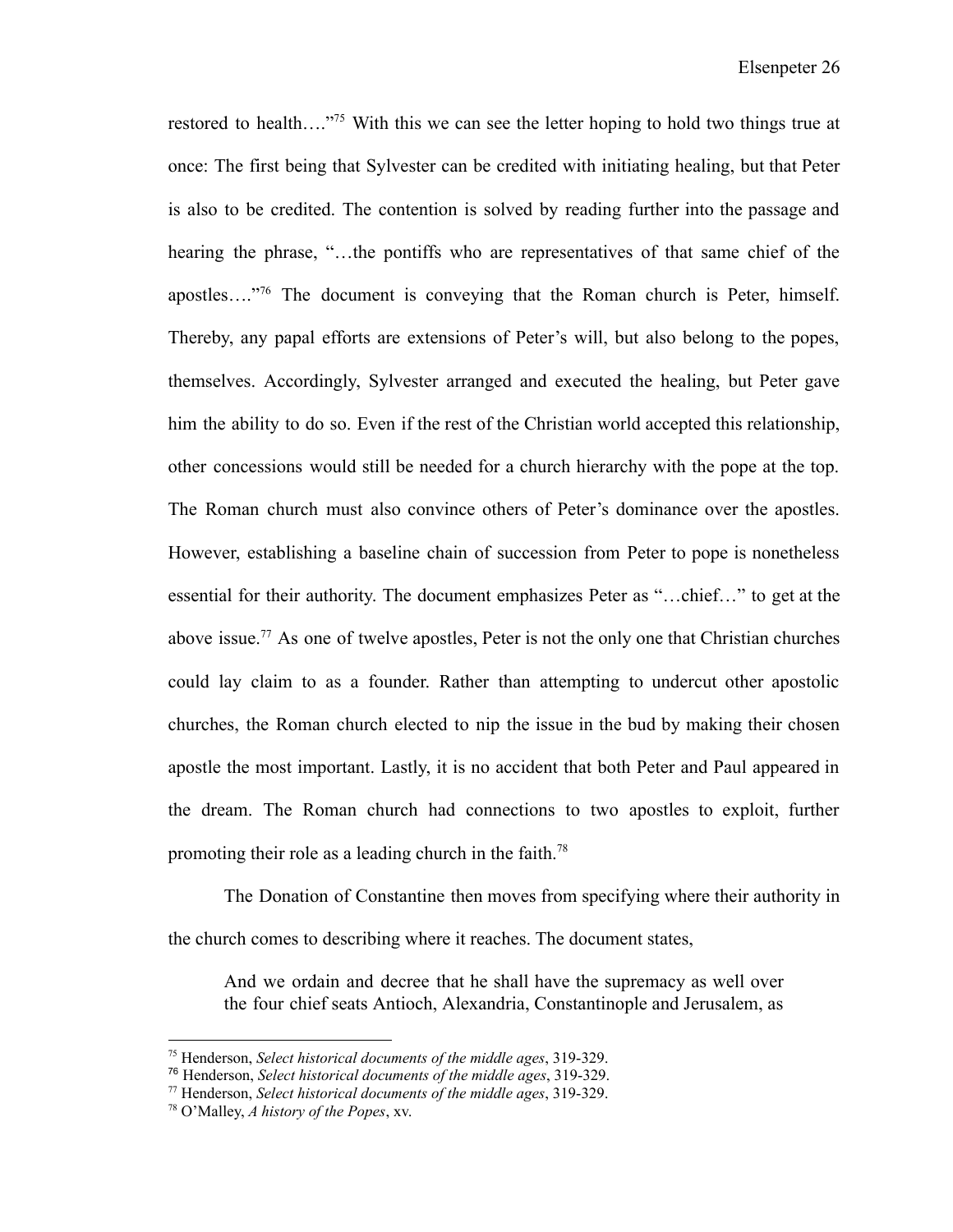restored to health…."[75] With this we can see the letter hoping to hold two things true at once: The first being that Sylvester can be credited with initiating healing, but that Peter is also to be credited. The contention is solved by reading further into the passage and hearing the phrase, "…the pontiffs who are representatives of that same chief of the apostles…."[76] The document is conveying that the Roman church is Peter, himself. Thereby, any papal efforts are extensions of Peter's will, but also belong to the popes, themselves. Accordingly, Sylvester arranged and executed the healing, but Peter gave him the ability to do so. Even if the rest of the Christian world accepted this relationship, other concessions would still be needed for a church hierarchy with the pope at the top. The Roman church must also convince others of Peter's dominance over the apostles. However, establishing a baseline chain of succession from Peter to pope is nonetheless essential for their authority. The document emphasizes Peter as "…chief…" to get at the above issue.[77] As one of twelve apostles, Peter is not the only one that Christian churches could lay claim to as a founder. Rather than attempting to undercut other apostolic churches, the Roman church elected to nip the issue in the bud by making their chosen apostle the most important. Lastly, it is no accident that both Peter and Paul appeared in the dream. The Roman church had connections to two apostles to exploit, further promoting their role as a leading church in the faith.[78]

The Donation of Constantine then moves from specifying where their authority in the church comes to describing where it reaches. The document states,

> And we ordain and decree that he shall have the supremacy as well over the four chief seats Antioch, Alexandria, Constantinople and Jerusalem, as

---

[75] Henderson, *Select historical documents of the middle ages*, 319-329.
[76] Henderson, *Select historical documents of the middle ages*, 319-329.
[77] Henderson, *Select historical documents of the middle ages*, 319-329.
[78] O'Malley, *A history of the Popes*, xv.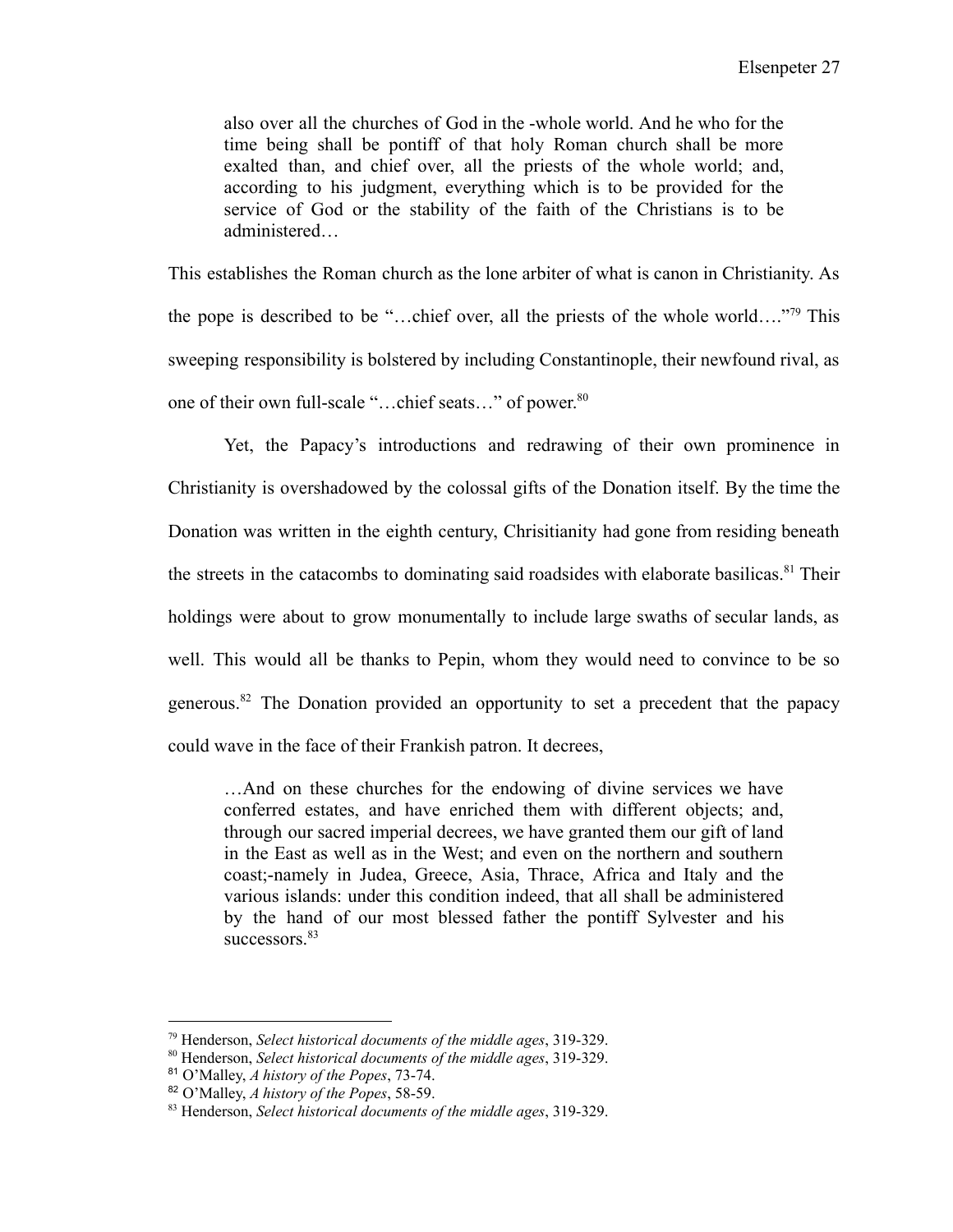> also over all the churches of God in the -whole world. And he who for the time being shall be pontiff of that holy Roman church shall be more exalted than, and chief over, all the priests of the whole world; and, according to his judgment, everything which is to be provided for the service of God or the stability of the faith of the Christians is to be administered…

This establishes the Roman church as the lone arbiter of what is canon in Christianity. As the pope is described to be "…chief over, all the priests of the whole world…."[79] This sweeping responsibility is bolstered by including Constantinople, their newfound rival, as one of their own full-scale "…chief seats…" of power.[80]

Yet, the Papacy's introductions and redrawing of their own prominence in Christianity is overshadowed by the colossal gifts of the Donation itself. By the time the Donation was written in the eighth century, Chrisitianity had gone from residing beneath the streets in the catacombs to dominating said roadsides with elaborate basilicas.[81] Their holdings were about to grow monumentally to include large swaths of secular lands, as well. This would all be thanks to Pepin, whom they would need to convince to be so generous.[82] The Donation provided an opportunity to set a precedent that the papacy could wave in the face of their Frankish patron. It decrees,

> …And on these churches for the endowing of divine services we have conferred estates, and have enriched them with different objects; and, through our sacred imperial decrees, we have granted them our gift of land in the East as well as in the West; and even on the northern and southern coast;-namely in Judea, Greece, Asia, Thrace, Africa and Italy and the various islands: under this condition indeed, that all shall be administered by the hand of our most blessed father the pontiff Sylvester and his successors.[83]

---

[79] Henderson, *Select historical documents of the middle ages*, 319-329.
[80] Henderson, *Select historical documents of the middle ages*, 319-329.
[81] O'Malley, *A history of the Popes*, 73-74.
[82] O'Malley, *A history of the Popes*, 58-59.
[83] Henderson, *Select historical documents of the middle ages*, 319-329.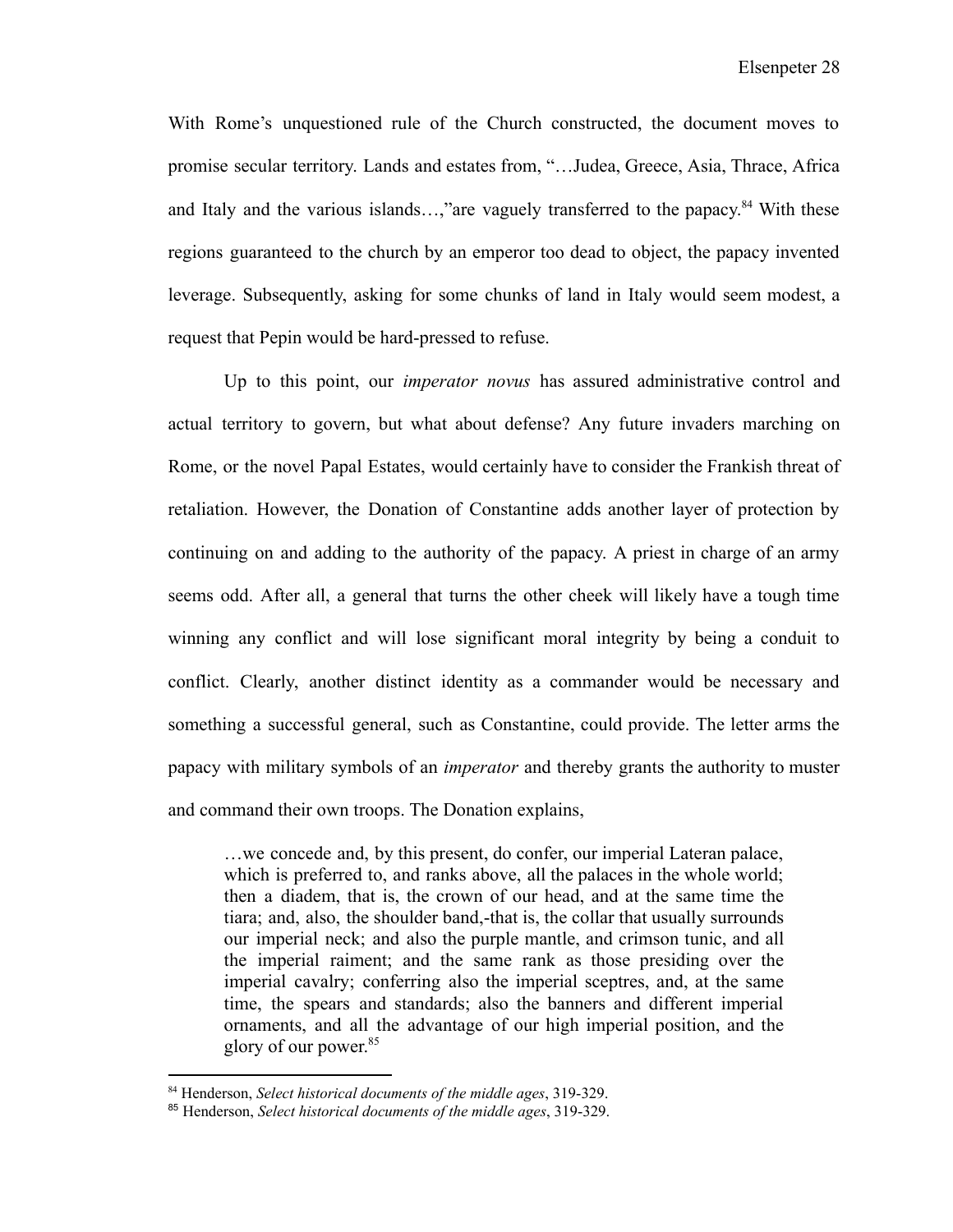With Rome's unquestioned rule of the Church constructed, the document moves to promise secular territory. Lands and estates from, "…Judea, Greece, Asia, Thrace, Africa and Italy and the various islands…,"are vaguely transferred to the papacy.[84] With these regions guaranteed to the church by an emperor too dead to object, the papacy invented leverage. Subsequently, asking for some chunks of land in Italy would seem modest, a request that Pepin would be hard-pressed to refuse.

Up to this point, our *imperator novus* has assured administrative control and actual territory to govern, but what about defense? Any future invaders marching on Rome, or the novel Papal Estates, would certainly have to consider the Frankish threat of retaliation. However, the Donation of Constantine adds another layer of protection by continuing on and adding to the authority of the papacy. A priest in charge of an army seems odd. After all, a general that turns the other cheek will likely have a tough time winning any conflict and will lose significant moral integrity by being a conduit to conflict. Clearly, another distinct identity as a commander would be necessary and something a successful general, such as Constantine, could provide. The letter arms the papacy with military symbols of an *imperator* and thereby grants the authority to muster and command their own troops. The Donation explains,

> …we concede and, by this present, do confer, our imperial Lateran palace, which is preferred to, and ranks above, all the palaces in the whole world; then a diadem, that is, the crown of our head, and at the same time the tiara; and, also, the shoulder band,-that is, the collar that usually surrounds our imperial neck; and also the purple mantle, and crimson tunic, and all the imperial raiment; and the same rank as those presiding over the imperial cavalry; conferring also the imperial sceptres, and, at the same time, the spears and standards; also the banners and different imperial ornaments, and all the advantage of our high imperial position, and the glory of our power.[85]

---

[84] Henderson, *Select historical documents of the middle ages*, 319-329.

[85] Henderson, *Select historical documents of the middle ages*, 319-329.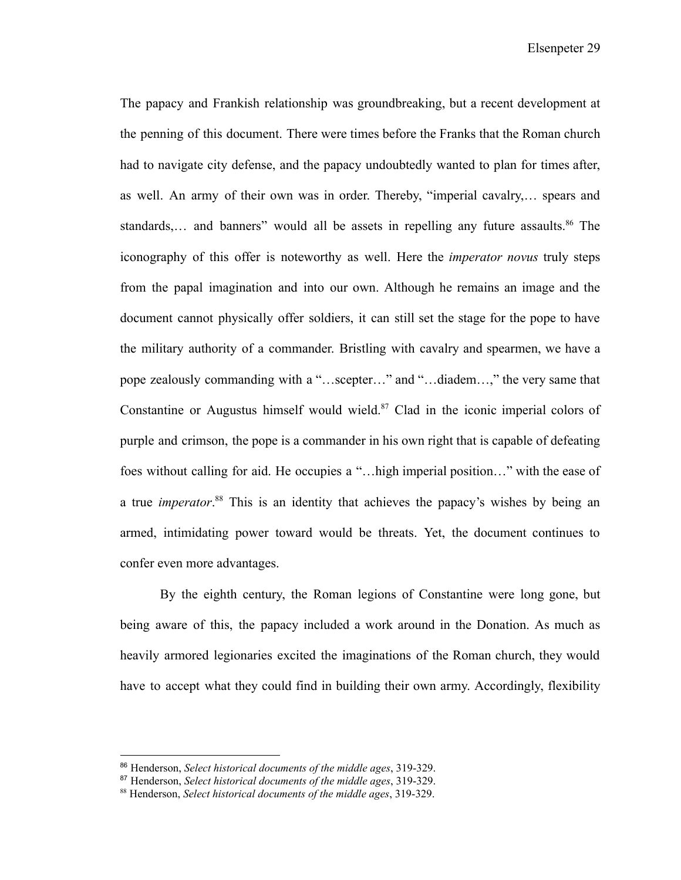The papacy and Frankish relationship was groundbreaking, but a recent development at the penning of this document. There were times before the Franks that the Roman church had to navigate city defense, and the papacy undoubtedly wanted to plan for times after, as well. An army of their own was in order. Thereby, "imperial cavalry,… spears and standards,… and banners" would all be assets in repelling any future assaults.[86] The iconography of this offer is noteworthy as well. Here the *imperator novus* truly steps from the papal imagination and into our own. Although he remains an image and the document cannot physically offer soldiers, it can still set the stage for the pope to have the military authority of a commander. Bristling with cavalry and spearmen, we have a pope zealously commanding with a "…scepter…" and "…diadem…," the very same that Constantine or Augustus himself would wield.[87] Clad in the iconic imperial colors of purple and crimson, the pope is a commander in his own right that is capable of defeating foes without calling for aid. He occupies a "…high imperial position…" with the ease of a true *imperator*.[88] This is an identity that achieves the papacy's wishes by being an armed, intimidating power toward would be threats. Yet, the document continues to confer even more advantages.

By the eighth century, the Roman legions of Constantine were long gone, but being aware of this, the papacy included a work around in the Donation. As much as heavily armored legionaries excited the imaginations of the Roman church, they would have to accept what they could find in building their own army. Accordingly, flexibility

---

[86] Henderson, *Select historical documents of the middle ages*, 319-329.
[87] Henderson, *Select historical documents of the middle ages*, 319-329.
[88] Henderson, *Select historical documents of the middle ages*, 319-329.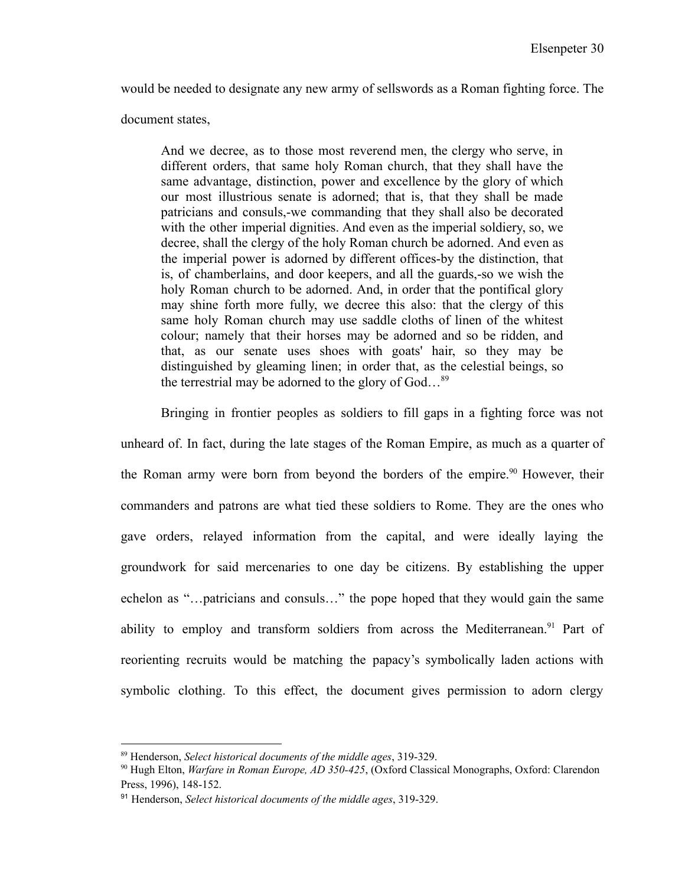would be needed to designate any new army of sellswords as a Roman fighting force. The document states,

> And we decree, as to those most reverend men, the clergy who serve, in different orders, that same holy Roman church, that they shall have the same advantage, distinction, power and excellence by the glory of which our most illustrious senate is adorned; that is, that they shall be made patricians and consuls,-we commanding that they shall also be decorated with the other imperial dignities. And even as the imperial soldiery, so, we decree, shall the clergy of the holy Roman church be adorned. And even as the imperial power is adorned by different offices-by the distinction, that is, of chamberlains, and door keepers, and all the guards,-so we wish the holy Roman church to be adorned. And, in order that the pontifical glory may shine forth more fully, we decree this also: that the clergy of this same holy Roman church may use saddle cloths of linen of the whitest colour; namely that their horses may be adorned and so be ridden, and that, as our senate uses shoes with goats' hair, so they may be distinguished by gleaming linen; in order that, as the celestial beings, so the terrestrial may be adorned to the glory of God…[89]

Bringing in frontier peoples as soldiers to fill gaps in a fighting force was not unheard of. In fact, during the late stages of the Roman Empire, as much as a quarter of the Roman army were born from beyond the borders of the empire.[90] However, their commanders and patrons are what tied these soldiers to Rome. They are the ones who gave orders, relayed information from the capital, and were ideally laying the groundwork for said mercenaries to one day be citizens. By establishing the upper echelon as "…patricians and consuls…" the pope hoped that they would gain the same ability to employ and transform soldiers from across the Mediterranean.[91] Part of reorienting recruits would be matching the papacy's symbolically laden actions with symbolic clothing. To this effect, the document gives permission to adorn clergy

---

[89] Henderson, *Select historical documents of the middle ages*, 319-329.

[90] Hugh Elton, *Warfare in Roman Europe, AD 350-425*, (Oxford Classical Monographs, Oxford: Clarendon Press, 1996), 148-152.

[91] Henderson, *Select historical documents of the middle ages*, 319-329.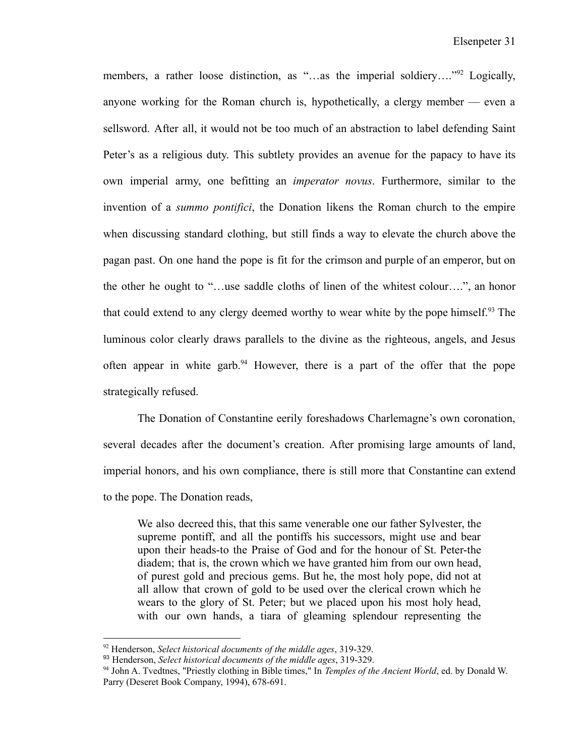members, a rather loose distinction, as "…as the imperial soldiery…."[92] Logically, anyone working for the Roman church is, hypothetically, a clergy member — even a sellsword. After all, it would not be too much of an abstraction to label defending Saint Peter's as a religious duty. This subtlety provides an avenue for the papacy to have its own imperial army, one befitting an *imperator novus*. Furthermore, similar to the invention of a *summo pontifici*, the Donation likens the Roman church to the empire when discussing standard clothing, but still finds a way to elevate the church above the pagan past. On one hand the pope is fit for the crimson and purple of an emperor, but on the other he ought to "…use saddle cloths of linen of the whitest colour….", an honor that could extend to any clergy deemed worthy to wear white by the pope himself.[93] The luminous color clearly draws parallels to the divine as the righteous, angels, and Jesus often appear in white garb.[94] However, there is a part of the offer that the pope strategically refused.

The Donation of Constantine eerily foreshadows Charlemagne's own coronation, several decades after the document's creation. After promising large amounts of land, imperial honors, and his own compliance, there is still more that Constantine can extend to the pope. The Donation reads,

> We also decreed this, that this same venerable one our father Sylvester, the supreme pontiff, and all the pontiffs his successors, might use and bear upon their heads-to the Praise of God and for the honour of St. Peter-the diadem; that is, the crown which we have granted him from our own head, of purest gold and precious gems. But he, the most holy pope, did not at all allow that crown of gold to be used over the clerical crown which he wears to the glory of St. Peter; but we placed upon his most holy head, with our own hands, a tiara of gleaming splendour representing the

---

[92] Henderson, *Select historical documents of the middle ages*, 319-329.

[93] Henderson, *Select historical documents of the middle ages*, 319-329.

[94] John A. Tvedtnes, "Priestly clothing in Bible times," In *Temples of the Ancient World*, ed. by Donald W. Parry (Deseret Book Company, 1994), 678-691.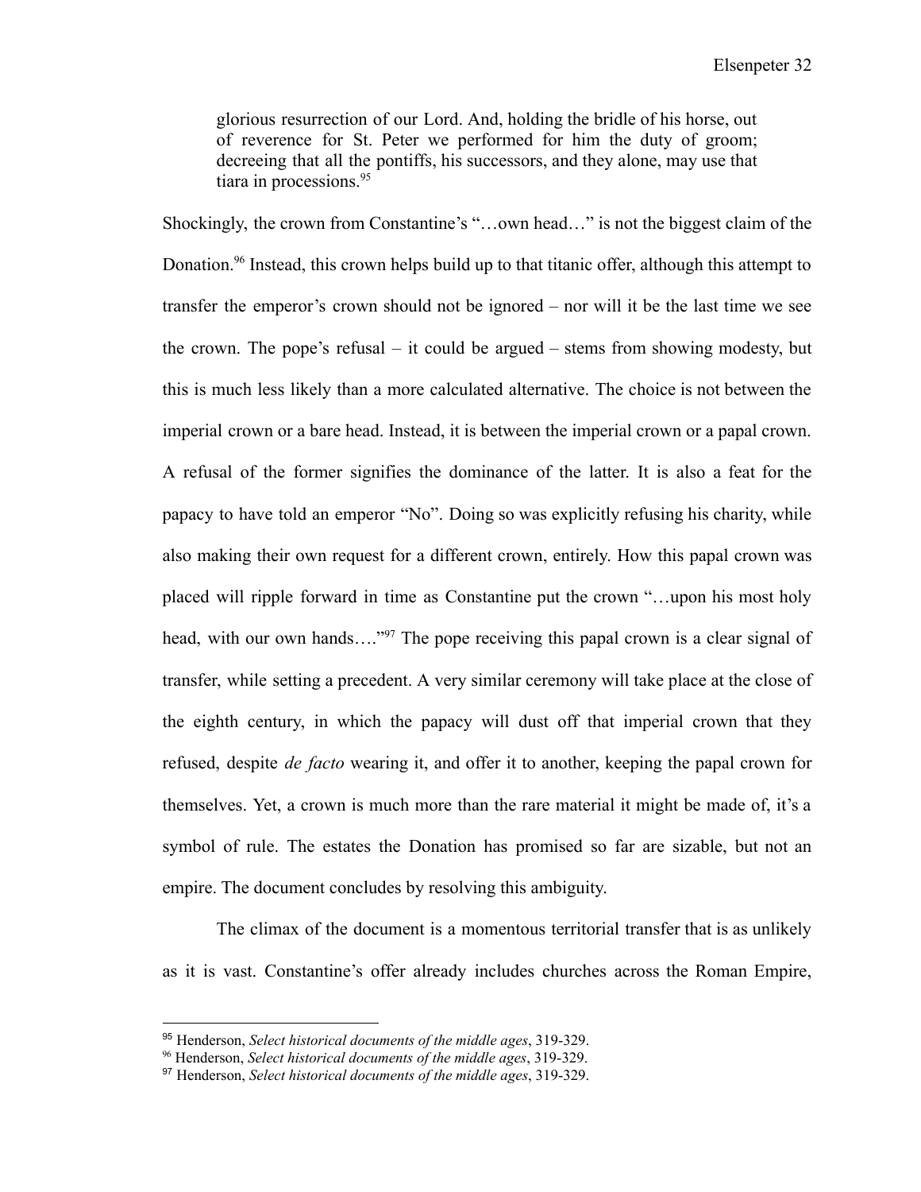> glorious resurrection of our Lord. And, holding the bridle of his horse, out of reverence for St. Peter we performed for him the duty of groom; decreeing that all the pontiffs, his successors, and they alone, may use that tiara in processions.[95]

Shockingly, the crown from Constantine's "…own head…" is not the biggest claim of the Donation.[96] Instead, this crown helps build up to that titanic offer, although this attempt to transfer the emperor's crown should not be ignored – nor will it be the last time we see the crown. The pope's refusal – it could be argued – stems from showing modesty, but this is much less likely than a more calculated alternative. The choice is not between the imperial crown or a bare head. Instead, it is between the imperial crown or a papal crown. A refusal of the former signifies the dominance of the latter. It is also a feat for the papacy to have told an emperor "No". Doing so was explicitly refusing his charity, while also making their own request for a different crown, entirely. How this papal crown was placed will ripple forward in time as Constantine put the crown "…upon his most holy head, with our own hands…."[97] The pope receiving this papal crown is a clear signal of transfer, while setting a precedent. A very similar ceremony will take place at the close of the eighth century, in which the papacy will dust off that imperial crown that they refused, despite *de facto* wearing it, and offer it to another, keeping the papal crown for themselves. Yet, a crown is much more than the rare material it might be made of, it's a symbol of rule. The estates the Donation has promised so far are sizable, but not an empire. The document concludes by resolving this ambiguity.

The climax of the document is a momentous territorial transfer that is as unlikely as it is vast. Constantine's offer already includes churches across the Roman Empire,

---

[95] Henderson, *Select historical documents of the middle ages*, 319-329.

[96] Henderson, *Select historical documents of the middle ages*, 319-329.

[97] Henderson, *Select historical documents of the middle ages*, 319-329.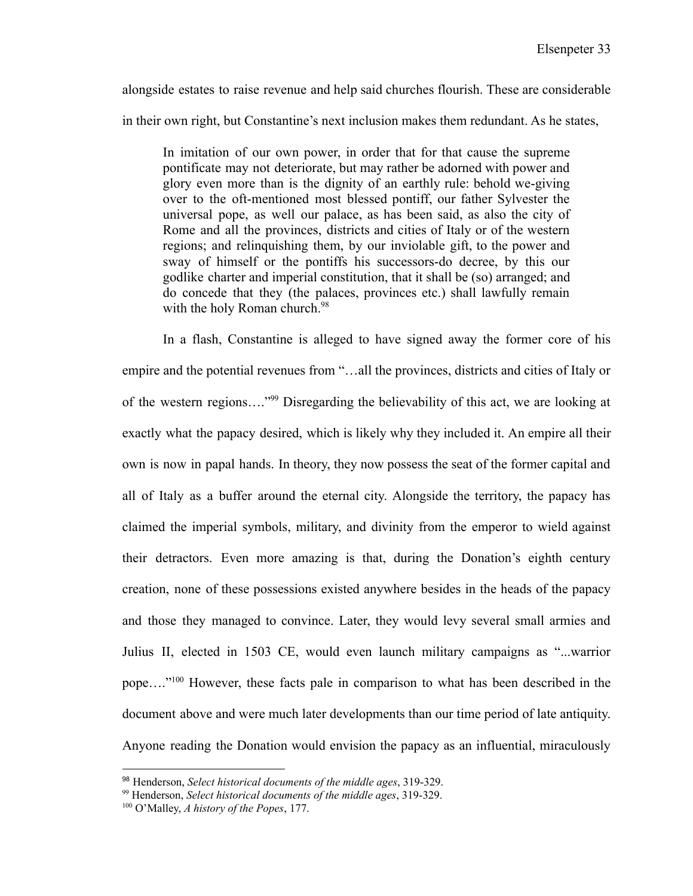alongside estates to raise revenue and help said churches flourish. These are considerable in their own right, but Constantine's next inclusion makes them redundant. As he states,

> In imitation of our own power, in order that for that cause the supreme pontificate may not deteriorate, but may rather be adorned with power and glory even more than is the dignity of an earthly rule: behold we-giving over to the oft-mentioned most blessed pontiff, our father Sylvester the universal pope, as well our palace, as has been said, as also the city of Rome and all the provinces, districts and cities of Italy or of the western regions; and relinquishing them, by our inviolable gift, to the power and sway of himself or the pontiffs his successors-do decree, by this our godlike charter and imperial constitution, that it shall be (so) arranged; and do concede that they (the palaces, provinces etc.) shall lawfully remain with the holy Roman church.[98]

In a flash, Constantine is alleged to have signed away the former core of his empire and the potential revenues from "…all the provinces, districts and cities of Italy or of the western regions…."[99] Disregarding the believability of this act, we are looking at exactly what the papacy desired, which is likely why they included it. An empire all their own is now in papal hands. In theory, they now possess the seat of the former capital and all of Italy as a buffer around the eternal city. Alongside the territory, the papacy has claimed the imperial symbols, military, and divinity from the emperor to wield against their detractors. Even more amazing is that, during the Donation's eighth century creation, none of these possessions existed anywhere besides in the heads of the papacy and those they managed to convince. Later, they would levy several small armies and Julius II, elected in 1503 CE, would even launch military campaigns as "...warrior pope…."[100] However, these facts pale in comparison to what has been described in the document above and were much later developments than our time period of late antiquity. Anyone reading the Donation would envision the papacy as an influential, miraculously

---

[98] Henderson, *Select historical documents of the middle ages*, 319-329.

[99] Henderson, *Select historical documents of the middle ages*, 319-329.

[100] O'Malley, *A history of the Popes*, 177.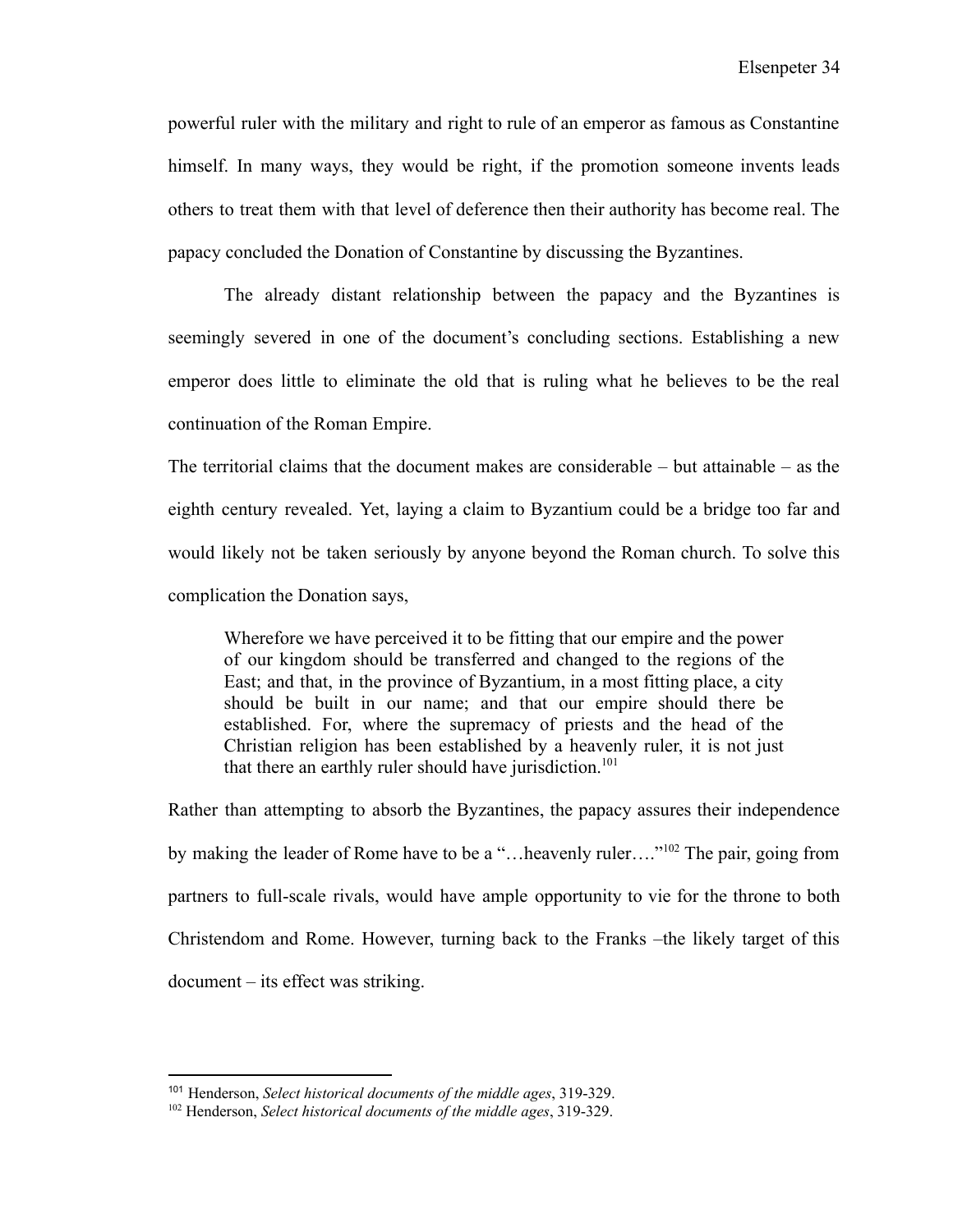powerful ruler with the military and right to rule of an emperor as famous as Constantine himself. In many ways, they would be right, if the promotion someone invents leads others to treat them with that level of deference then their authority has become real. The papacy concluded the Donation of Constantine by discussing the Byzantines.

The already distant relationship between the papacy and the Byzantines is seemingly severed in one of the document's concluding sections. Establishing a new emperor does little to eliminate the old that is ruling what he believes to be the real continuation of the Roman Empire.

The territorial claims that the document makes are considerable – but attainable – as the eighth century revealed. Yet, laying a claim to Byzantium could be a bridge too far and would likely not be taken seriously by anyone beyond the Roman church. To solve this complication the Donation says,

> Wherefore we have perceived it to be fitting that our empire and the power of our kingdom should be transferred and changed to the regions of the East; and that, in the province of Byzantium, in a most fitting place, a city should be built in our name; and that our empire should there be established. For, where the supremacy of priests and the head of the Christian religion has been established by a heavenly ruler, it is not just that there an earthly ruler should have jurisdiction.[101]

Rather than attempting to absorb the Byzantines, the papacy assures their independence by making the leader of Rome have to be a "…heavenly ruler…."[102] The pair, going from partners to full-scale rivals, would have ample opportunity to vie for the throne to both Christendom and Rome. However, turning back to the Franks –the likely target of this document – its effect was striking.

---

[101] Henderson, *Select historical documents of the middle ages*, 319-329.

[102] Henderson, *Select historical documents of the middle ages*, 319-329.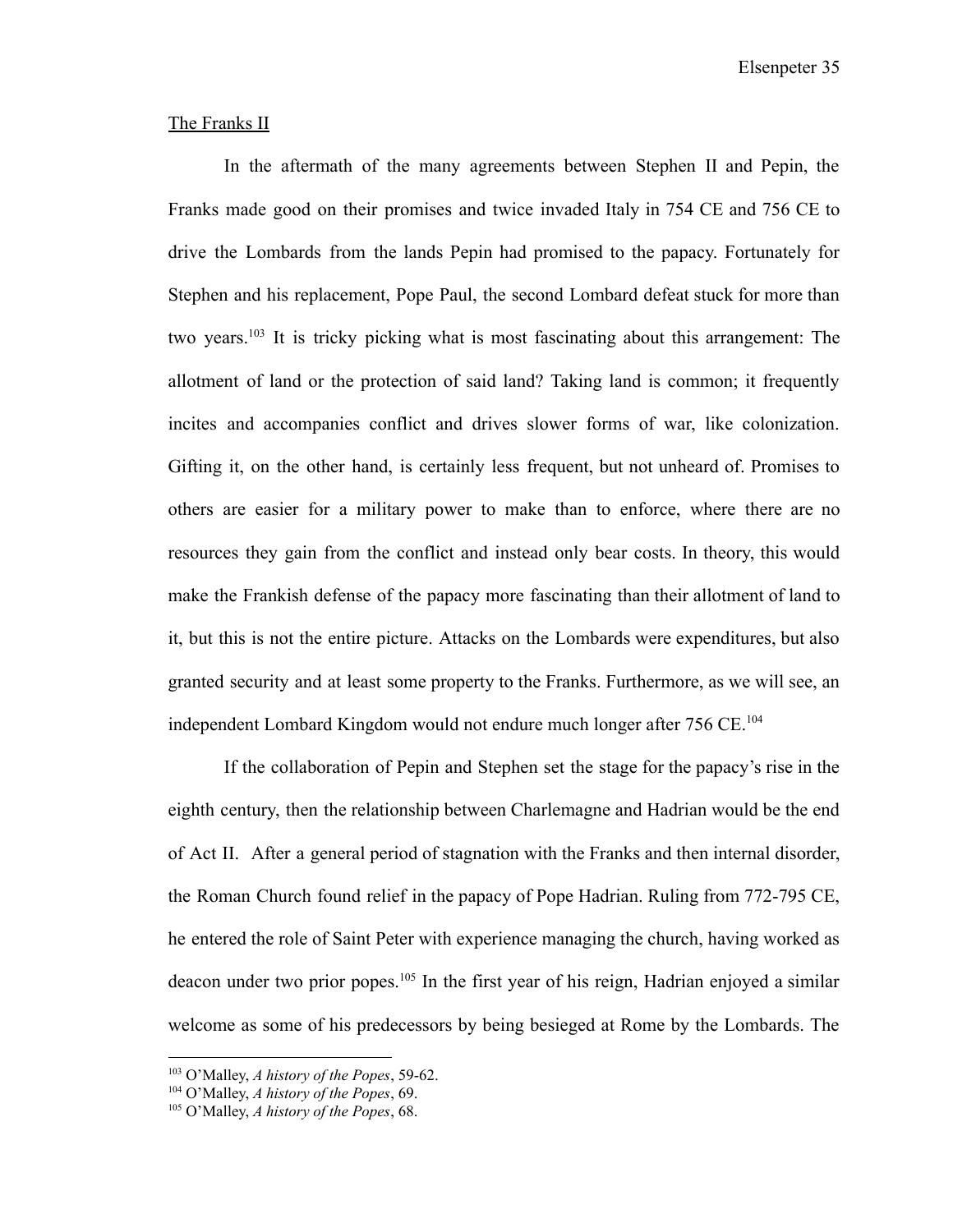The Franks II

In the aftermath of the many agreements between Stephen II and Pepin, the Franks made good on their promises and twice invaded Italy in 754 CE and 756 CE to drive the Lombards from the lands Pepin had promised to the papacy. Fortunately for Stephen and his replacement, Pope Paul, the second Lombard defeat stuck for more than two years.[103] It is tricky picking what is most fascinating about this arrangement: The allotment of land or the protection of said land? Taking land is common; it frequently incites and accompanies conflict and drives slower forms of war, like colonization. Gifting it, on the other hand, is certainly less frequent, but not unheard of. Promises to others are easier for a military power to make than to enforce, where there are no resources they gain from the conflict and instead only bear costs. In theory, this would make the Frankish defense of the papacy more fascinating than their allotment of land to it, but this is not the entire picture. Attacks on the Lombards were expenditures, but also granted security and at least some property to the Franks. Furthermore, as we will see, an independent Lombard Kingdom would not endure much longer after 756 CE.[104]

If the collaboration of Pepin and Stephen set the stage for the papacy's rise in the eighth century, then the relationship between Charlemagne and Hadrian would be the end of Act II. After a general period of stagnation with the Franks and then internal disorder, the Roman Church found relief in the papacy of Pope Hadrian. Ruling from 772-795 CE, he entered the role of Saint Peter with experience managing the church, having worked as deacon under two prior popes.[105] In the first year of his reign, Hadrian enjoyed a similar welcome as some of his predecessors by being besieged at Rome by the Lombards. The

---

[103] O'Malley, *A history of the Popes*, 59-62.

[104] O'Malley, *A history of the Popes*, 69.

[105] O'Malley, *A history of the Popes*, 68.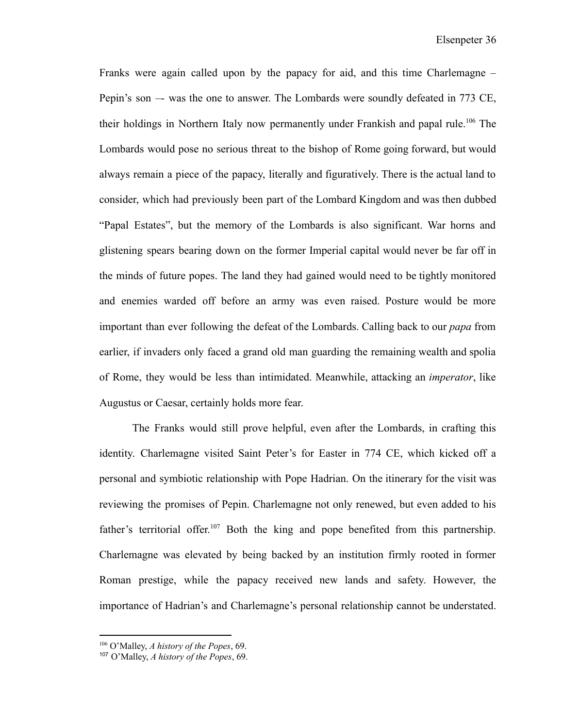Franks were again called upon by the papacy for aid, and this time Charlemagne – Pepin's son –- was the one to answer. The Lombards were soundly defeated in 773 CE, their holdings in Northern Italy now permanently under Frankish and papal rule.[106] The Lombards would pose no serious threat to the bishop of Rome going forward, but would always remain a piece of the papacy, literally and figuratively. There is the actual land to consider, which had previously been part of the Lombard Kingdom and was then dubbed "Papal Estates", but the memory of the Lombards is also significant. War horns and glistening spears bearing down on the former Imperial capital would never be far off in the minds of future popes. The land they had gained would need to be tightly monitored and enemies warded off before an army was even raised. Posture would be more important than ever following the defeat of the Lombards. Calling back to our *papa* from earlier, if invaders only faced a grand old man guarding the remaining wealth and spolia of Rome, they would be less than intimidated. Meanwhile, attacking an *imperator*, like Augustus or Caesar, certainly holds more fear.

The Franks would still prove helpful, even after the Lombards, in crafting this identity. Charlemagne visited Saint Peter's for Easter in 774 CE, which kicked off a personal and symbiotic relationship with Pope Hadrian. On the itinerary for the visit was reviewing the promises of Pepin. Charlemagne not only renewed, but even added to his father's territorial offer.[107] Both the king and pope benefited from this partnership. Charlemagne was elevated by being backed by an institution firmly rooted in former Roman prestige, while the papacy received new lands and safety. However, the importance of Hadrian's and Charlemagne's personal relationship cannot be understated.

---

[106] O'Malley, *A history of the Popes*, 69.

[107] O'Malley, *A history of the Popes*, 69.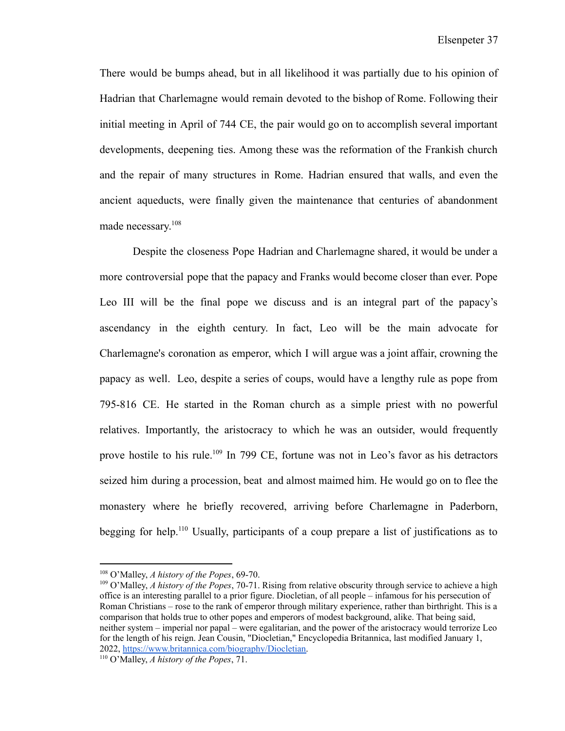There would be bumps ahead, but in all likelihood it was partially due to his opinion of Hadrian that Charlemagne would remain devoted to the bishop of Rome. Following their initial meeting in April of 744 CE, the pair would go on to accomplish several important developments, deepening ties. Among these was the reformation of the Frankish church and the repair of many structures in Rome. Hadrian ensured that walls, and even the ancient aqueducts, were finally given the maintenance that centuries of abandonment made necessary.[108]

Despite the closeness Pope Hadrian and Charlemagne shared, it would be under a more controversial pope that the papacy and Franks would become closer than ever. Pope Leo III will be the final pope we discuss and is an integral part of the papacy's ascendancy in the eighth century. In fact, Leo will be the main advocate for Charlemagne's coronation as emperor, which I will argue was a joint affair, crowning the papacy as well. Leo, despite a series of coups, would have a lengthy rule as pope from 795-816 CE. He started in the Roman church as a simple priest with no powerful relatives. Importantly, the aristocracy to which he was an outsider, would frequently prove hostile to his rule.[109] In 799 CE, fortune was not in Leo's favor as his detractors seized him during a procession, beat and almost maimed him. He would go on to flee the monastery where he briefly recovered, arriving before Charlemagne in Paderborn, begging for help.[110] Usually, participants of a coup prepare a list of justifications as to

---

[108] O'Malley, *A history of the Popes*, 69-70.

[109] O'Malley, *A history of the Popes*, 70-71. Rising from relative obscurity through service to achieve a high office is an interesting parallel to a prior figure. Diocletian, of all people – infamous for his persecution of Roman Christians – rose to the rank of emperor through military experience, rather than birthright. This is a comparison that holds true to other popes and emperors of modest background, alike. That being said, neither system – imperial nor papal – were egalitarian, and the power of the aristocracy would terrorize Leo for the length of his reign. Jean Cousin, "Diocletian," Encyclopedia Britannica, last modified January 1, 2022, https://www.britannica.com/biography/Diocletian.

[110] O'Malley, *A history of the Popes*, 71.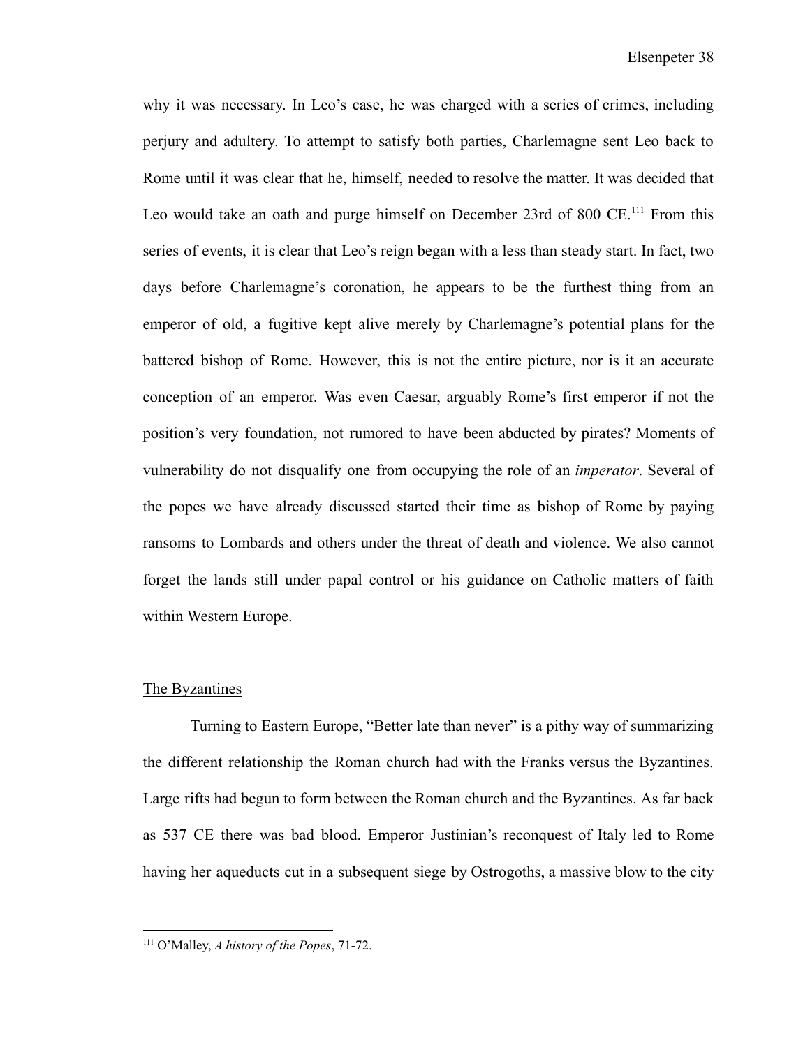why it was necessary. In Leo's case, he was charged with a series of crimes, including perjury and adultery. To attempt to satisfy both parties, Charlemagne sent Leo back to Rome until it was clear that he, himself, needed to resolve the matter. It was decided that Leo would take an oath and purge himself on December 23rd of 800 CE.[111] From this series of events, it is clear that Leo's reign began with a less than steady start. In fact, two days before Charlemagne's coronation, he appears to be the furthest thing from an emperor of old, a fugitive kept alive merely by Charlemagne's potential plans for the battered bishop of Rome. However, this is not the entire picture, nor is it an accurate conception of an emperor. Was even Caesar, arguably Rome's first emperor if not the position's very foundation, not rumored to have been abducted by pirates? Moments of vulnerability do not disqualify one from occupying the role of an *imperator*. Several of the popes we have already discussed started their time as bishop of Rome by paying ransoms to Lombards and others under the threat of death and violence. We also cannot forget the lands still under papal control or his guidance on Catholic matters of faith within Western Europe.

## The Byzantines

Turning to Eastern Europe, "Better late than never" is a pithy way of summarizing the different relationship the Roman church had with the Franks versus the Byzantines. Large rifts had begun to form between the Roman church and the Byzantines. As far back as 537 CE there was bad blood. Emperor Justinian's reconquest of Italy led to Rome having her aqueducts cut in a subsequent siege by Ostrogoths, a massive blow to the city

---

[111] O'Malley, *A history of the Popes*, 71-72.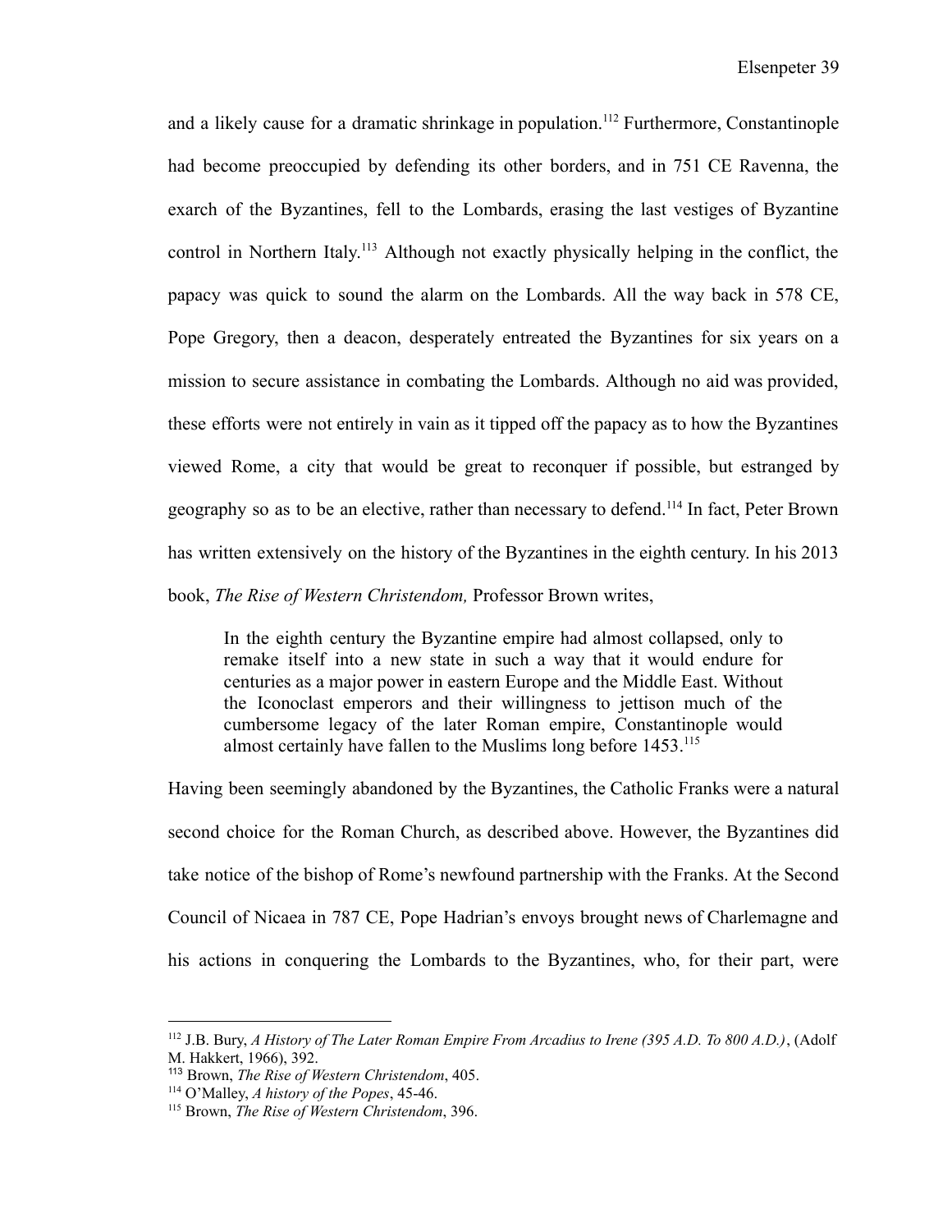and a likely cause for a dramatic shrinkage in population.[112] Furthermore, Constantinople had become preoccupied by defending its other borders, and in 751 CE Ravenna, the exarch of the Byzantines, fell to the Lombards, erasing the last vestiges of Byzantine control in Northern Italy.[113] Although not exactly physically helping in the conflict, the papacy was quick to sound the alarm on the Lombards. All the way back in 578 CE, Pope Gregory, then a deacon, desperately entreated the Byzantines for six years on a mission to secure assistance in combating the Lombards. Although no aid was provided, these efforts were not entirely in vain as it tipped off the papacy as to how the Byzantines viewed Rome, a city that would be great to reconquer if possible, but estranged by geography so as to be an elective, rather than necessary to defend.[114] In fact, Peter Brown has written extensively on the history of the Byzantines in the eighth century. In his 2013 book, *The Rise of Western Christendom,* Professor Brown writes,

> In the eighth century the Byzantine empire had almost collapsed, only to remake itself into a new state in such a way that it would endure for centuries as a major power in eastern Europe and the Middle East. Without the Iconoclast emperors and their willingness to jettison much of the cumbersome legacy of the later Roman empire, Constantinople would almost certainly have fallen to the Muslims long before 1453.[115]

Having been seemingly abandoned by the Byzantines, the Catholic Franks were a natural second choice for the Roman Church, as described above. However, the Byzantines did take notice of the bishop of Rome's newfound partnership with the Franks. At the Second Council of Nicaea in 787 CE, Pope Hadrian's envoys brought news of Charlemagne and his actions in conquering the Lombards to the Byzantines, who, for their part, were

---

[112] J.B. Bury, *A History of The Later Roman Empire From Arcadius to Irene (395 A.D. To 800 A.D.)*, (Adolf M. Hakkert, 1966), 392.

[113] Brown, *The Rise of Western Christendom*, 405.

[114] O'Malley, *A history of the Popes*, 45-46.

[115] Brown, *The Rise of Western Christendom*, 396.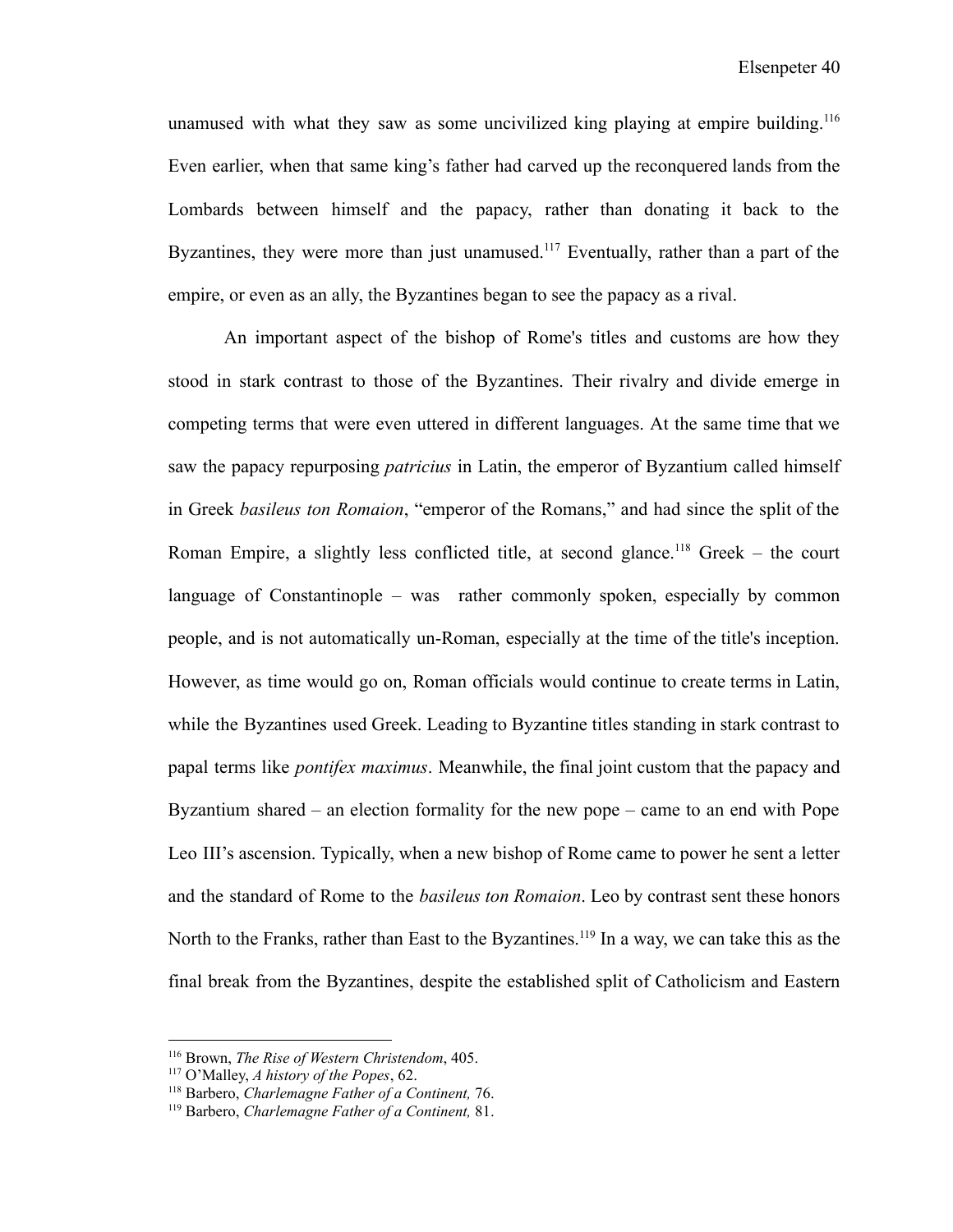unamused with what they saw as some uncivilized king playing at empire building.[116] Even earlier, when that same king's father had carved up the reconquered lands from the Lombards between himself and the papacy, rather than donating it back to the Byzantines, they were more than just unamused.[117] Eventually, rather than a part of the empire, or even as an ally, the Byzantines began to see the papacy as a rival.

An important aspect of the bishop of Rome's titles and customs are how they stood in stark contrast to those of the Byzantines. Their rivalry and divide emerge in competing terms that were even uttered in different languages. At the same time that we saw the papacy repurposing *patricius* in Latin, the emperor of Byzantium called himself in Greek *basileus ton Romaion*, "emperor of the Romans," and had since the split of the Roman Empire, a slightly less conflicted title, at second glance.[118] Greek – the court language of Constantinople – was rather commonly spoken, especially by common people, and is not automatically un-Roman, especially at the time of the title's inception. However, as time would go on, Roman officials would continue to create terms in Latin, while the Byzantines used Greek. Leading to Byzantine titles standing in stark contrast to papal terms like *pontifex maximus*. Meanwhile, the final joint custom that the papacy and Byzantium shared – an election formality for the new pope – came to an end with Pope Leo III's ascension. Typically, when a new bishop of Rome came to power he sent a letter and the standard of Rome to the *basileus ton Romaion*. Leo by contrast sent these honors North to the Franks, rather than East to the Byzantines.[119] In a way, we can take this as the final break from the Byzantines, despite the established split of Catholicism and Eastern

---

[116] Brown, *The Rise of Western Christendom*, 405.

[117] O'Malley, *A history of the Popes*, 62.

[118] Barbero, *Charlemagne Father of a Continent,* 76.

[119] Barbero, *Charlemagne Father of a Continent,* 81.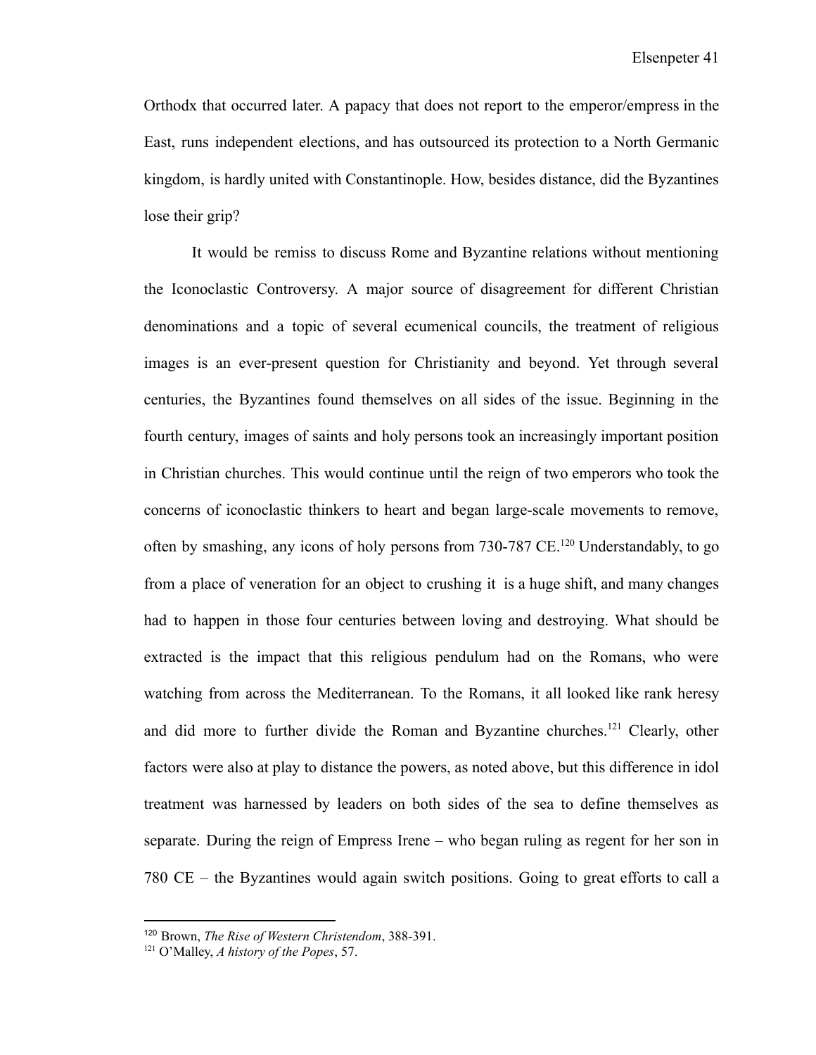Orthodx that occurred later. A papacy that does not report to the emperor/empress in the East, runs independent elections, and has outsourced its protection to a North Germanic kingdom, is hardly united with Constantinople. How, besides distance, did the Byzantines lose their grip?

It would be remiss to discuss Rome and Byzantine relations without mentioning the Iconoclastic Controversy. A major source of disagreement for different Christian denominations and a topic of several ecumenical councils, the treatment of religious images is an ever-present question for Christianity and beyond. Yet through several centuries, the Byzantines found themselves on all sides of the issue. Beginning in the fourth century, images of saints and holy persons took an increasingly important position in Christian churches. This would continue until the reign of two emperors who took the concerns of iconoclastic thinkers to heart and began large-scale movements to remove, often by smashing, any icons of holy persons from 730-787 CE.[120] Understandably, to go from a place of veneration for an object to crushing it is a huge shift, and many changes had to happen in those four centuries between loving and destroying. What should be extracted is the impact that this religious pendulum had on the Romans, who were watching from across the Mediterranean. To the Romans, it all looked like rank heresy and did more to further divide the Roman and Byzantine churches.[121] Clearly, other factors were also at play to distance the powers, as noted above, but this difference in idol treatment was harnessed by leaders on both sides of the sea to define themselves as separate. During the reign of Empress Irene – who began ruling as regent for her son in 780 CE – the Byzantines would again switch positions. Going to great efforts to call a

---

[120] Brown, *The Rise of Western Christendom*, 388-391.

[121] O'Malley, *A history of the Popes*, 57.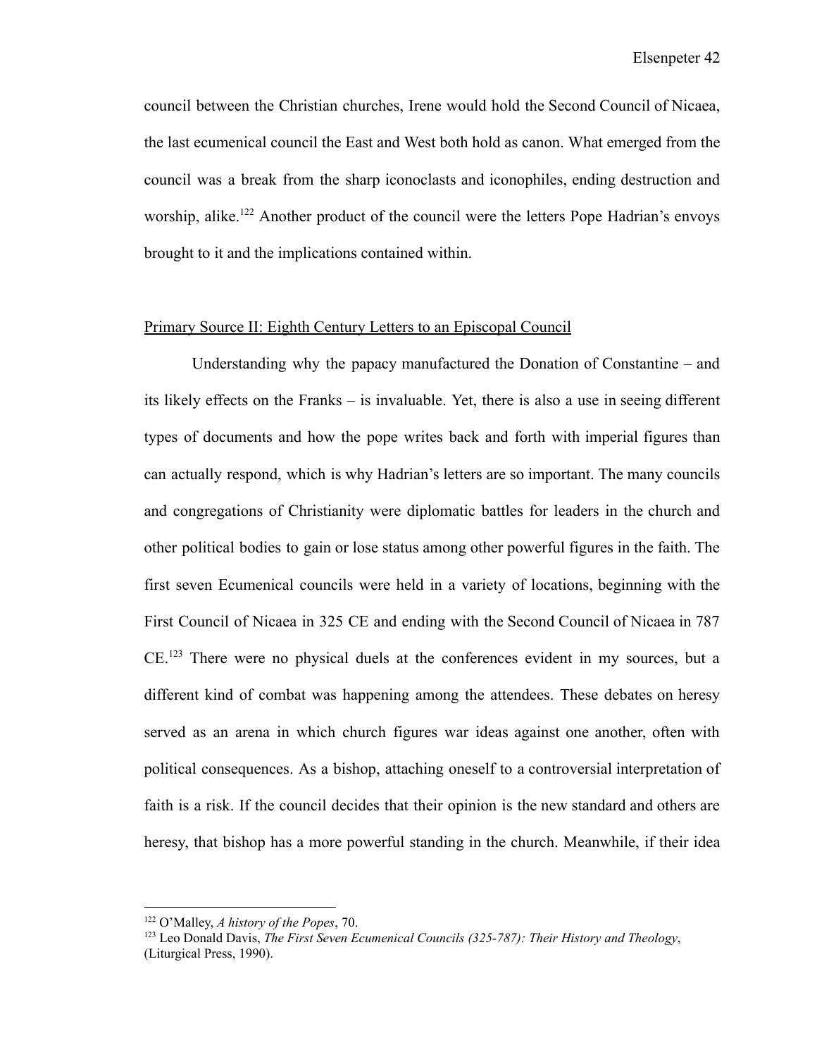council between the Christian churches, Irene would hold the Second Council of Nicaea, the last ecumenical council the East and West both hold as canon. What emerged from the council was a break from the sharp iconoclasts and iconophiles, ending destruction and worship, alike.[122] Another product of the council were the letters Pope Hadrian's envoys brought to it and the implications contained within.

<u>Primary Source II: Eighth Century Letters to an Episcopal Council</u>

Understanding why the papacy manufactured the Donation of Constantine – and its likely effects on the Franks – is invaluable. Yet, there is also a use in seeing different types of documents and how the pope writes back and forth with imperial figures than can actually respond, which is why Hadrian's letters are so important. The many councils and congregations of Christianity were diplomatic battles for leaders in the church and other political bodies to gain or lose status among other powerful figures in the faith. The first seven Ecumenical councils were held in a variety of locations, beginning with the First Council of Nicaea in 325 CE and ending with the Second Council of Nicaea in 787 CE.[123] There were no physical duels at the conferences evident in my sources, but a different kind of combat was happening among the attendees. These debates on heresy served as an arena in which church figures war ideas against one another, often with political consequences. As a bishop, attaching oneself to a controversial interpretation of faith is a risk. If the council decides that their opinion is the new standard and others are heresy, that bishop has a more powerful standing in the church. Meanwhile, if their idea

---

[122] O'Malley, *A history of the Popes*, 70.

[123] Leo Donald Davis, *The First Seven Ecumenical Councils (325-787): Their History and Theology*, (Liturgical Press, 1990).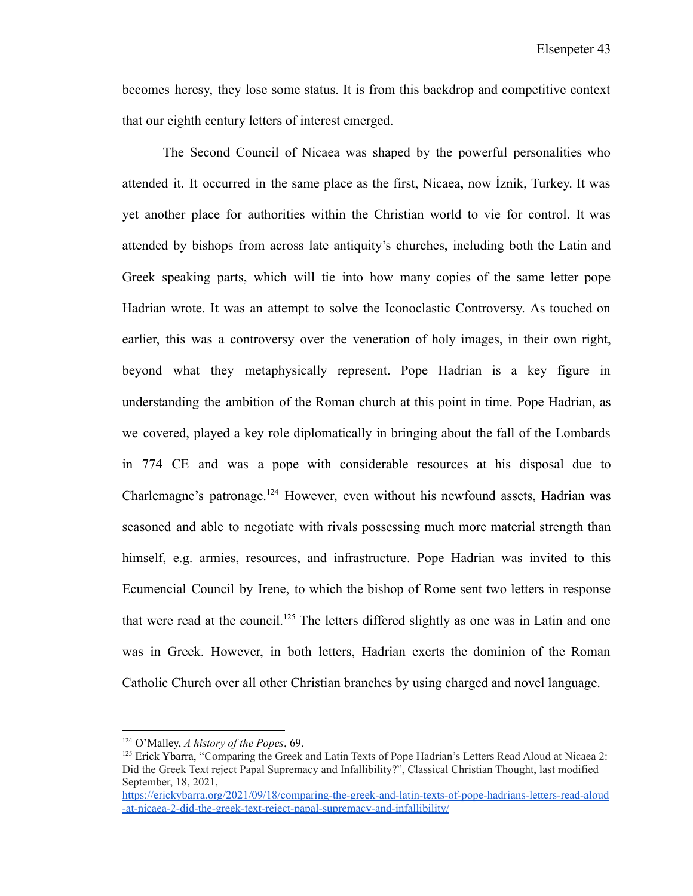becomes heresy, they lose some status. It is from this backdrop and competitive context that our eighth century letters of interest emerged.

The Second Council of Nicaea was shaped by the powerful personalities who attended it. It occurred in the same place as the first, Nicaea, now İznik, Turkey. It was yet another place for authorities within the Christian world to vie for control. It was attended by bishops from across late antiquity's churches, including both the Latin and Greek speaking parts, which will tie into how many copies of the same letter pope Hadrian wrote. It was an attempt to solve the Iconoclastic Controversy. As touched on earlier, this was a controversy over the veneration of holy images, in their own right, beyond what they metaphysically represent. Pope Hadrian is a key figure in understanding the ambition of the Roman church at this point in time. Pope Hadrian, as we covered, played a key role diplomatically in bringing about the fall of the Lombards in 774 CE and was a pope with considerable resources at his disposal due to Charlemagne's patronage.[124] However, even without his newfound assets, Hadrian was seasoned and able to negotiate with rivals possessing much more material strength than himself, e.g. armies, resources, and infrastructure. Pope Hadrian was invited to this Ecumencial Council by Irene, to which the bishop of Rome sent two letters in response that were read at the council.[125] The letters differed slightly as one was in Latin and one was in Greek. However, in both letters, Hadrian exerts the dominion of the Roman Catholic Church over all other Christian branches by using charged and novel language.

---

[124] O'Malley, *A history of the Popes*, 69.

[125] Erick Ybarra, "Comparing the Greek and Latin Texts of Pope Hadrian's Letters Read Aloud at Nicaea 2: Did the Greek Text reject Papal Supremacy and Infallibility?", Classical Christian Thought, last modified September, 18, 2021, https://erickybarra.org/2021/09/18/comparing-the-greek-and-latin-texts-of-pope-hadrians-letters-read-aloud-at-nicaea-2-did-the-greek-text-reject-papal-supremacy-and-infallibility/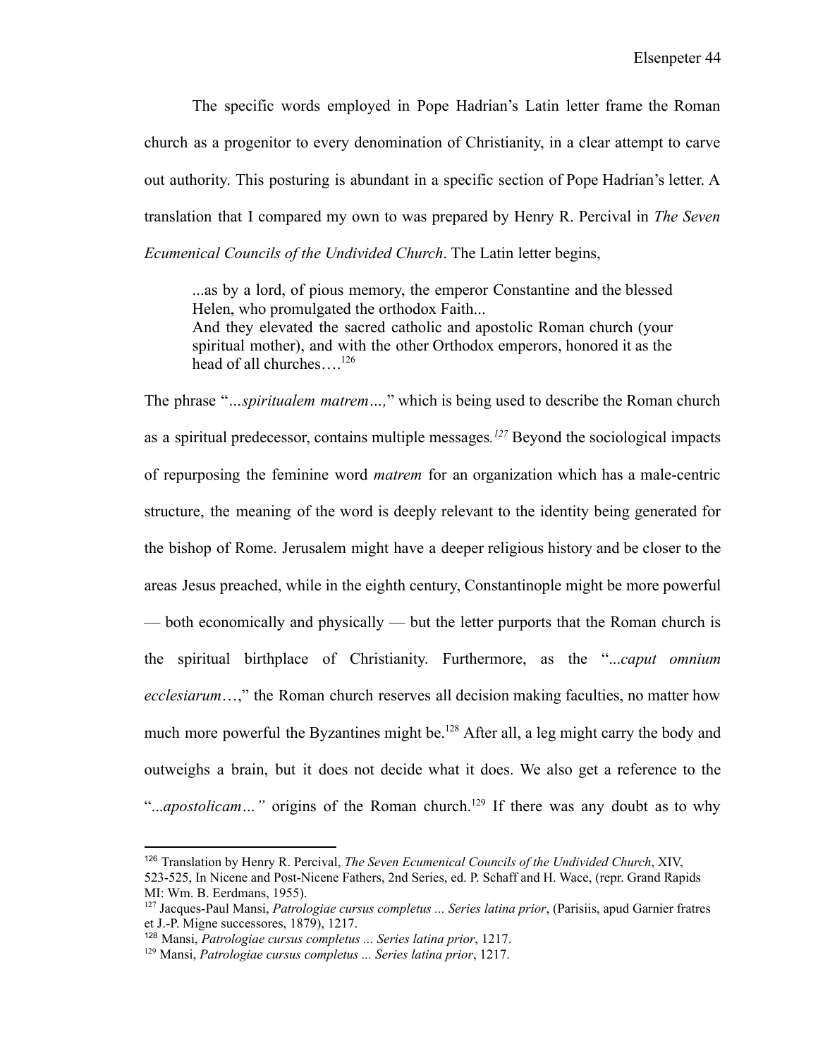The specific words employed in Pope Hadrian's Latin letter frame the Roman church as a progenitor to every denomination of Christianity, in a clear attempt to carve out authority. This posturing is abundant in a specific section of Pope Hadrian's letter. A translation that I compared my own to was prepared by Henry R. Percival in *The Seven Ecumenical Councils of the Undivided Church*. The Latin letter begins,

> ...as by a lord, of pious memory, the emperor Constantine and the blessed Helen, who promulgated the orthodox Faith...
> And they elevated the sacred catholic and apostolic Roman church (your spiritual mother), and with the other Orthodox emperors, honored it as the head of all churches….[126]

The phrase "*...spiritualem matrem…,*" which is being used to describe the Roman church as a spiritual predecessor, contains multiple messages.[127] Beyond the sociological impacts of repurposing the feminine word *matrem* for an organization which has a male-centric structure, the meaning of the word is deeply relevant to the identity being generated for the bishop of Rome. Jerusalem might have a deeper religious history and be closer to the areas Jesus preached, while in the eighth century, Constantinople might be more powerful — both economically and physically — but the letter purports that the Roman church is the spiritual birthplace of Christianity. Furthermore, as the "*...caput omnium ecclesiarum*…," the Roman church reserves all decision making faculties, no matter how much more powerful the Byzantines might be.[128] After all, a leg might carry the body and outweighs a brain, but it does not decide what it does. We also get a reference to the "*...apostolicam…"* origins of the Roman church.[129] If there was any doubt as to why

---

[126] Translation by Henry R. Percival, *The Seven Ecumenical Councils of the Undivided Church*, XIV, 523-525, In Nicene and Post-Nicene Fathers, 2nd Series, ed. P. Schaff and H. Wace, (repr. Grand Rapids MI: Wm. B. Eerdmans, 1955).

[127] Jacques-Paul Mansi, *Patrologiae cursus completus ... Series latina prior*, (Parisiis, apud Garnier fratres et J.-P. Migne successores, 1879), 1217.

[128] Mansi, *Patrologiae cursus completus ... Series latina prior*, 1217.

[129] Mansi, *Patrologiae cursus completus ... Series latina prior*, 1217.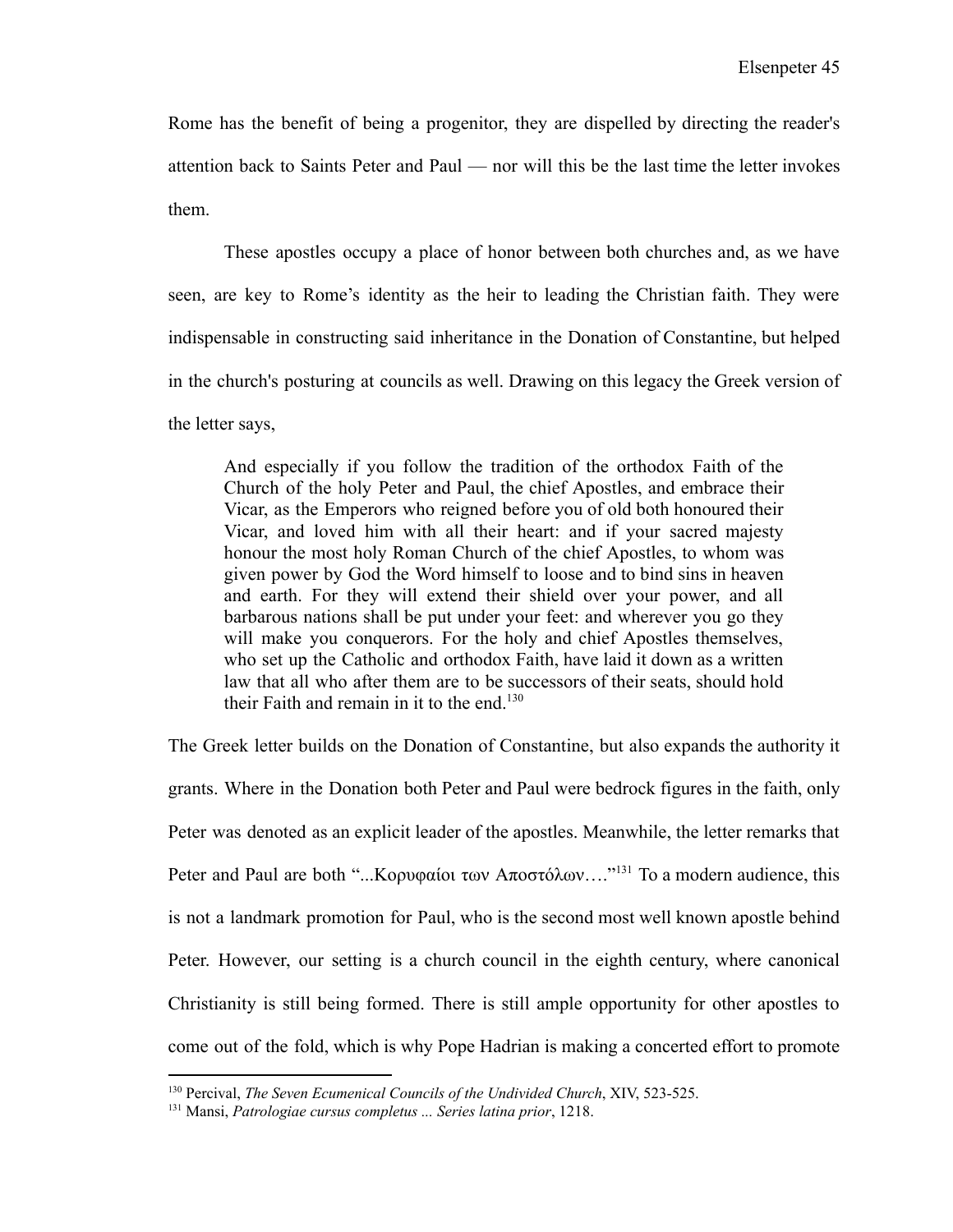Rome has the benefit of being a progenitor, they are dispelled by directing the reader's attention back to Saints Peter and Paul — nor will this be the last time the letter invokes them.

These apostles occupy a place of honor between both churches and, as we have seen, are key to Rome's identity as the heir to leading the Christian faith. They were indispensable in constructing said inheritance in the Donation of Constantine, but helped in the church's posturing at councils as well. Drawing on this legacy the Greek version of the letter says,

> And especially if you follow the tradition of the orthodox Faith of the Church of the holy Peter and Paul, the chief Apostles, and embrace their Vicar, as the Emperors who reigned before you of old both honoured their Vicar, and loved him with all their heart: and if your sacred majesty honour the most holy Roman Church of the chief Apostles, to whom was given power by God the Word himself to loose and to bind sins in heaven and earth. For they will extend their shield over your power, and all barbarous nations shall be put under your feet: and wherever you go they will make you conquerors. For the holy and chief Apostles themselves, who set up the Catholic and orthodox Faith, have laid it down as a written law that all who after them are to be successors of their seats, should hold their Faith and remain in it to the end.[130]

The Greek letter builds on the Donation of Constantine, but also expands the authority it grants. Where in the Donation both Peter and Paul were bedrock figures in the faith, only Peter was denoted as an explicit leader of the apostles. Meanwhile, the letter remarks that Peter and Paul are both "...Κορυφαίοι των Αποστόλων…."[131] To a modern audience, this is not a landmark promotion for Paul, who is the second most well known apostle behind Peter. However, our setting is a church council in the eighth century, where canonical Christianity is still being formed. There is still ample opportunity for other apostles to come out of the fold, which is why Pope Hadrian is making a concerted effort to promote

---

[130] Percival, *The Seven Ecumenical Councils of the Undivided Church*, XIV, 523-525.

[131] Mansi, *Patrologiae cursus completus ... Series latina prior*, 1218.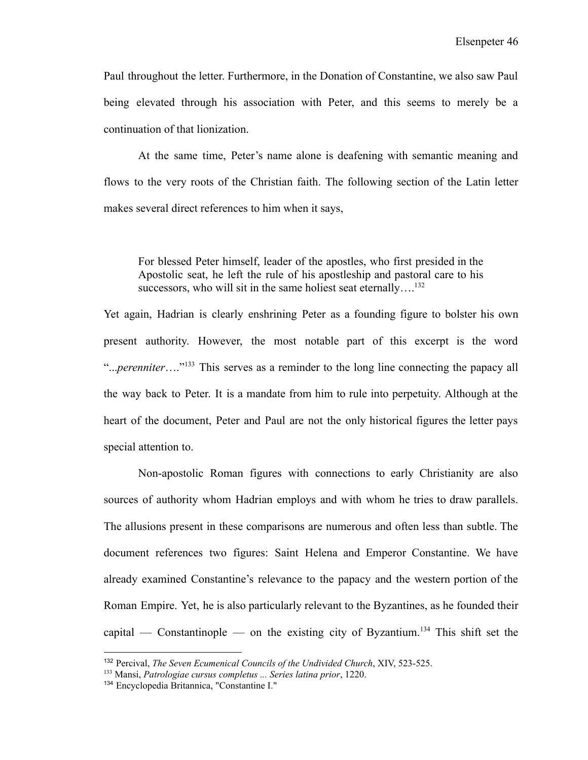Paul throughout the letter. Furthermore, in the Donation of Constantine, we also saw Paul being elevated through his association with Peter, and this seems to merely be a continuation of that lionization.

At the same time, Peter's name alone is deafening with semantic meaning and flows to the very roots of the Christian faith. The following section of the Latin letter makes several direct references to him when it says,

> For blessed Peter himself, leader of the apostles, who first presided in the Apostolic seat, he left the rule of his apostleship and pastoral care to his successors, who will sit in the same holiest seat eternally….[132]

Yet again, Hadrian is clearly enshrining Peter as a founding figure to bolster his own present authority. However, the most notable part of this excerpt is the word "...*perenniter*…."[133] This serves as a reminder to the long line connecting the papacy all the way back to Peter. It is a mandate from him to rule into perpetuity. Although at the heart of the document, Peter and Paul are not the only historical figures the letter pays special attention to.

Non-apostolic Roman figures with connections to early Christianity are also sources of authority whom Hadrian employs and with whom he tries to draw parallels. The allusions present in these comparisons are numerous and often less than subtle. The document references two figures: Saint Helena and Emperor Constantine. We have already examined Constantine's relevance to the papacy and the western portion of the Roman Empire. Yet, he is also particularly relevant to the Byzantines, as he founded their capital — Constantinople — on the existing city of Byzantium.[134] This shift set the

---

[132] Percival, *The Seven Ecumenical Councils of the Undivided Church*, XIV, 523-525.

[133] Mansi, *Patrologiae cursus completus ... Series latina prior*, 1220.

[134] Encyclopedia Britannica, "Constantine I."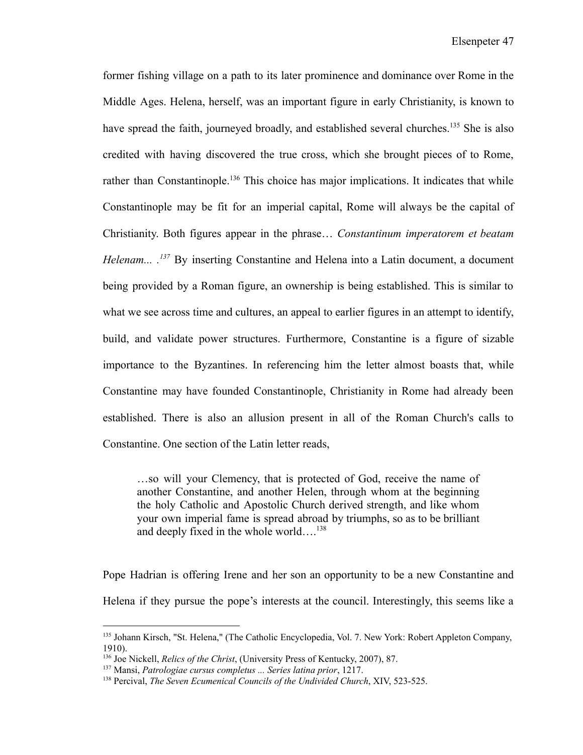former fishing village on a path to its later prominence and dominance over Rome in the Middle Ages. Helena, herself, was an important figure in early Christianity, is known to have spread the faith, journeyed broadly, and established several churches.[135] She is also credited with having discovered the true cross, which she brought pieces of to Rome, rather than Constantinople.[136] This choice has major implications. It indicates that while Constantinople may be fit for an imperial capital, Rome will always be the capital of Christianity. Both figures appear in the phrase… *Constantinum imperatorem et beatam Helenam... .*[137] By inserting Constantine and Helena into a Latin document, a document being provided by a Roman figure, an ownership is being established. This is similar to what we see across time and cultures, an appeal to earlier figures in an attempt to identify, build, and validate power structures. Furthermore, Constantine is a figure of sizable importance to the Byzantines. In referencing him the letter almost boasts that, while Constantine may have founded Constantinople, Christianity in Rome had already been established. There is also an allusion present in all of the Roman Church's calls to Constantine. One section of the Latin letter reads,

> …so will your Clemency, that is protected of God, receive the name of another Constantine, and another Helen, through whom at the beginning the holy Catholic and Apostolic Church derived strength, and like whom your own imperial fame is spread abroad by triumphs, so as to be brilliant and deeply fixed in the whole world….[138]

Pope Hadrian is offering Irene and her son an opportunity to be a new Constantine and Helena if they pursue the pope's interests at the council. Interestingly, this seems like a

---

[135] Johann Kirsch, "St. Helena," (The Catholic Encyclopedia, Vol. 7. New York: Robert Appleton Company, 1910).

[136] Joe Nickell, *Relics of the Christ*, (University Press of Kentucky, 2007), 87.

[137] Mansi, *Patrologiae cursus completus ... Series latina prior*, 1217.

[138] Percival, *The Seven Ecumenical Councils of the Undivided Church*, XIV, 523-525.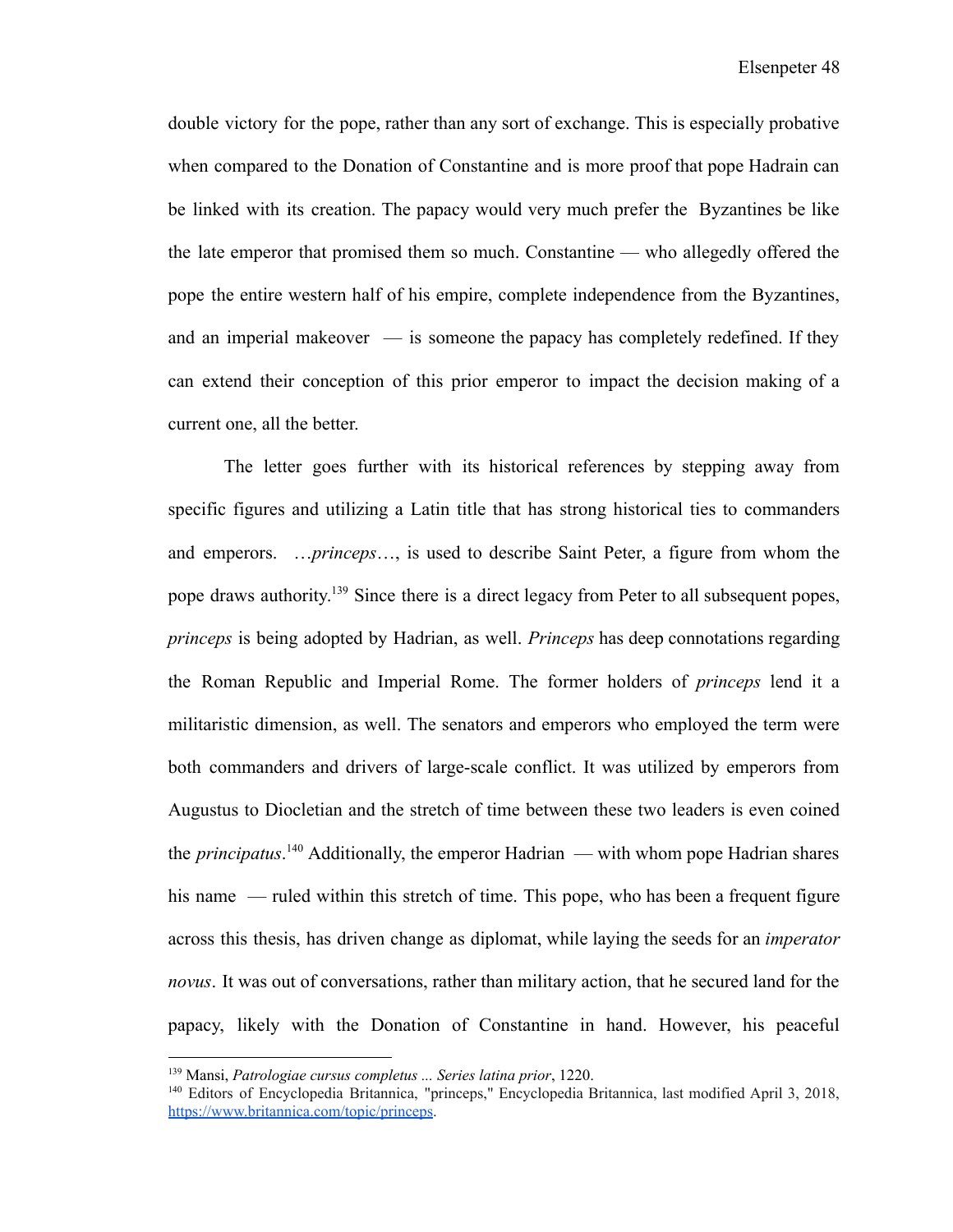double victory for the pope, rather than any sort of exchange. This is especially probative when compared to the Donation of Constantine and is more proof that pope Hadrain can be linked with its creation. The papacy would very much prefer the Byzantines be like the late emperor that promised them so much. Constantine — who allegedly offered the pope the entire western half of his empire, complete independence from the Byzantines, and an imperial makeover — is someone the papacy has completely redefined. If they can extend their conception of this prior emperor to impact the decision making of a current one, all the better.

The letter goes further with its historical references by stepping away from specific figures and utilizing a Latin title that has strong historical ties to commanders and emperors. …*princeps*…, is used to describe Saint Peter, a figure from whom the pope draws authority.[139] Since there is a direct legacy from Peter to all subsequent popes, *princeps* is being adopted by Hadrian, as well. *Princeps* has deep connotations regarding the Roman Republic and Imperial Rome. The former holders of *princeps* lend it a militaristic dimension, as well. The senators and emperors who employed the term were both commanders and drivers of large-scale conflict. It was utilized by emperors from Augustus to Diocletian and the stretch of time between these two leaders is even coined the *principatus*.[140] Additionally, the emperor Hadrian — with whom pope Hadrian shares his name — ruled within this stretch of time. This pope, who has been a frequent figure across this thesis, has driven change as diplomat, while laying the seeds for an *imperator novus*. It was out of conversations, rather than military action, that he secured land for the papacy, likely with the Donation of Constantine in hand. However, his peaceful

---

[139] Mansi, *Patrologiae cursus completus ... Series latina prior*, 1220.

[140] Editors of Encyclopedia Britannica, "princeps," Encyclopedia Britannica, last modified April 3, 2018, https://www.britannica.com/topic/princeps.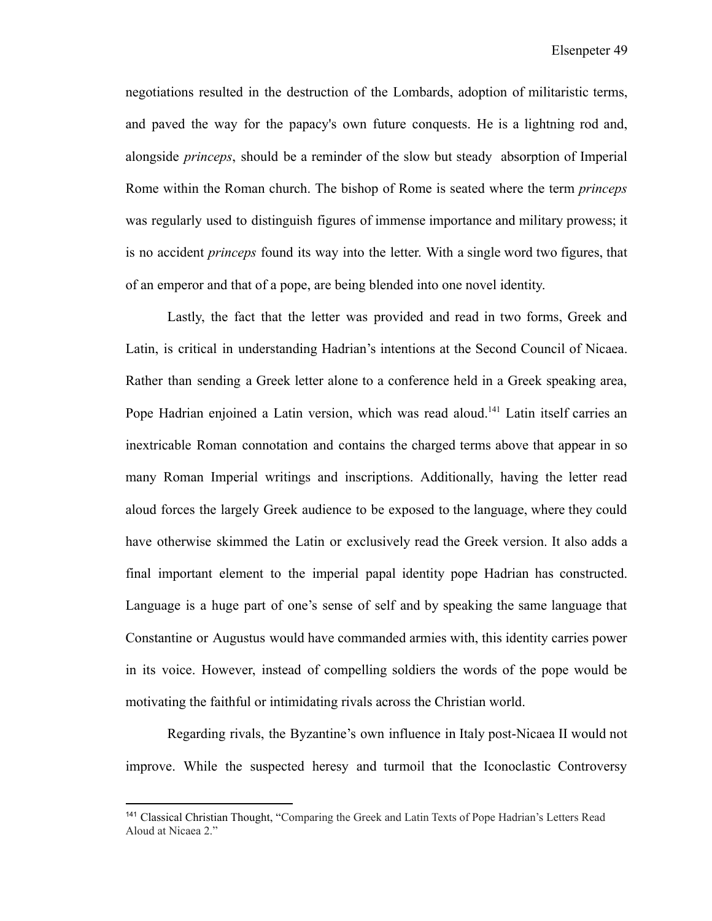negotiations resulted in the destruction of the Lombards, adoption of militaristic terms, and paved the way for the papacy's own future conquests. He is a lightning rod and, alongside *princeps*, should be a reminder of the slow but steady absorption of Imperial Rome within the Roman church. The bishop of Rome is seated where the term *princeps* was regularly used to distinguish figures of immense importance and military prowess; it is no accident *princeps* found its way into the letter. With a single word two figures, that of an emperor and that of a pope, are being blended into one novel identity.

Lastly, the fact that the letter was provided and read in two forms, Greek and Latin, is critical in understanding Hadrian's intentions at the Second Council of Nicaea. Rather than sending a Greek letter alone to a conference held in a Greek speaking area, Pope Hadrian enjoined a Latin version, which was read aloud.[141] Latin itself carries an inextricable Roman connotation and contains the charged terms above that appear in so many Roman Imperial writings and inscriptions. Additionally, having the letter read aloud forces the largely Greek audience to be exposed to the language, where they could have otherwise skimmed the Latin or exclusively read the Greek version. It also adds a final important element to the imperial papal identity pope Hadrian has constructed. Language is a huge part of one's sense of self and by speaking the same language that Constantine or Augustus would have commanded armies with, this identity carries power in its voice. However, instead of compelling soldiers the words of the pope would be motivating the faithful or intimidating rivals across the Christian world.

Regarding rivals, the Byzantine's own influence in Italy post-Nicaea II would not improve. While the suspected heresy and turmoil that the Iconoclastic Controversy

---

[141] Classical Christian Thought, "Comparing the Greek and Latin Texts of Pope Hadrian's Letters Read Aloud at Nicaea 2."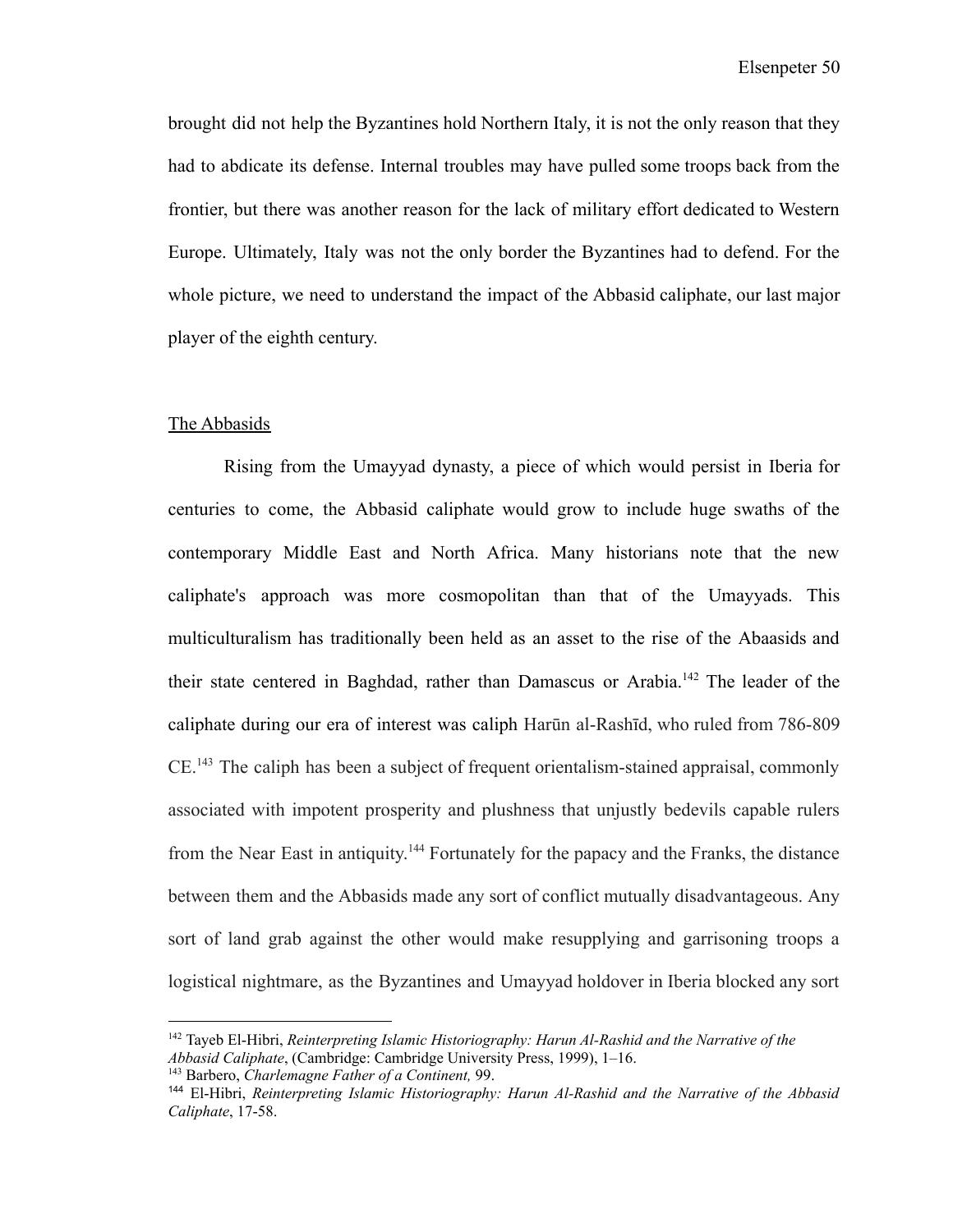brought did not help the Byzantines hold Northern Italy, it is not the only reason that they had to abdicate its defense. Internal troubles may have pulled some troops back from the frontier, but there was another reason for the lack of military effort dedicated to Western Europe. Ultimately, Italy was not the only border the Byzantines had to defend. For the whole picture, we need to understand the impact of the Abbasid caliphate, our last major player of the eighth century.

## The Abbasids

Rising from the Umayyad dynasty, a piece of which would persist in Iberia for centuries to come, the Abbasid caliphate would grow to include huge swaths of the contemporary Middle East and North Africa. Many historians note that the new caliphate's approach was more cosmopolitan than that of the Umayyads. This multiculturalism has traditionally been held as an asset to the rise of the Abaasids and their state centered in Baghdad, rather than Damascus or Arabia.[142] The leader of the caliphate during our era of interest was caliph Harūn al-Rashīd, who ruled from 786-809 CE.[143] The caliph has been a subject of frequent orientalism-stained appraisal, commonly associated with impotent prosperity and plushness that unjustly bedevils capable rulers from the Near East in antiquity.[144] Fortunately for the papacy and the Franks, the distance between them and the Abbasids made any sort of conflict mutually disadvantageous. Any sort of land grab against the other would make resupplying and garrisoning troops a logistical nightmare, as the Byzantines and Umayyad holdover in Iberia blocked any sort

---

[142] Tayeb El-Hibri, *Reinterpreting Islamic Historiography: Harun Al-Rashid and the Narrative of the Abbasid Caliphate*, (Cambridge: Cambridge University Press, 1999), 1–16.

[143] Barbero, *Charlemagne Father of a Continent,* 99.

[144] El-Hibri, *Reinterpreting Islamic Historiography: Harun Al-Rashid and the Narrative of the Abbasid Caliphate*, 17-58.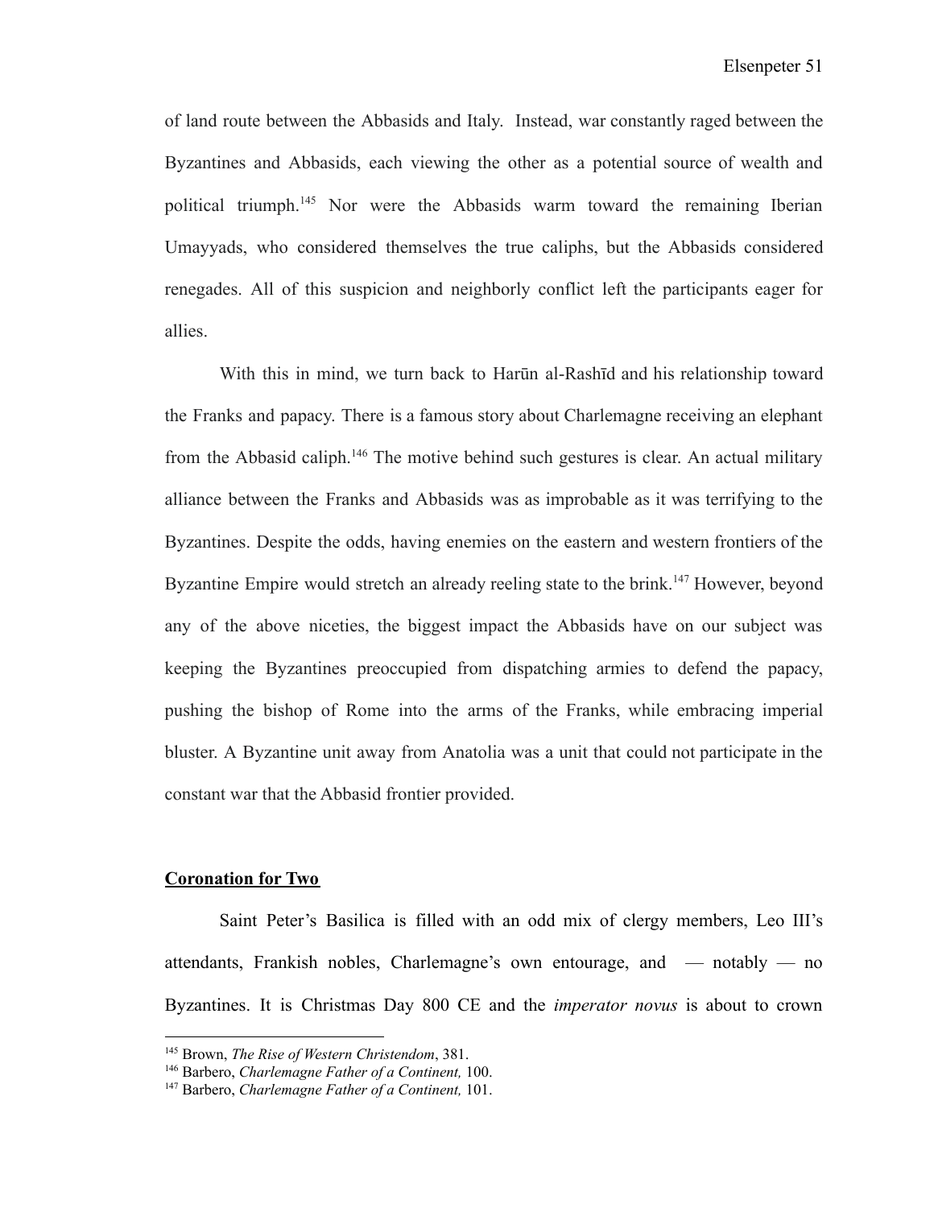of land route between the Abbasids and Italy. Instead, war constantly raged between the Byzantines and Abbasids, each viewing the other as a potential source of wealth and political triumph.[145] Nor were the Abbasids warm toward the remaining Iberian Umayyads, who considered themselves the true caliphs, but the Abbasids considered renegades. All of this suspicion and neighborly conflict left the participants eager for allies.

With this in mind, we turn back to Harūn al-Rashīd and his relationship toward the Franks and papacy. There is a famous story about Charlemagne receiving an elephant from the Abbasid caliph.[146] The motive behind such gestures is clear. An actual military alliance between the Franks and Abbasids was as improbable as it was terrifying to the Byzantines. Despite the odds, having enemies on the eastern and western frontiers of the Byzantine Empire would stretch an already reeling state to the brink.[147] However, beyond any of the above niceties, the biggest impact the Abbasids have on our subject was keeping the Byzantines preoccupied from dispatching armies to defend the papacy, pushing the bishop of Rome into the arms of the Franks, while embracing imperial bluster. A Byzantine unit away from Anatolia was a unit that could not participate in the constant war that the Abbasid frontier provided.

## **Coronation for Two**

Saint Peter's Basilica is filled with an odd mix of clergy members, Leo III's attendants, Frankish nobles, Charlemagne's own entourage, and — notably — no Byzantines. It is Christmas Day 800 CE and the *imperator novus* is about to crown

---

[145] Brown, *The Rise of Western Christendom*, 381.

[146] Barbero, *Charlemagne Father of a Continent,* 100.

[147] Barbero, *Charlemagne Father of a Continent,* 101.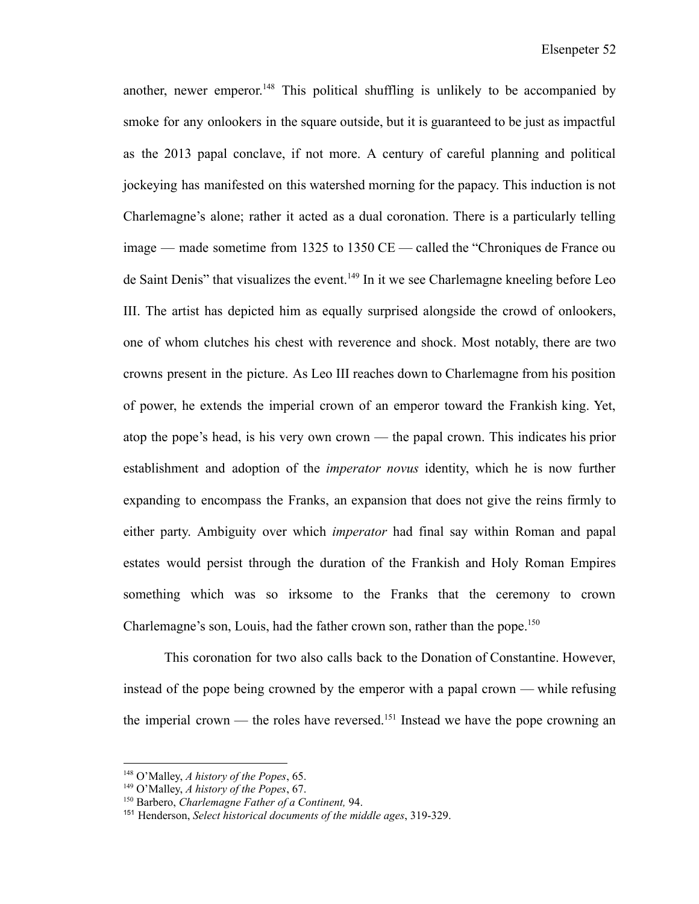another, newer emperor.[148] This political shuffling is unlikely to be accompanied by smoke for any onlookers in the square outside, but it is guaranteed to be just as impactful as the 2013 papal conclave, if not more. A century of careful planning and political jockeying has manifested on this watershed morning for the papacy. This induction is not Charlemagne's alone; rather it acted as a dual coronation. There is a particularly telling image — made sometime from 1325 to 1350 CE — called the "Chroniques de France ou de Saint Denis" that visualizes the event.[149] In it we see Charlemagne kneeling before Leo III. The artist has depicted him as equally surprised alongside the crowd of onlookers, one of whom clutches his chest with reverence and shock. Most notably, there are two crowns present in the picture. As Leo III reaches down to Charlemagne from his position of power, he extends the imperial crown of an emperor toward the Frankish king. Yet, atop the pope's head, is his very own crown — the papal crown. This indicates his prior establishment and adoption of the *imperator novus* identity, which he is now further expanding to encompass the Franks, an expansion that does not give the reins firmly to either party. Ambiguity over which *imperator* had final say within Roman and papal estates would persist through the duration of the Frankish and Holy Roman Empires something which was so irksome to the Franks that the ceremony to crown Charlemagne's son, Louis, had the father crown son, rather than the pope.[150]

This coronation for two also calls back to the Donation of Constantine. However, instead of the pope being crowned by the emperor with a papal crown — while refusing the imperial crown — the roles have reversed.[151] Instead we have the pope crowning an

---

[148] O'Malley, *A history of the Popes*, 65.

[149] O'Malley, *A history of the Popes*, 67.

[150] Barbero, *Charlemagne Father of a Continent,* 94.

[151] Henderson, *Select historical documents of the middle ages*, 319-329.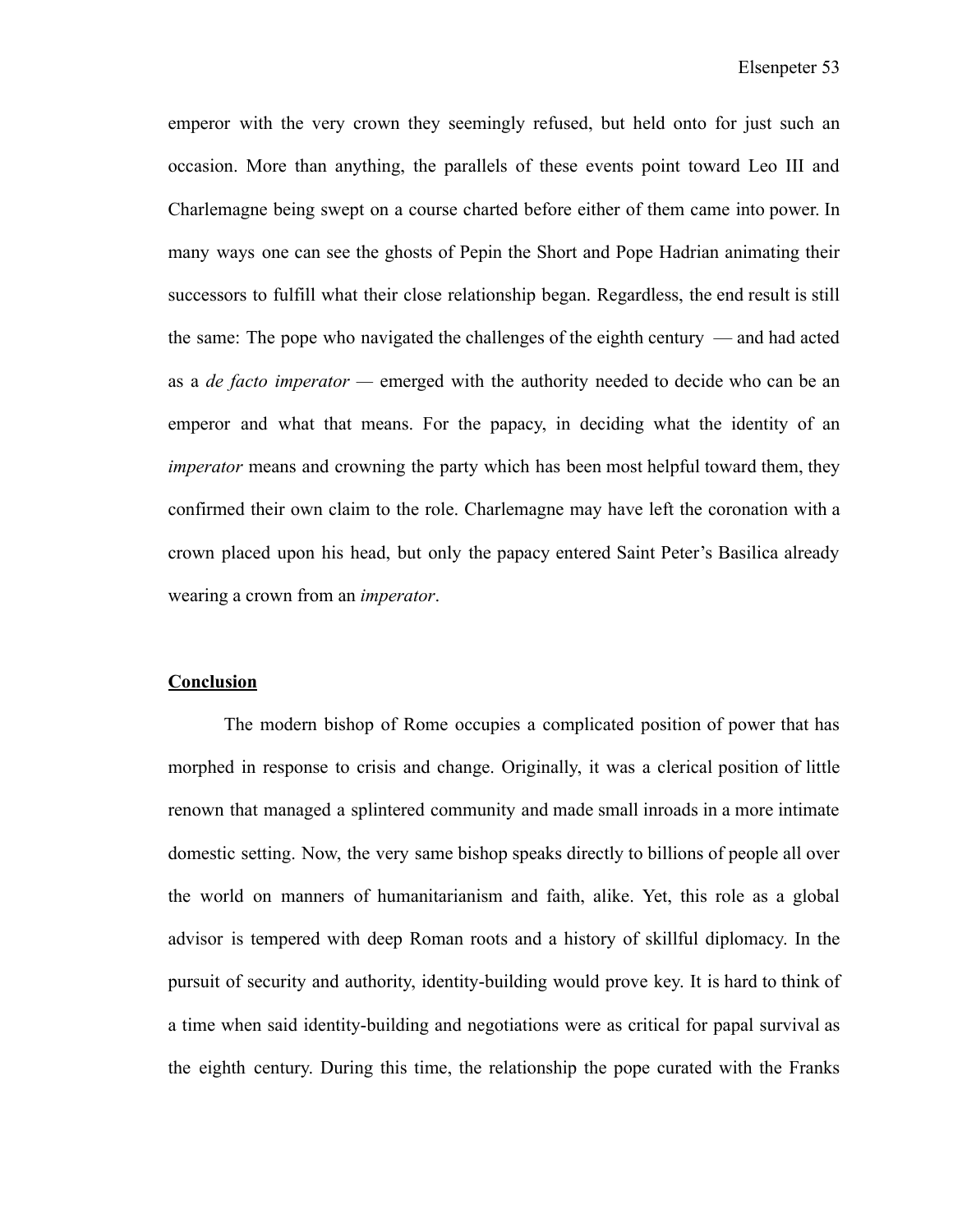emperor with the very crown they seemingly refused, but held onto for just such an occasion. More than anything, the parallels of these events point toward Leo III and Charlemagne being swept on a course charted before either of them came into power. In many ways one can see the ghosts of Pepin the Short and Pope Hadrian animating their successors to fulfill what their close relationship began. Regardless, the end result is still the same: The pope who navigated the challenges of the eighth century — and had acted as a *de facto imperator* — emerged with the authority needed to decide who can be an emperor and what that means. For the papacy, in deciding what the identity of an *imperator* means and crowning the party which has been most helpful toward them, they confirmed their own claim to the role. Charlemagne may have left the coronation with a crown placed upon his head, but only the papacy entered Saint Peter's Basilica already wearing a crown from an *imperator*.

## Conclusion

The modern bishop of Rome occupies a complicated position of power that has morphed in response to crisis and change. Originally, it was a clerical position of little renown that managed a splintered community and made small inroads in a more intimate domestic setting. Now, the very same bishop speaks directly to billions of people all over the world on manners of humanitarianism and faith, alike. Yet, this role as a global advisor is tempered with deep Roman roots and a history of skillful diplomacy. In the pursuit of security and authority, identity-building would prove key. It is hard to think of a time when said identity-building and negotiations were as critical for papal survival as the eighth century. During this time, the relationship the pope curated with the Franks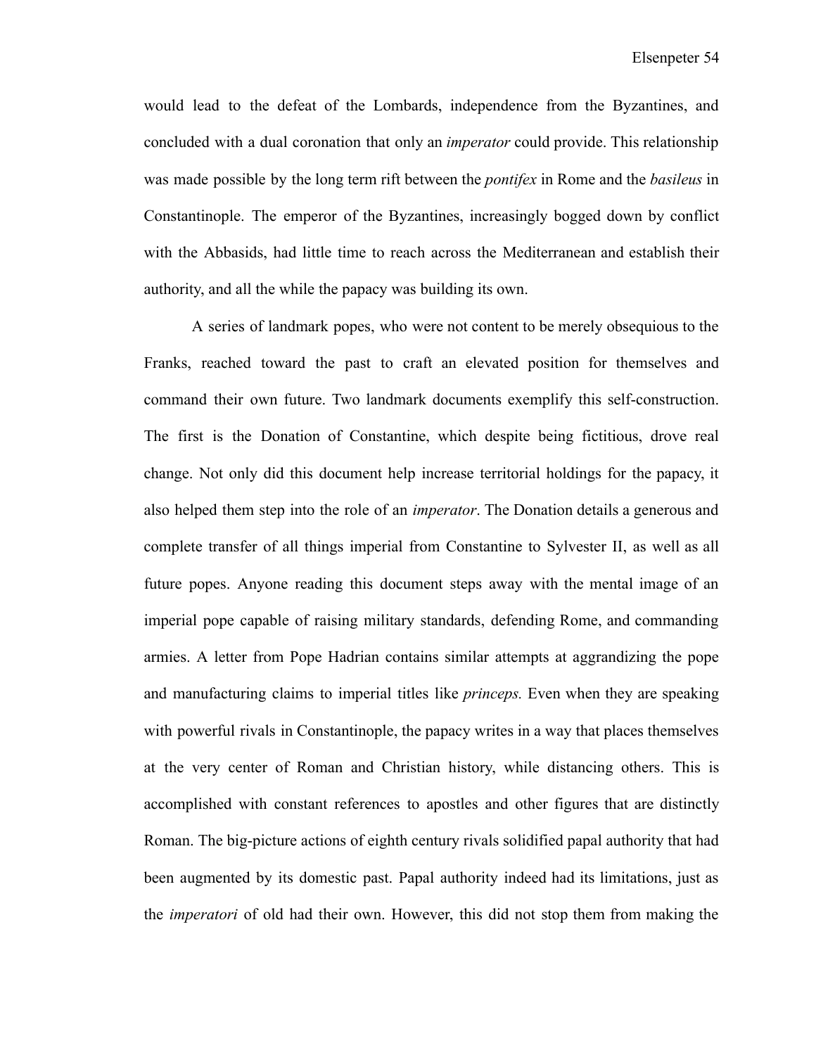would lead to the defeat of the Lombards, independence from the Byzantines, and concluded with a dual coronation that only an *imperator* could provide. This relationship was made possible by the long term rift between the *pontifex* in Rome and the *basileus* in Constantinople. The emperor of the Byzantines, increasingly bogged down by conflict with the Abbasids, had little time to reach across the Mediterranean and establish their authority, and all the while the papacy was building its own.

A series of landmark popes, who were not content to be merely obsequious to the Franks, reached toward the past to craft an elevated position for themselves and command their own future. Two landmark documents exemplify this self-construction. The first is the Donation of Constantine, which despite being fictitious, drove real change. Not only did this document help increase territorial holdings for the papacy, it also helped them step into the role of an *imperator*. The Donation details a generous and complete transfer of all things imperial from Constantine to Sylvester II, as well as all future popes. Anyone reading this document steps away with the mental image of an imperial pope capable of raising military standards, defending Rome, and commanding armies. A letter from Pope Hadrian contains similar attempts at aggrandizing the pope and manufacturing claims to imperial titles like *princeps.* Even when they are speaking with powerful rivals in Constantinople, the papacy writes in a way that places themselves at the very center of Roman and Christian history, while distancing others. This is accomplished with constant references to apostles and other figures that are distinctly Roman. The big-picture actions of eighth century rivals solidified papal authority that had been augmented by its domestic past. Papal authority indeed had its limitations, just as the *imperatori* of old had their own. However, this did not stop them from making the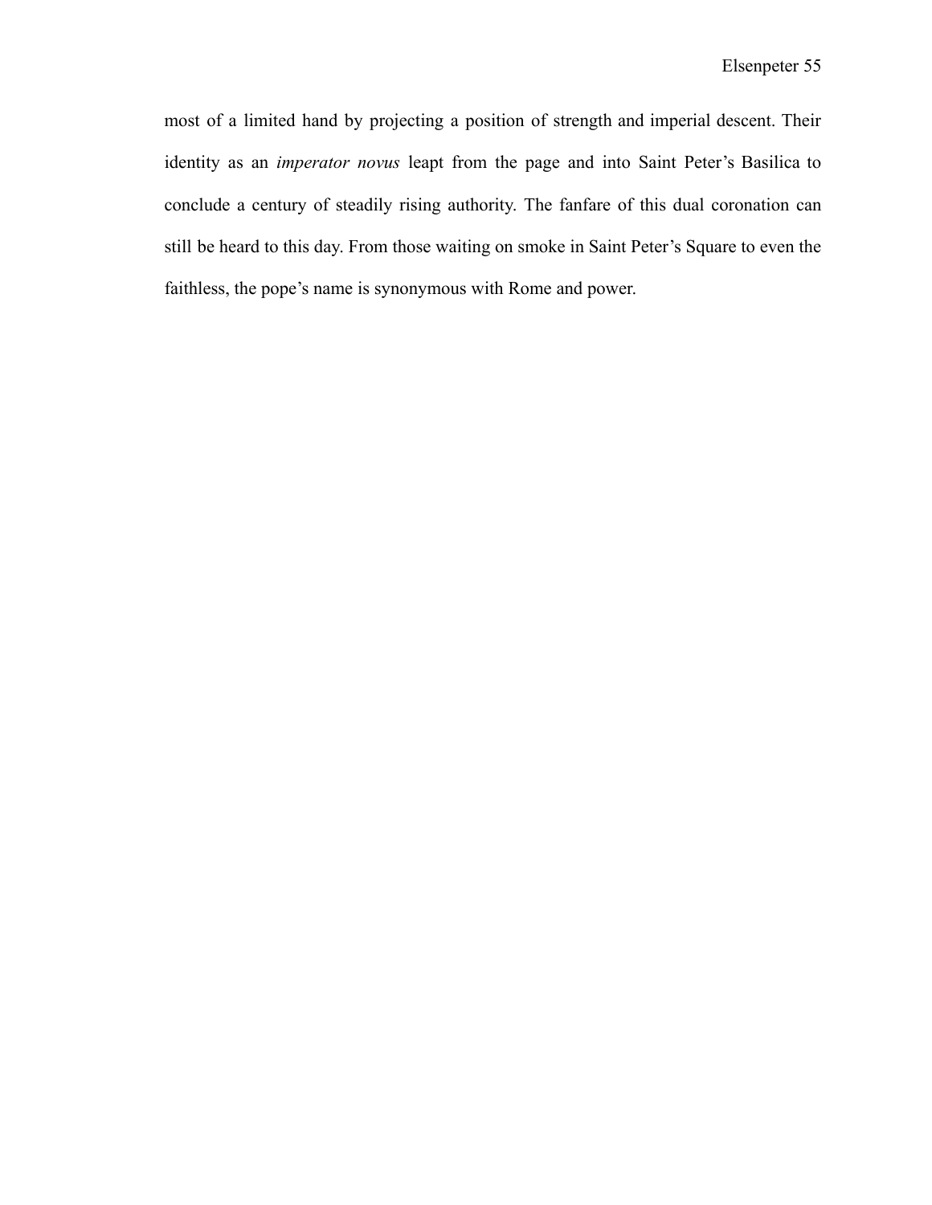most of a limited hand by projecting a position of strength and imperial descent. Their identity as an *imperator novus* leapt from the page and into Saint Peter's Basilica to conclude a century of steadily rising authority. The fanfare of this dual coronation can still be heard to this day. From those waiting on smoke in Saint Peter's Square to even the faithless, the pope's name is synonymous with Rome and power.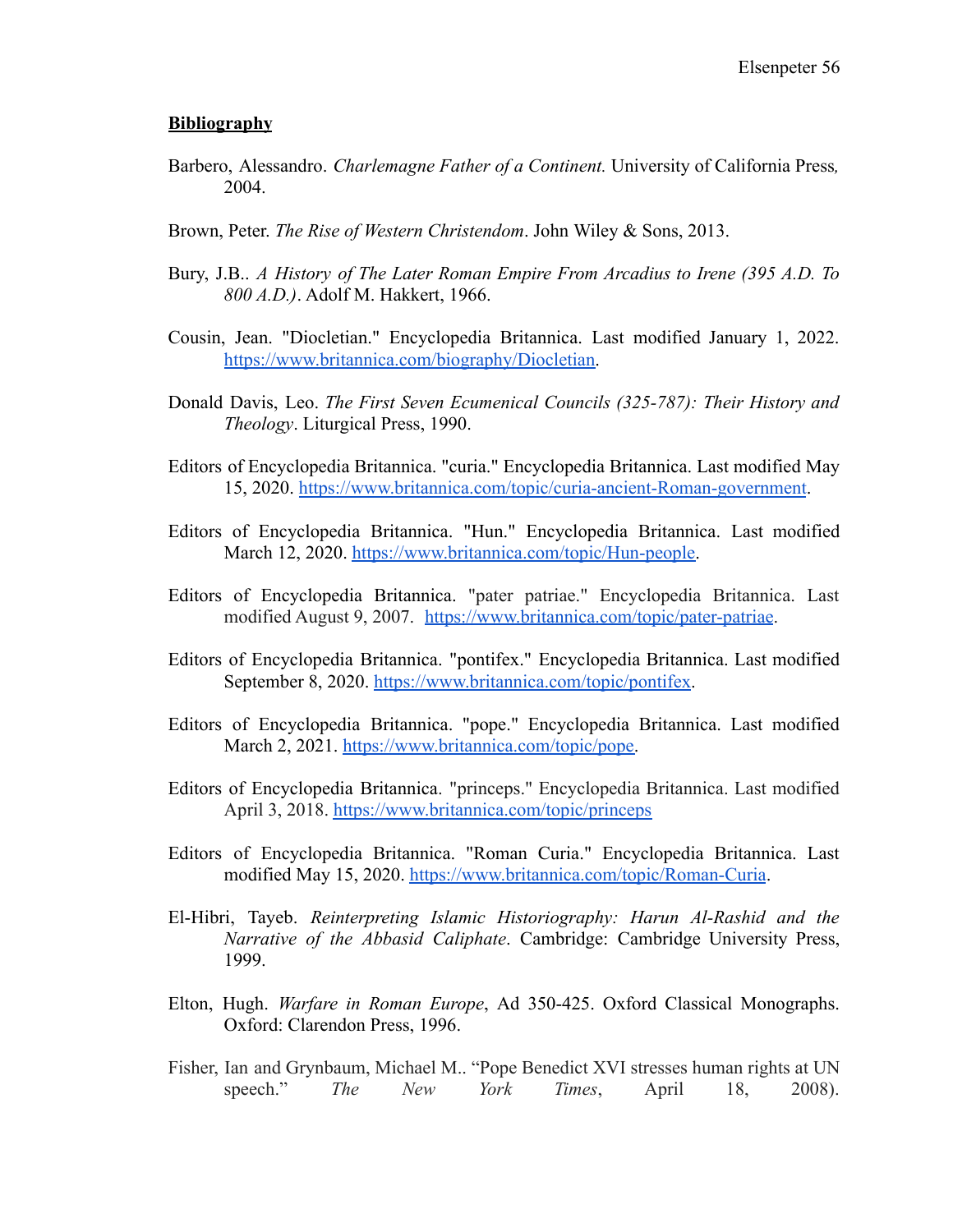## **Bibliography**

Barbero, Alessandro. *Charlemagne Father of a Continent.* University of California Press*,* 2004.

Brown, Peter. *The Rise of Western Christendom*. John Wiley & Sons, 2013.

Bury, J.B.. *A History of The Later Roman Empire From Arcadius to Irene (395 A.D. To 800 A.D.)*. Adolf M. Hakkert, 1966.

Cousin, Jean. "Diocletian." Encyclopedia Britannica. Last modified January 1, 2022. https://www.britannica.com/biography/Diocletian.

Donald Davis, Leo. *The First Seven Ecumenical Councils (325-787): Their History and Theology*. Liturgical Press, 1990.

Editors of Encyclopedia Britannica. "curia." Encyclopedia Britannica. Last modified May 15, 2020. https://www.britannica.com/topic/curia-ancient-Roman-government.

Editors of Encyclopedia Britannica. "Hun." Encyclopedia Britannica. Last modified March 12, 2020. https://www.britannica.com/topic/Hun-people.

Editors of Encyclopedia Britannica. "pater patriae." Encyclopedia Britannica. Last modified August 9, 2007. https://www.britannica.com/topic/pater-patriae.

Editors of Encyclopedia Britannica. "pontifex." Encyclopedia Britannica. Last modified September 8, 2020. https://www.britannica.com/topic/pontifex.

Editors of Encyclopedia Britannica. "pope." Encyclopedia Britannica. Last modified March 2, 2021. https://www.britannica.com/topic/pope.

Editors of Encyclopedia Britannica. "princeps." Encyclopedia Britannica. Last modified April 3, 2018. https://www.britannica.com/topic/princeps

Editors of Encyclopedia Britannica. "Roman Curia." Encyclopedia Britannica. Last modified May 15, 2020. https://www.britannica.com/topic/Roman-Curia.

El-Hibri, Tayeb. *Reinterpreting Islamic Historiography: Harun Al-Rashid and the Narrative of the Abbasid Caliphate*. Cambridge: Cambridge University Press, 1999.

Elton, Hugh. *Warfare in Roman Europe*, Ad 350-425. Oxford Classical Monographs. Oxford: Clarendon Press, 1996.

Fisher, Ian and Grynbaum, Michael M.. "Pope Benedict XVI stresses human rights at UN speech." *The New York Times*, April 18, 2008).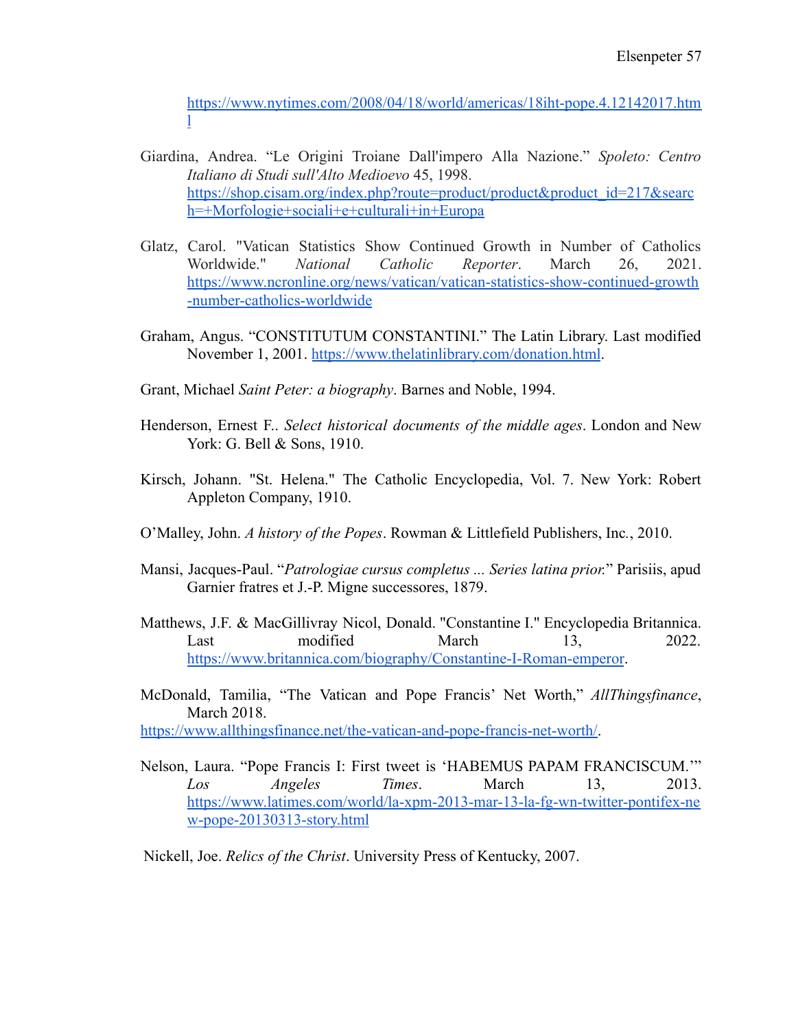https://www.nytimes.com/2008/04/18/world/americas/18iht-pope.4.12142017.html

Giardina, Andrea. “Le Origini Troiane Dall'impero Alla Nazione.” *Spoleto: Centro Italiano di Studi sull'Alto Medioevo* 45, 1998. https://shop.cisam.org/index.php?route=product/product&product_id=217&search=+Morfologie+sociali+e+culturali+in+Europa

Glatz, Carol. "Vatican Statistics Show Continued Growth in Number of Catholics Worldwide." *National Catholic Reporter*. March 26, 2021. https://www.ncronline.org/news/vatican/vatican-statistics-show-continued-growth-number-catholics-worldwide

Graham, Angus. “CONSTITUTUM CONSTANTINI.” The Latin Library. Last modified November 1, 2001. https://www.thelatinlibrary.com/donation.html.

Grant, Michael *Saint Peter: a biography*. Barnes and Noble, 1994.

Henderson, Ernest F.. *Select historical documents of the middle ages*. London and New York: G. Bell & Sons, 1910.

Kirsch, Johann. "St. Helena." The Catholic Encyclopedia, Vol. 7. New York: Robert Appleton Company, 1910.

O’Malley, John. *A history of the Popes*. Rowman & Littlefield Publishers, Inc., 2010.

Mansi, Jacques-Paul. “*Patrologiae cursus completus ... Series latina prior.*” Parisiis, apud Garnier fratres et J.-P. Migne successores, 1879.

Matthews, J.F. & MacGillivray Nicol, Donald. "Constantine I." Encyclopedia Britannica. Last modified March 13, 2022. https://www.britannica.com/biography/Constantine-I-Roman-emperor.

McDonald, Tamilia, “The Vatican and Pope Francis’ Net Worth,” *AllThingsfinance*, March 2018.
https://www.allthingsfinance.net/the-vatican-and-pope-francis-net-worth/.

Nelson, Laura. “Pope Francis I: First tweet is ‘HABEMUS PAPAM FRANCISCUM.’” *Los Angeles Times*. March 13, 2013. https://www.latimes.com/world/la-xpm-2013-mar-13-la-fg-wn-twitter-pontifex-new-pope-20130313-story.html

Nickell, Joe. *Relics of the Christ*. University Press of Kentucky, 2007.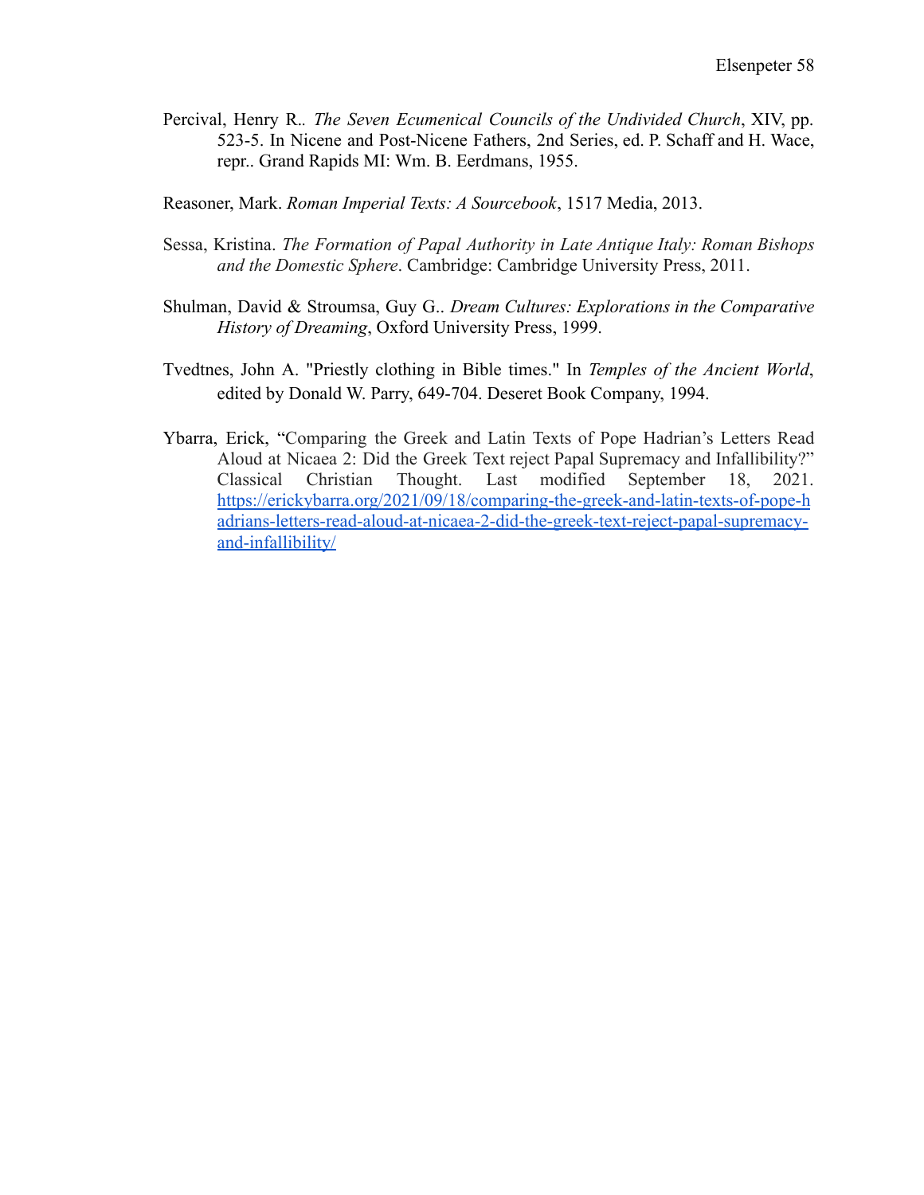Percival, Henry R.. *The Seven Ecumenical Councils of the Undivided Church*, XIV, pp. 523-5. In Nicene and Post-Nicene Fathers, 2nd Series, ed. P. Schaff and H. Wace, repr.. Grand Rapids MI: Wm. B. Eerdmans, 1955.

Reasoner, Mark. *Roman Imperial Texts: A Sourcebook*, 1517 Media, 2013.

Sessa, Kristina. *The Formation of Papal Authority in Late Antique Italy: Roman Bishops and the Domestic Sphere*. Cambridge: Cambridge University Press, 2011.

Shulman, David & Stroumsa, Guy G.. *Dream Cultures: Explorations in the Comparative History of Dreaming*, Oxford University Press, 1999.

Tvedtnes, John A. "Priestly clothing in Bible times." In *Temples of the Ancient World*, edited by Donald W. Parry, 649-704. Deseret Book Company, 1994.

Ybarra, Erick, "Comparing the Greek and Latin Texts of Pope Hadrian's Letters Read Aloud at Nicaea 2: Did the Greek Text reject Papal Supremacy and Infallibility?" Classical Christian Thought. Last modified September 18, 2021. [https://erickybarra.org/2021/09/18/comparing-the-greek-and-latin-texts-of-pope-hadrians-letters-read-aloud-at-nicaea-2-did-the-greek-text-reject-papal-supremacy-and-infallibility/](https://erickybarra.org/2021/09/18/comparing-the-greek-and-latin-texts-of-pope-hadrians-letters-read-aloud-at-nicaea-2-did-the-greek-text-reject-papal-supremacy-and-infallibility/)